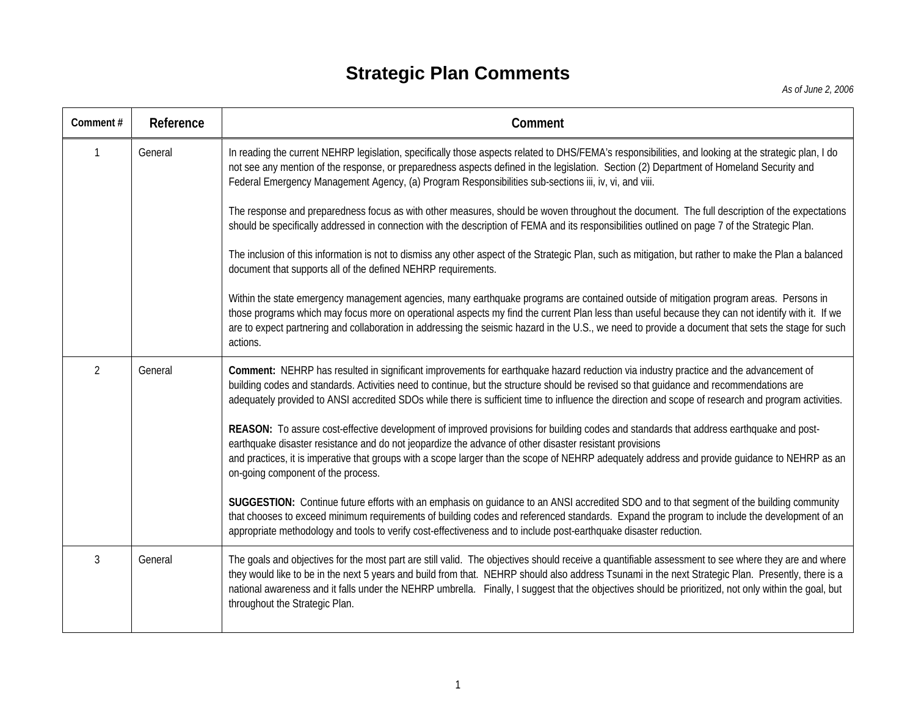# Strategic Plan Comments

*As of June 2, 2006*

| Comment # | Reference | Comment |
|---|---|---|
| 1 | General | In reading the current NEHRP legislation, specifically those aspects related to DHS/FEMA's responsibilities, and looking at the strategic plan, I do not see any mention of the response, or preparedness aspects defined in the legislation. Section (2) Department of Homeland Security and Federal Emergency Management Agency, (a) Program Responsibilities sub-sections iii, iv, vi, and viii.<br><br>The response and preparedness focus as with other measures, should be woven throughout the document. The full description of the expectations should be specifically addressed in connection with the description of FEMA and its responsibilities outlined on page 7 of the Strategic Plan.<br><br>The inclusion of this information is not to dismiss any other aspect of the Strategic Plan, such as mitigation, but rather to make the Plan a balanced document that supports all of the defined NEHRP requirements.<br><br>Within the state emergency management agencies, many earthquake programs are contained outside of mitigation program areas. Persons in those programs which may focus more on operational aspects my find the current Plan less than useful because they can not identify with it. If we are to expect partnering and collaboration in addressing the seismic hazard in the U.S., we need to provide a document that sets the stage for such actions. |
| 2 | General | **Comment:** NEHRP has resulted in significant improvements for earthquake hazard reduction via industry practice and the advancement of building codes and standards. Activities need to continue, but the structure should be revised so that guidance and recommendations are adequately provided to ANSI accredited SDOs while there is sufficient time to influence the direction and scope of research and program activities.<br><br>**REASON:** To assure cost-effective development of improved provisions for building codes and standards that address earthquake and post-earthquake disaster resistance and do not jeopardize the advance of other disaster resistant provisions and practices, it is imperative that groups with a scope larger than the scope of NEHRP adequately address and provide guidance to NEHRP as an on-going component of the process.<br><br>**SUGGESTION:** Continue future efforts with an emphasis on guidance to an ANSI accredited SDO and to that segment of the building community that chooses to exceed minimum requirements of building codes and referenced standards. Expand the program to include the development of an appropriate methodology and tools to verify cost-effectiveness and to include post-earthquake disaster reduction. |
| 3 | General | The goals and objectives for the most part are still valid. The objectives should receive a quantifiable assessment to see where they are and where they would like to be in the next 5 years and build from that. NEHRP should also address Tsunami in the next Strategic Plan. Presently, there is a national awareness and it falls under the NEHRP umbrella. Finally, I suggest that the objectives should be prioritized, not only within the goal, but throughout the Strategic Plan. |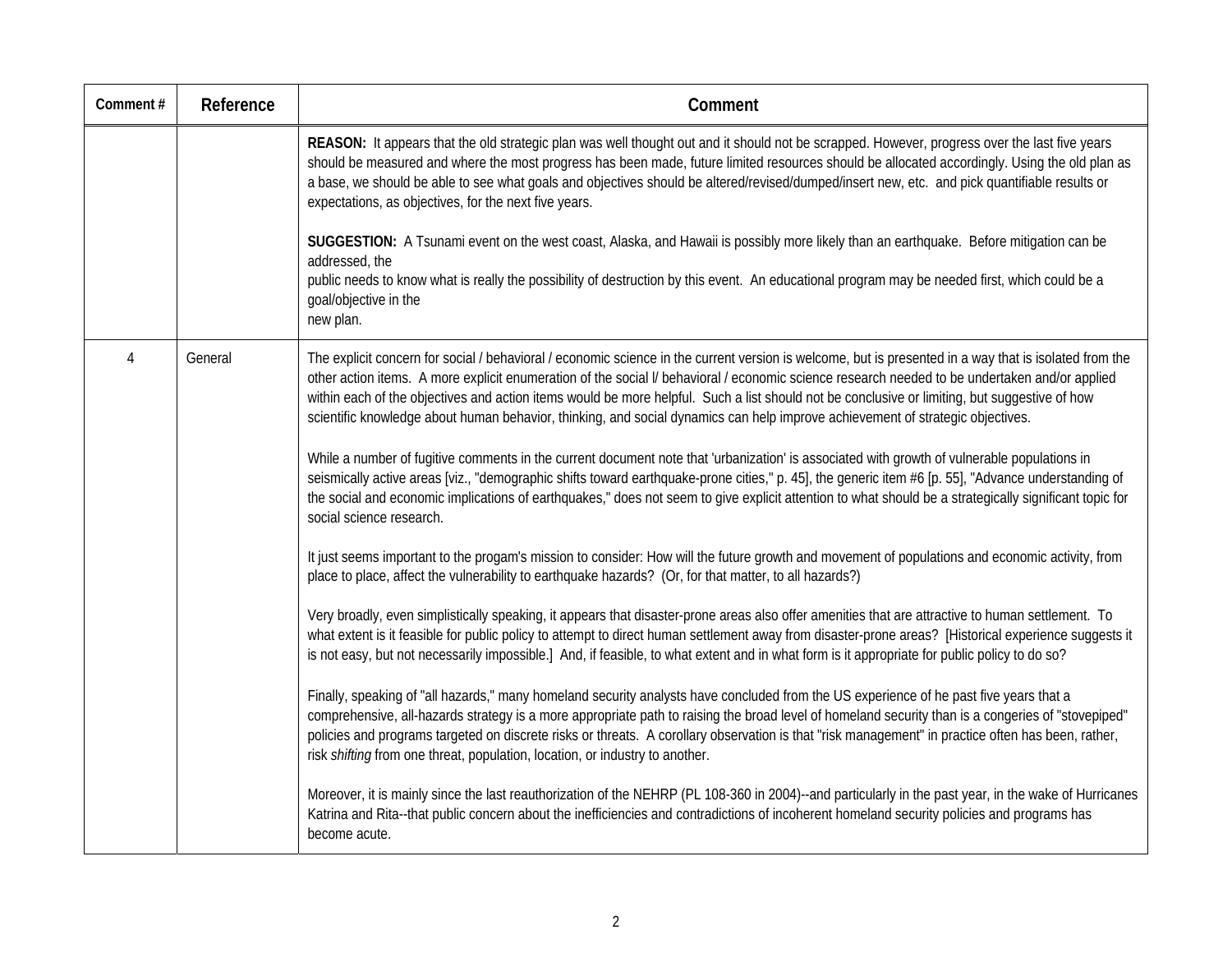| Comment # | Reference | Comment |
|---|---|---|
| | | **REASON:** It appears that the old strategic plan was well thought out and it should not be scrapped. However, progress over the last five years should be measured and where the most progress has been made, future limited resources should be allocated accordingly. Using the old plan as a base, we should be able to see what goals and objectives should be altered/revised/dumped/insert new, etc. and pick quantifiable results or expectations, as objectives, for the next five years.<br><br>**SUGGESTION:** A Tsunami event on the west coast, Alaska, and Hawaii is possibly more likely than an earthquake. Before mitigation can be addressed, the<br>public needs to know what is really the possibility of destruction by this event. An educational program may be needed first, which could be a goal/objective in the<br>new plan. |
| 4 | General | The explicit concern for social / behavioral / economic science in the current version is welcome, but is presented in a way that is isolated from the other action items. A more explicit enumeration of the social l/ behavioral / economic science research needed to be undertaken and/or applied within each of the objectives and action items would be more helpful. Such a list should not be conclusive or limiting, but suggestive of how scientific knowledge about human behavior, thinking, and social dynamics can help improve achievement of strategic objectives.<br><br>While a number of fugitive comments in the current document note that 'urbanization' is associated with growth of vulnerable populations in seismically active areas [viz., "demographic shifts toward earthquake-prone cities," p. 45], the generic item #6 [p. 55], "Advance understanding of the social and economic implications of earthquakes," does not seem to give explicit attention to what should be a strategically significant topic for social science research.<br><br>It just seems important to the progam's mission to consider: How will the future growth and movement of populations and economic activity, from place to place, affect the vulnerability to earthquake hazards? (Or, for that matter, to all hazards?)<br><br>Very broadly, even simplistically speaking, it appears that disaster-prone areas also offer amenities that are attractive to human settlement. To what extent is it feasible for public policy to attempt to direct human settlement away from disaster-prone areas? [Historical experience suggests it is not easy, but not necessarily impossible.] And, if feasible, to what extent and in what form is it appropriate for public policy to do so?<br><br>Finally, speaking of "all hazards," many homeland security analysts have concluded from the US experience of he past five years that a comprehensive, all-hazards strategy is a more appropriate path to raising the broad level of homeland security than is a congeries of "stovepiped" policies and programs targeted on discrete risks or threats. A corollary observation is that "risk management" in practice often has been, rather, risk *shifting* from one threat, population, location, or industry to another.<br><br>Moreover, it is mainly since the last reauthorization of the NEHRP (PL 108-360 in 2004)--and particularly in the past year, in the wake of Hurricanes Katrina and Rita--that public concern about the inefficiencies and contradictions of incoherent homeland security policies and programs has become acute. |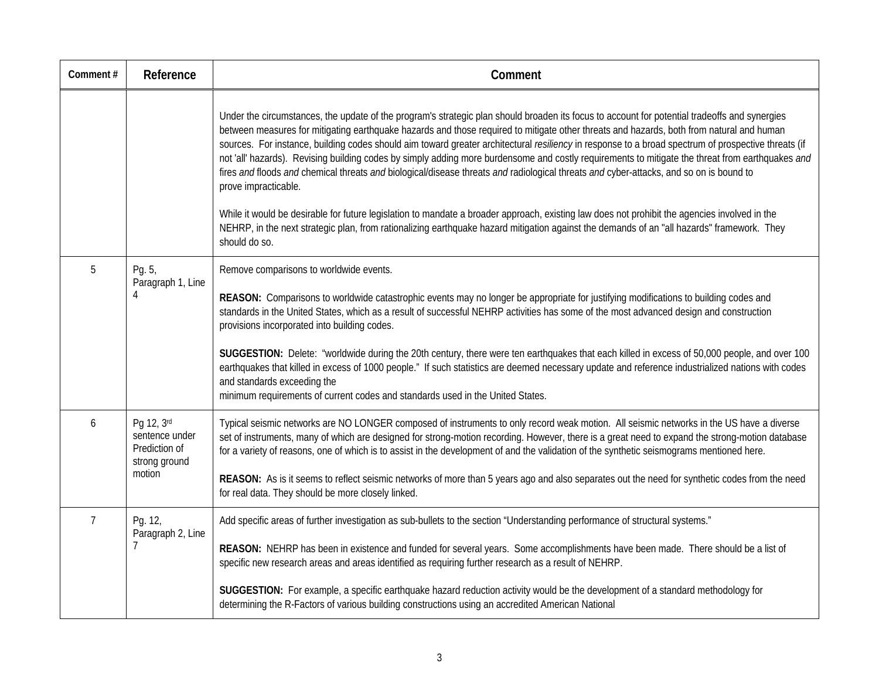| Comment # | Reference | Comment |
|---|---|---|
| | | Under the circumstances, the update of the program's strategic plan should broaden its focus to account for potential tradeoffs and synergies between measures for mitigating earthquake hazards and those required to mitigate other threats and hazards, both from natural and human sources. For instance, building codes should aim toward greater architectural *resiliency* in response to a broad spectrum of prospective threats (if not 'all' hazards). Revising building codes by simply adding more burdensome and costly requirements to mitigate the threat from earthquakes *and* fires *and* floods *and* chemical threats *and* biological/disease threats *and* radiological threats *and* cyber-attacks, and so on is bound to prove impracticable.<br><br>While it would be desirable for future legislation to mandate a broader approach, existing law does not prohibit the agencies involved in the NEHRP, in the next strategic plan, from rationalizing earthquake hazard mitigation against the demands of an "all hazards" framework. They should do so. |
| 5 | Pg. 5, Paragraph 1, Line 4 | Remove comparisons to worldwide events.<br><br>**REASON:** Comparisons to worldwide catastrophic events may no longer be appropriate for justifying modifications to building codes and standards in the United States, which as a result of successful NEHRP activities has some of the most advanced design and construction provisions incorporated into building codes.<br><br>**SUGGESTION:** Delete: "worldwide during the 20th century, there were ten earthquakes that each killed in excess of 50,000 people, and over 100 earthquakes that killed in excess of 1000 people." If such statistics are deemed necessary update and reference industrialized nations with codes and standards exceeding the minimum requirements of current codes and standards used in the United States. |
| 6 | Pg 12, 3rd sentence under Prediction of strong ground motion | Typical seismic networks are NO LONGER composed of instruments to only record weak motion. All seismic networks in the US have a diverse set of instruments, many of which are designed for strong-motion recording. However, there is a great need to expand the strong-motion database for a variety of reasons, one of which is to assist in the development of and the validation of the synthetic seismograms mentioned here.<br><br>**REASON:** As is it seems to reflect seismic networks of more than 5 years ago and also separates out the need for synthetic codes from the need for real data. They should be more closely linked. |
| 7 | Pg. 12, Paragraph 2, Line 7 | Add specific areas of further investigation as sub-bullets to the section "Understanding performance of structural systems."<br><br>**REASON:** NEHRP has been in existence and funded for several years. Some accomplishments have been made. There should be a list of specific new research areas and areas identified as requiring further research as a result of NEHRP.<br><br>**SUGGESTION:** For example, a specific earthquake hazard reduction activity would be the development of a standard methodology for determining the R-Factors of various building constructions using an accredited American National |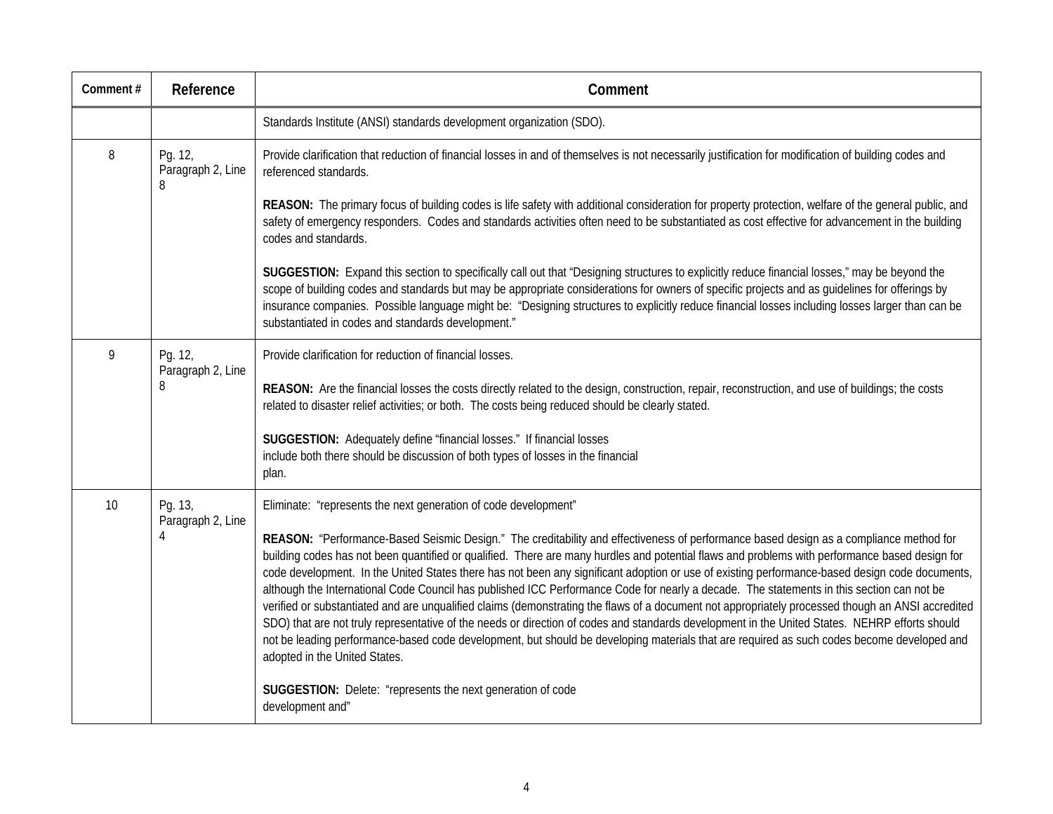| Comment # | Reference | Comment |
|---|---|---|
| | | Standards Institute (ANSI) standards development organization (SDO). |
| 8 | Pg. 12, Paragraph 2, Line 8 | Provide clarification that reduction of financial losses in and of themselves is not necessarily justification for modification of building codes and referenced standards.<br><br>**REASON:** The primary focus of building codes is life safety with additional consideration for property protection, welfare of the general public, and safety of emergency responders. Codes and standards activities often need to be substantiated as cost effective for advancement in the building codes and standards.<br><br>**SUGGESTION:** Expand this section to specifically call out that "Designing structures to explicitly reduce financial losses," may be beyond the scope of building codes and standards but may be appropriate considerations for owners of specific projects and as guidelines for offerings by insurance companies. Possible language might be: "Designing structures to explicitly reduce financial losses including losses larger than can be substantiated in codes and standards development." |
| 9 | Pg. 12, Paragraph 2, Line 8 | Provide clarification for reduction of financial losses.<br><br>**REASON:** Are the financial losses the costs directly related to the design, construction, repair, reconstruction, and use of buildings; the costs related to disaster relief activities; or both. The costs being reduced should be clearly stated.<br><br>**SUGGESTION:** Adequately define "financial losses." If financial losses include both there should be discussion of both types of losses in the financial plan. |
| 10 | Pg. 13, Paragraph 2, Line 4 | Eliminate: "represents the next generation of code development"<br><br>**REASON:** "Performance-Based Seismic Design." The creditability and effectiveness of performance based design as a compliance method for building codes has not been quantified or qualified. There are many hurdles and potential flaws and problems with performance based design for code development. In the United States there has not been any significant adoption or use of existing performance-based design code documents, although the International Code Council has published ICC Performance Code for nearly a decade. The statements in this section can not be verified or substantiated and are unqualified claims (demonstrating the flaws of a document not appropriately processed though an ANSI accredited SDO) that are not truly representative of the needs or direction of codes and standards development in the United States. NEHRP efforts should not be leading performance-based code development, but should be developing materials that are required as such codes become developed and adopted in the United States.<br><br>**SUGGESTION:** Delete: "represents the next generation of code development and" |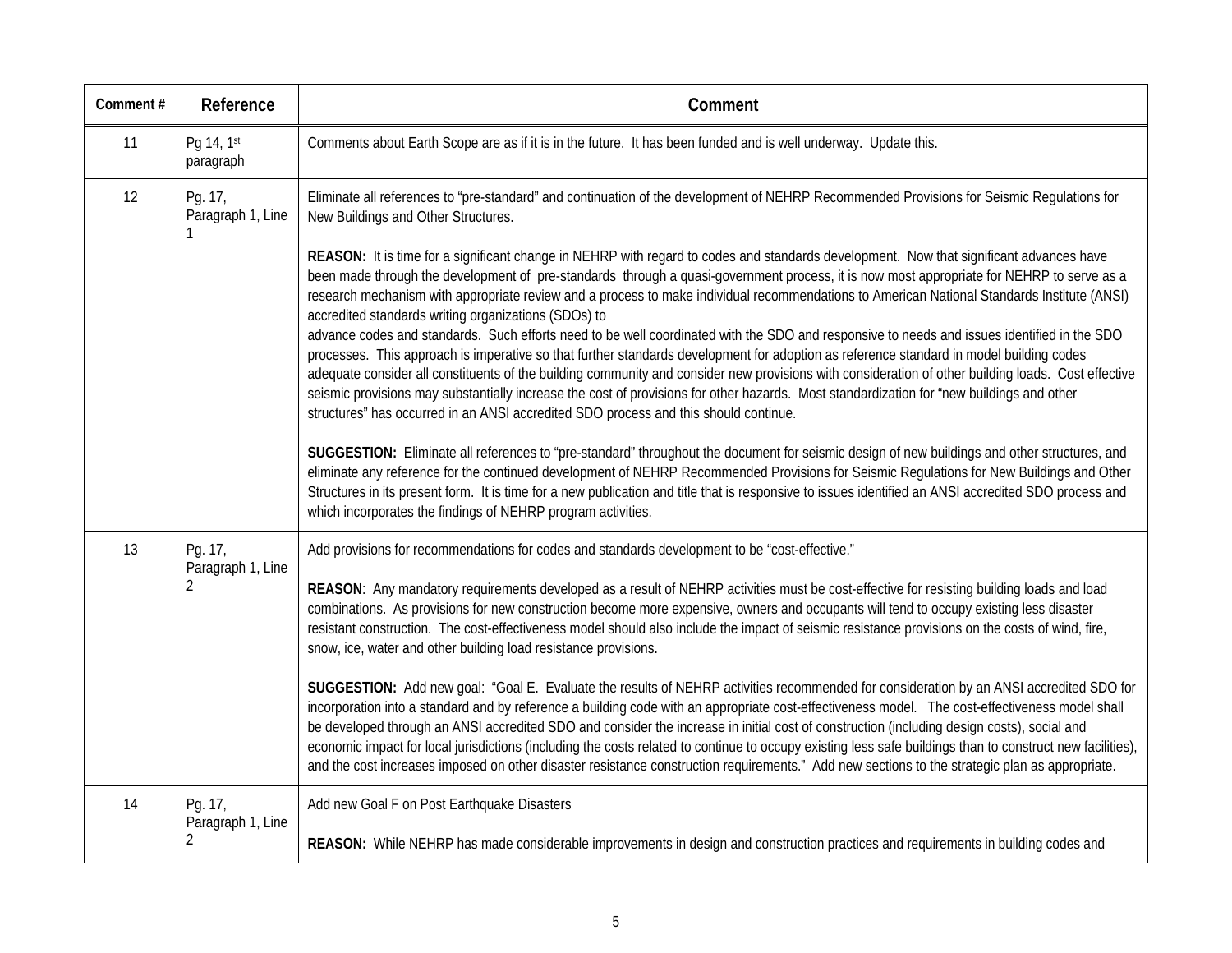| Comment # | Reference | Comment |
|---|---|---|
| 11 | Pg 14, 1st paragraph | Comments about Earth Scope are as if it is in the future. It has been funded and is well underway. Update this. |
| 12 | Pg. 17, Paragraph 1, Line 1 | Eliminate all references to "pre-standard" and continuation of the development of NEHRP Recommended Provisions for Seismic Regulations for New Buildings and Other Structures.<br><br>**REASON:** It is time for a significant change in NEHRP with regard to codes and standards development. Now that significant advances have been made through the development of pre-standards through a quasi-government process, it is now most appropriate for NEHRP to serve as a research mechanism with appropriate review and a process to make individual recommendations to American National Standards Institute (ANSI) accredited standards writing organizations (SDOs) to advance codes and standards. Such efforts need to be well coordinated with the SDO and responsive to needs and issues identified in the SDO processes. This approach is imperative so that further standards development for adoption as reference standard in model building codes adequate consider all constituents of the building community and consider new provisions with consideration of other building loads. Cost effective seismic provisions may substantially increase the cost of provisions for other hazards. Most standardization for "new buildings and other structures" has occurred in an ANSI accredited SDO process and this should continue.<br><br>**SUGGESTION:** Eliminate all references to "pre-standard" throughout the document for seismic design of new buildings and other structures, and eliminate any reference for the continued development of NEHRP Recommended Provisions for Seismic Regulations for New Buildings and Other Structures in its present form. It is time for a new publication and title that is responsive to issues identified an ANSI accredited SDO process and which incorporates the findings of NEHRP program activities. |
| 13 | Pg. 17, Paragraph 1, Line 2 | Add provisions for recommendations for codes and standards development to be "cost-effective."<br><br>**REASON**: Any mandatory requirements developed as a result of NEHRP activities must be cost-effective for resisting building loads and load combinations. As provisions for new construction become more expensive, owners and occupants will tend to occupy existing less disaster resistant construction. The cost-effectiveness model should also include the impact of seismic resistance provisions on the costs of wind, fire, snow, ice, water and other building load resistance provisions.<br><br>**SUGGESTION:** Add new goal: "Goal E. Evaluate the results of NEHRP activities recommended for consideration by an ANSI accredited SDO for incorporation into a standard and by reference a building code with an appropriate cost-effectiveness model. The cost-effectiveness model shall be developed through an ANSI accredited SDO and consider the increase in initial cost of construction (including design costs), social and economic impact for local jurisdictions (including the costs related to continue to occupy existing less safe buildings than to construct new facilities), and the cost increases imposed on other disaster resistance construction requirements." Add new sections to the strategic plan as appropriate. |
| 14 | Pg. 17, Paragraph 1, Line 2 | Add new Goal F on Post Earthquake Disasters<br><br>**REASON:** While NEHRP has made considerable improvements in design and construction practices and requirements in building codes and |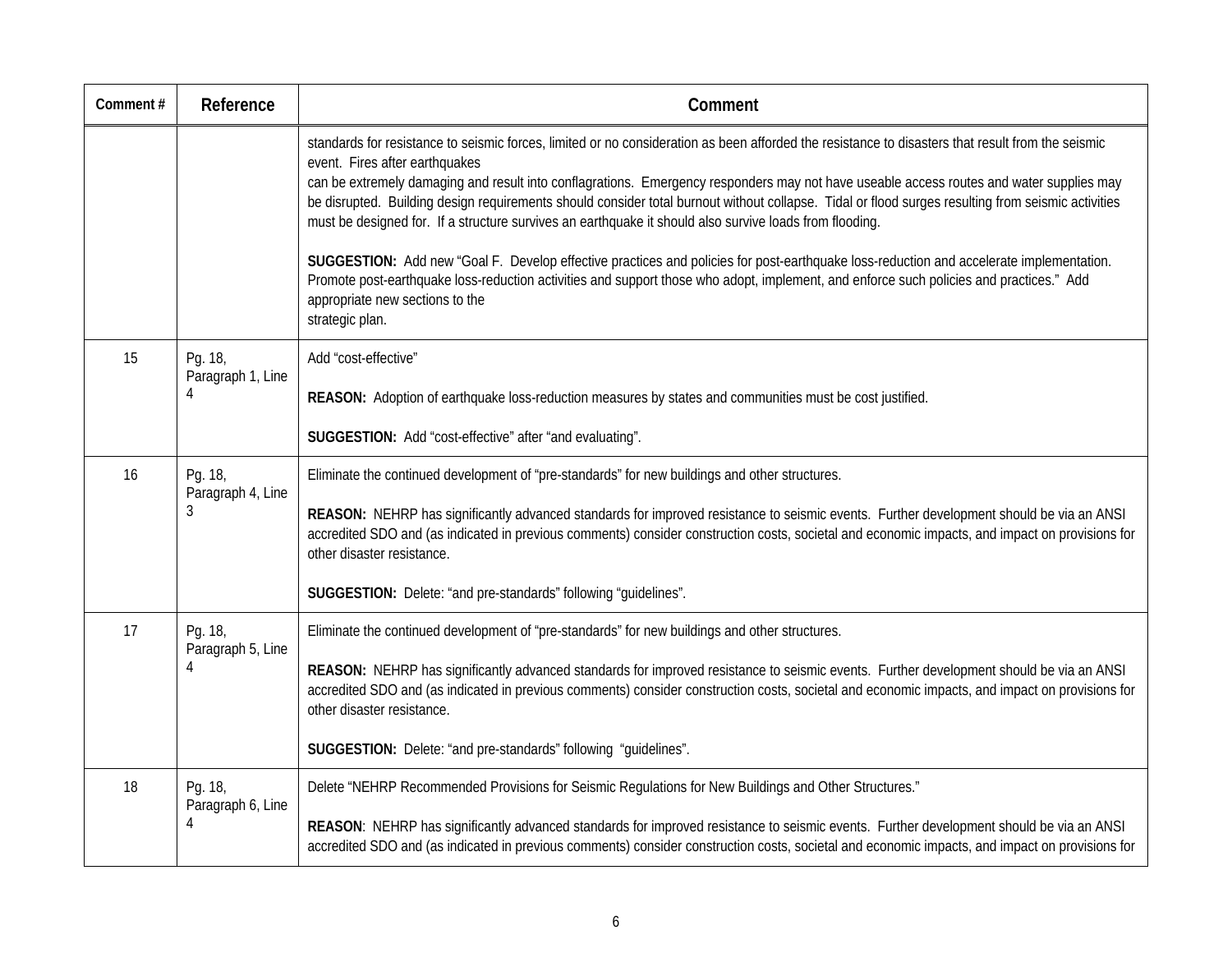| Comment # | Reference | Comment |
|---|---|---|
| | | standards for resistance to seismic forces, limited or no consideration as been afforded the resistance to disasters that result from the seismic event. Fires after earthquakes can be extremely damaging and result into conflagrations. Emergency responders may not have useable access routes and water supplies may be disrupted. Building design requirements should consider total burnout without collapse. Tidal or flood surges resulting from seismic activities must be designed for. If a structure survives an earthquake it should also survive loads from flooding.<br><br>**SUGGESTION:** Add new "Goal F. Develop effective practices and policies for post-earthquake loss-reduction and accelerate implementation. Promote post-earthquake loss-reduction activities and support those who adopt, implement, and enforce such policies and practices." Add appropriate new sections to the strategic plan. |
| 15 | Pg. 18, Paragraph 1, Line 4 | Add "cost-effective"<br><br>**REASON:** Adoption of earthquake loss-reduction measures by states and communities must be cost justified.<br><br>**SUGGESTION:** Add "cost-effective" after "and evaluating". |
| 16 | Pg. 18, Paragraph 4, Line 3 | Eliminate the continued development of "pre-standards" for new buildings and other structures.<br><br>**REASON:** NEHRP has significantly advanced standards for improved resistance to seismic events. Further development should be via an ANSI accredited SDO and (as indicated in previous comments) consider construction costs, societal and economic impacts, and impact on provisions for other disaster resistance.<br><br>**SUGGESTION:** Delete: "and pre-standards" following "guidelines". |
| 17 | Pg. 18, Paragraph 5, Line 4 | Eliminate the continued development of "pre-standards" for new buildings and other structures.<br><br>**REASON:** NEHRP has significantly advanced standards for improved resistance to seismic events. Further development should be via an ANSI accredited SDO and (as indicated in previous comments) consider construction costs, societal and economic impacts, and impact on provisions for other disaster resistance.<br><br>**SUGGESTION:** Delete: "and pre-standards" following "guidelines". |
| 18 | Pg. 18, Paragraph 6, Line 4 | Delete "NEHRP Recommended Provisions for Seismic Regulations for New Buildings and Other Structures."<br><br>**REASON**: NEHRP has significantly advanced standards for improved resistance to seismic events. Further development should be via an ANSI accredited SDO and (as indicated in previous comments) consider construction costs, societal and economic impacts, and impact on provisions for |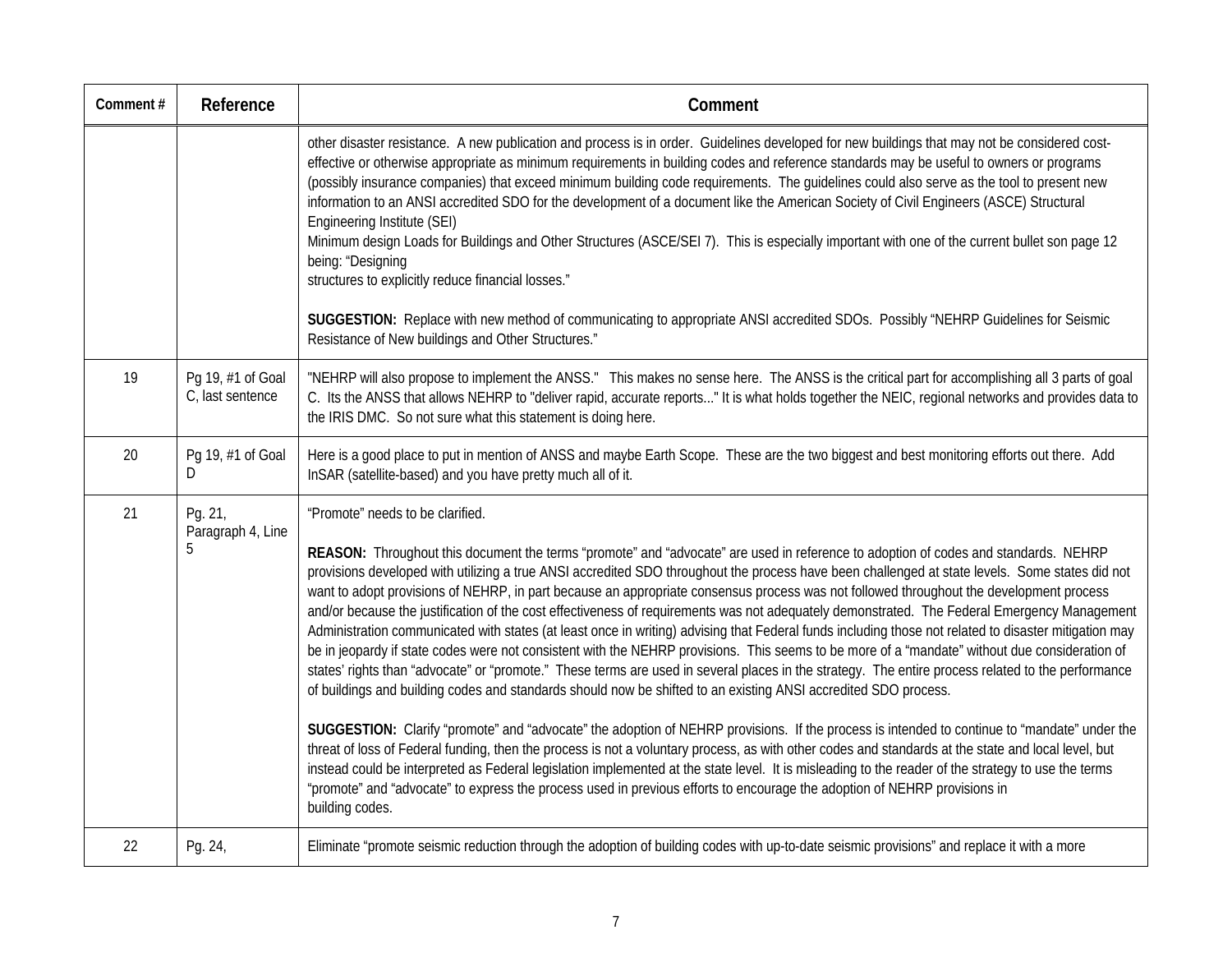| Comment # | Reference | Comment |
|---|---|---|
| | | other disaster resistance. A new publication and process is in order. Guidelines developed for new buildings that may not be considered cost-effective or otherwise appropriate as minimum requirements in building codes and reference standards may be useful to owners or programs (possibly insurance companies) that exceed minimum building code requirements. The guidelines could also serve as the tool to present new information to an ANSI accredited SDO for the development of a document like the American Society of Civil Engineers (ASCE) Structural Engineering Institute (SEI) Minimum design Loads for Buildings and Other Structures (ASCE/SEI 7). This is especially important with one of the current bullet son page 12 being: "Designing structures to explicitly reduce financial losses."<br><br>**SUGGESTION:** Replace with new method of communicating to appropriate ANSI accredited SDOs. Possibly "NEHRP Guidelines for Seismic Resistance of New buildings and Other Structures." |
| 19 | Pg 19, #1 of Goal C, last sentence | "NEHRP will also propose to implement the ANSS." This makes no sense here. The ANSS is the critical part for accomplishing all 3 parts of goal C. Its the ANSS that allows NEHRP to "deliver rapid, accurate reports..." It is what holds together the NEIC, regional networks and provides data to the IRIS DMC. So not sure what this statement is doing here. |
| 20 | Pg 19, #1 of Goal D | Here is a good place to put in mention of ANSS and maybe Earth Scope. These are the two biggest and best monitoring efforts out there. Add InSAR (satellite-based) and you have pretty much all of it. |
| 21 | Pg. 21, Paragraph 4, Line 5 | "Promote" needs to be clarified.<br><br>**REASON:** Throughout this document the terms "promote" and "advocate" are used in reference to adoption of codes and standards. NEHRP provisions developed with utilizing a true ANSI accredited SDO throughout the process have been challenged at state levels. Some states did not want to adopt provisions of NEHRP, in part because an appropriate consensus process was not followed throughout the development process and/or because the justification of the cost effectiveness of requirements was not adequately demonstrated. The Federal Emergency Management Administration communicated with states (at least once in writing) advising that Federal funds including those not related to disaster mitigation may be in jeopardy if state codes were not consistent with the NEHRP provisions. This seems to be more of a "mandate" without due consideration of states' rights than "advocate" or "promote." These terms are used in several places in the strategy. The entire process related to the performance of buildings and building codes and standards should now be shifted to an existing ANSI accredited SDO process.<br><br>**SUGGESTION:** Clarify "promote" and "advocate" the adoption of NEHRP provisions. If the process is intended to continue to "mandate" under the threat of loss of Federal funding, then the process is not a voluntary process, as with other codes and standards at the state and local level, but instead could be interpreted as Federal legislation implemented at the state level. It is misleading to the reader of the strategy to use the terms "promote" and "advocate" to express the process used in previous efforts to encourage the adoption of NEHRP provisions in building codes. |
| 22 | Pg. 24, | Eliminate "promote seismic reduction through the adoption of building codes with up-to-date seismic provisions" and replace it with a more |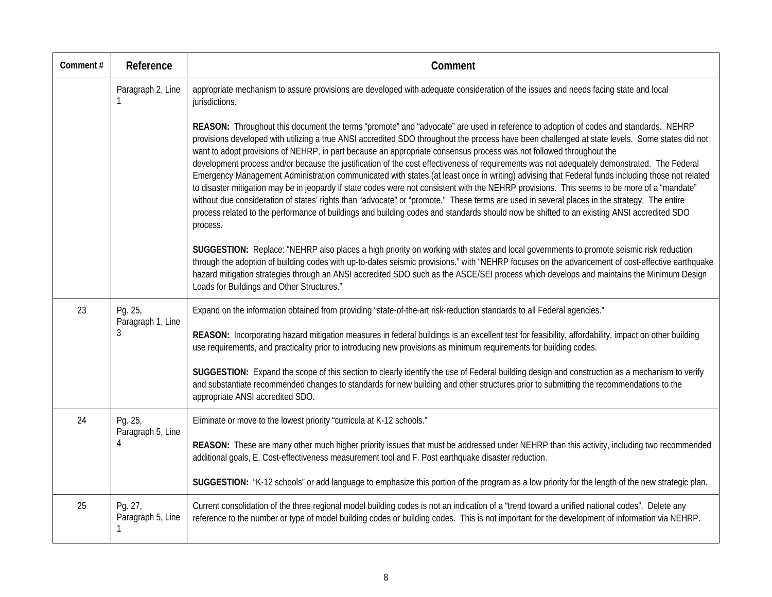| Comment # | Reference | Comment |
|---|---|---|
| | Paragraph 2, Line 1 | appropriate mechanism to assure provisions are developed with adequate consideration of the issues and needs facing state and local jurisdictions.<br><br>**REASON:** Throughout this document the terms "promote" and "advocate" are used in reference to adoption of codes and standards. NEHRP provisions developed with utilizing a true ANSI accredited SDO throughout the process have been challenged at state levels. Some states did not want to adopt provisions of NEHRP, in part because an appropriate consensus process was not followed throughout the development process and/or because the justification of the cost effectiveness of requirements was not adequately demonstrated. The Federal Emergency Management Administration communicated with states (at least once in writing) advising that Federal funds including those not related to disaster mitigation may be in jeopardy if state codes were not consistent with the NEHRP provisions. This seems to be more of a "mandate" without due consideration of states' rights than "advocate" or "promote." These terms are used in several places in the strategy. The entire process related to the performance of buildings and building codes and standards should now be shifted to an existing ANSI accredited SDO process.<br><br>**SUGGESTION:** Replace: "NEHRP also places a high priority on working with states and local governments to promote seismic risk reduction through the adoption of building codes with up-to-dates seismic provisions." with "NEHRP focuses on the advancement of cost-effective earthquake hazard mitigation strategies through an ANSI accredited SDO such as the ASCE/SEI process which develops and maintains the Minimum Design Loads for Buildings and Other Structures." |
| 23 | Pg. 25, Paragraph 1, Line 3 | Expand on the information obtained from providing "state-of-the-art risk-reduction standards to all Federal agencies."<br><br>**REASON:** Incorporating hazard mitigation measures in federal buildings is an excellent test for feasibility, affordability, impact on other building use requirements, and practicality prior to introducing new provisions as minimum requirements for building codes.<br><br>**SUGGESTION:** Expand the scope of this section to clearly identify the use of Federal building design and construction as a mechanism to verify and substantiate recommended changes to standards for new building and other structures prior to submitting the recommendations to the appropriate ANSI accredited SDO. |
| 24 | Pg. 25, Paragraph 5, Line 4 | Eliminate or move to the lowest priority "curricula at K-12 schools."<br><br>**REASON:** These are many other much higher priority issues that must be addressed under NEHRP than this activity, including two recommended additional goals, E. Cost-effectiveness measurement tool and F. Post earthquake disaster reduction.<br><br>**SUGGESTION:** "K-12 schools" or add language to emphasize this portion of the program as a low priority for the length of the new strategic plan. |
| 25 | Pg. 27, Paragraph 5, Line 1 | Current consolidation of the three regional model building codes is not an indication of a "trend toward a unified national codes". Delete any reference to the number or type of model building codes or building codes. This is not important for the development of information via NEHRP. |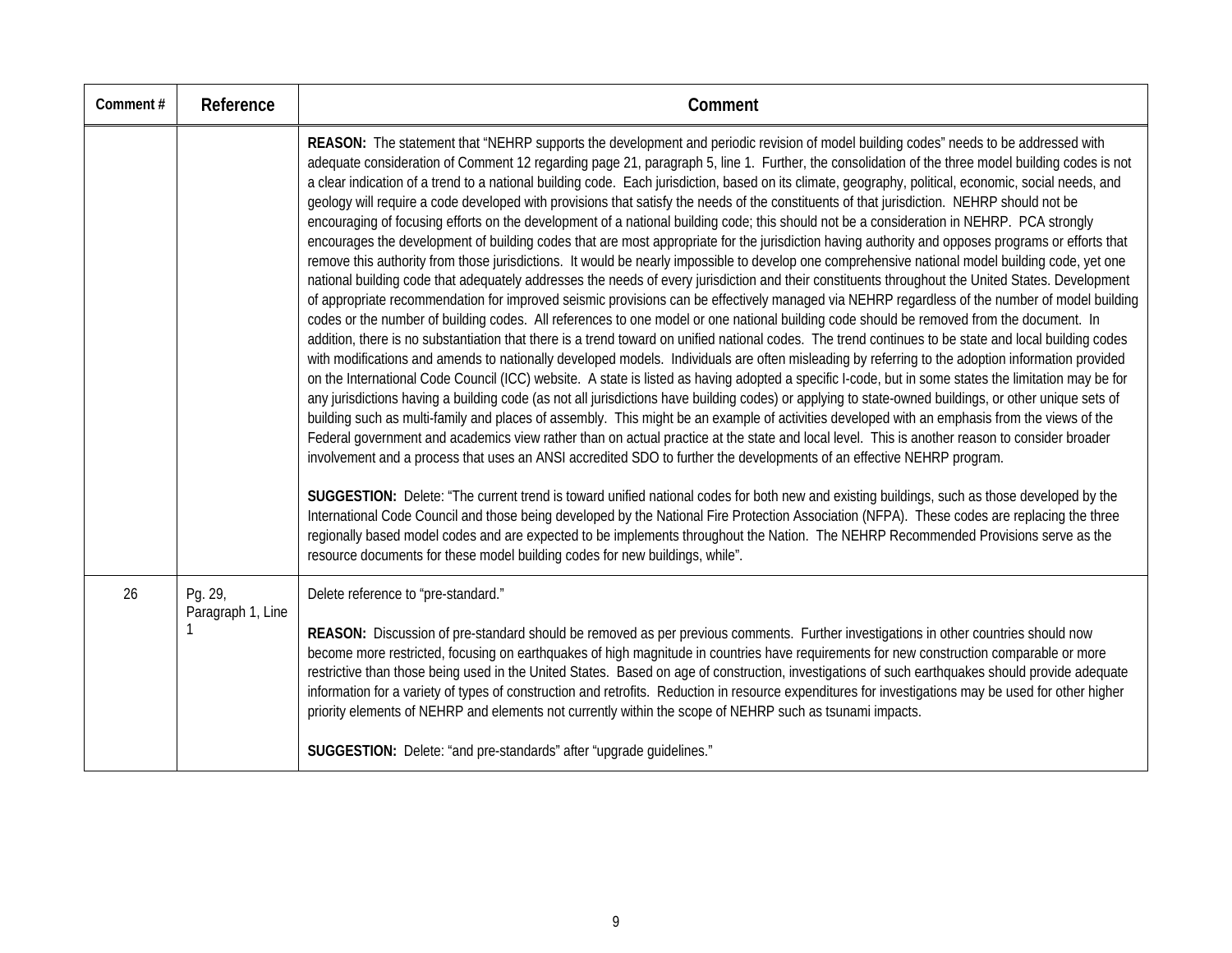| Comment # | Reference | Comment |
|---|---|---|
| | | **REASON:** The statement that "NEHRP supports the development and periodic revision of model building codes" needs to be addressed with adequate consideration of Comment 12 regarding page 21, paragraph 5, line 1. Further, the consolidation of the three model building codes is not a clear indication of a trend to a national building code. Each jurisdiction, based on its climate, geography, political, economic, social needs, and geology will require a code developed with provisions that satisfy the needs of the constituents of that jurisdiction. NEHRP should not be encouraging of focusing efforts on the development of a national building code; this should not be a consideration in NEHRP. PCA strongly encourages the development of building codes that are most appropriate for the jurisdiction having authority and opposes programs or efforts that remove this authority from those jurisdictions. It would be nearly impossible to develop one comprehensive national model building code, yet one national building code that adequately addresses the needs of every jurisdiction and their constituents throughout the United States. Development of appropriate recommendation for improved seismic provisions can be effectively managed via NEHRP regardless of the number of model building codes or the number of building codes. All references to one model or one national building code should be removed from the document. In addition, there is no substantiation that there is a trend toward on unified national codes. The trend continues to be state and local building codes with modifications and amends to nationally developed models. Individuals are often misleading by referring to the adoption information provided on the International Code Council (ICC) website. A state is listed as having adopted a specific I-code, but in some states the limitation may be for any jurisdictions having a building code (as not all jurisdictions have building codes) or applying to state-owned buildings, or other unique sets of building such as multi-family and places of assembly. This might be an example of activities developed with an emphasis from the views of the Federal government and academics view rather than on actual practice at the state and local level. This is another reason to consider broader involvement and a process that uses an ANSI accredited SDO to further the developments of an effective NEHRP program.<br><br>**SUGGESTION:** Delete: "The current trend is toward unified national codes for both new and existing buildings, such as those developed by the International Code Council and those being developed by the National Fire Protection Association (NFPA). These codes are replacing the three regionally based model codes and are expected to be implements throughout the Nation. The NEHRP Recommended Provisions serve as the resource documents for these model building codes for new buildings, while". |
| 26 | Pg. 29, Paragraph 1, Line 1 | Delete reference to "pre-standard."<br><br>**REASON:** Discussion of pre-standard should be removed as per previous comments. Further investigations in other countries should now become more restricted, focusing on earthquakes of high magnitude in countries have requirements for new construction comparable or more restrictive than those being used in the United States. Based on age of construction, investigations of such earthquakes should provide adequate information for a variety of types of construction and retrofits. Reduction in resource expenditures for investigations may be used for other higher priority elements of NEHRP and elements not currently within the scope of NEHRP such as tsunami impacts.<br><br>**SUGGESTION:** Delete: "and pre-standards" after "upgrade guidelines." |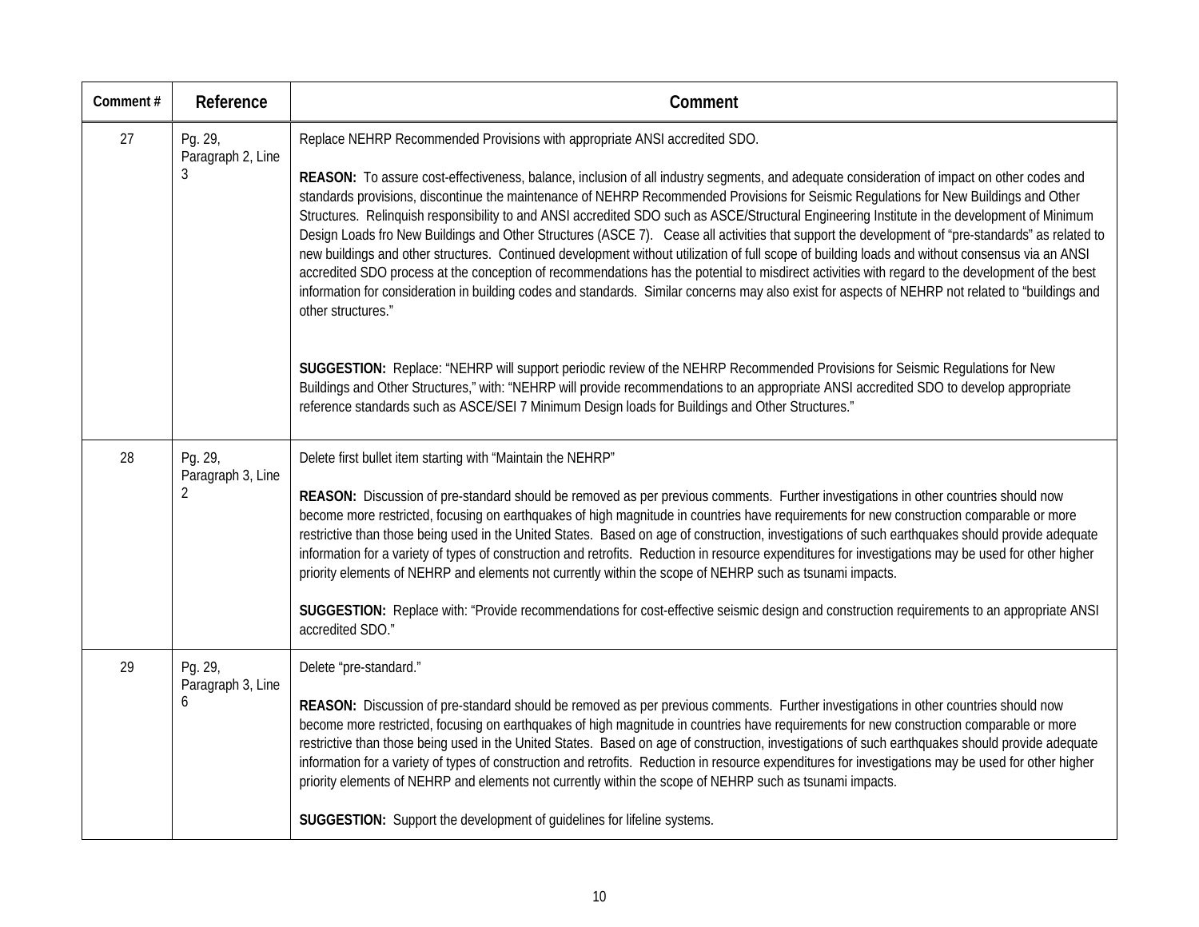| Comment # | Reference | Comment |
|---|---|---|
| 27 | Pg. 29, Paragraph 2, Line 3 | Replace NEHRP Recommended Provisions with appropriate ANSI accredited SDO.<br><br>**REASON:** To assure cost-effectiveness, balance, inclusion of all industry segments, and adequate consideration of impact on other codes and standards provisions, discontinue the maintenance of NEHRP Recommended Provisions for Seismic Regulations for New Buildings and Other Structures. Relinquish responsibility to and ANSI accredited SDO such as ASCE/Structural Engineering Institute in the development of Minimum Design Loads fro New Buildings and Other Structures (ASCE 7). Cease all activities that support the development of "pre-standards" as related to new buildings and other structures. Continued development without utilization of full scope of building loads and without consensus via an ANSI accredited SDO process at the conception of recommendations has the potential to misdirect activities with regard to the development of the best information for consideration in building codes and standards. Similar concerns may also exist for aspects of NEHRP not related to "buildings and other structures."<br><br>**SUGGESTION:** Replace: "NEHRP will support periodic review of the NEHRP Recommended Provisions for Seismic Regulations for New Buildings and Other Structures," with: "NEHRP will provide recommendations to an appropriate ANSI accredited SDO to develop appropriate reference standards such as ASCE/SEI 7 Minimum Design loads for Buildings and Other Structures." |
| 28 | Pg. 29, Paragraph 3, Line 2 | Delete first bullet item starting with "Maintain the NEHRP"<br><br>**REASON:** Discussion of pre-standard should be removed as per previous comments. Further investigations in other countries should now become more restricted, focusing on earthquakes of high magnitude in countries have requirements for new construction comparable or more restrictive than those being used in the United States. Based on age of construction, investigations of such earthquakes should provide adequate information for a variety of types of construction and retrofits. Reduction in resource expenditures for investigations may be used for other higher priority elements of NEHRP and elements not currently within the scope of NEHRP such as tsunami impacts.<br><br>**SUGGESTION:** Replace with: "Provide recommendations for cost-effective seismic design and construction requirements to an appropriate ANSI accredited SDO." |
| 29 | Pg. 29, Paragraph 3, Line 6 | Delete "pre-standard."<br><br>**REASON:** Discussion of pre-standard should be removed as per previous comments. Further investigations in other countries should now become more restricted, focusing on earthquakes of high magnitude in countries have requirements for new construction comparable or more restrictive than those being used in the United States. Based on age of construction, investigations of such earthquakes should provide adequate information for a variety of types of construction and retrofits. Reduction in resource expenditures for investigations may be used for other higher priority elements of NEHRP and elements not currently within the scope of NEHRP such as tsunami impacts.<br><br>**SUGGESTION:** Support the development of guidelines for lifeline systems. |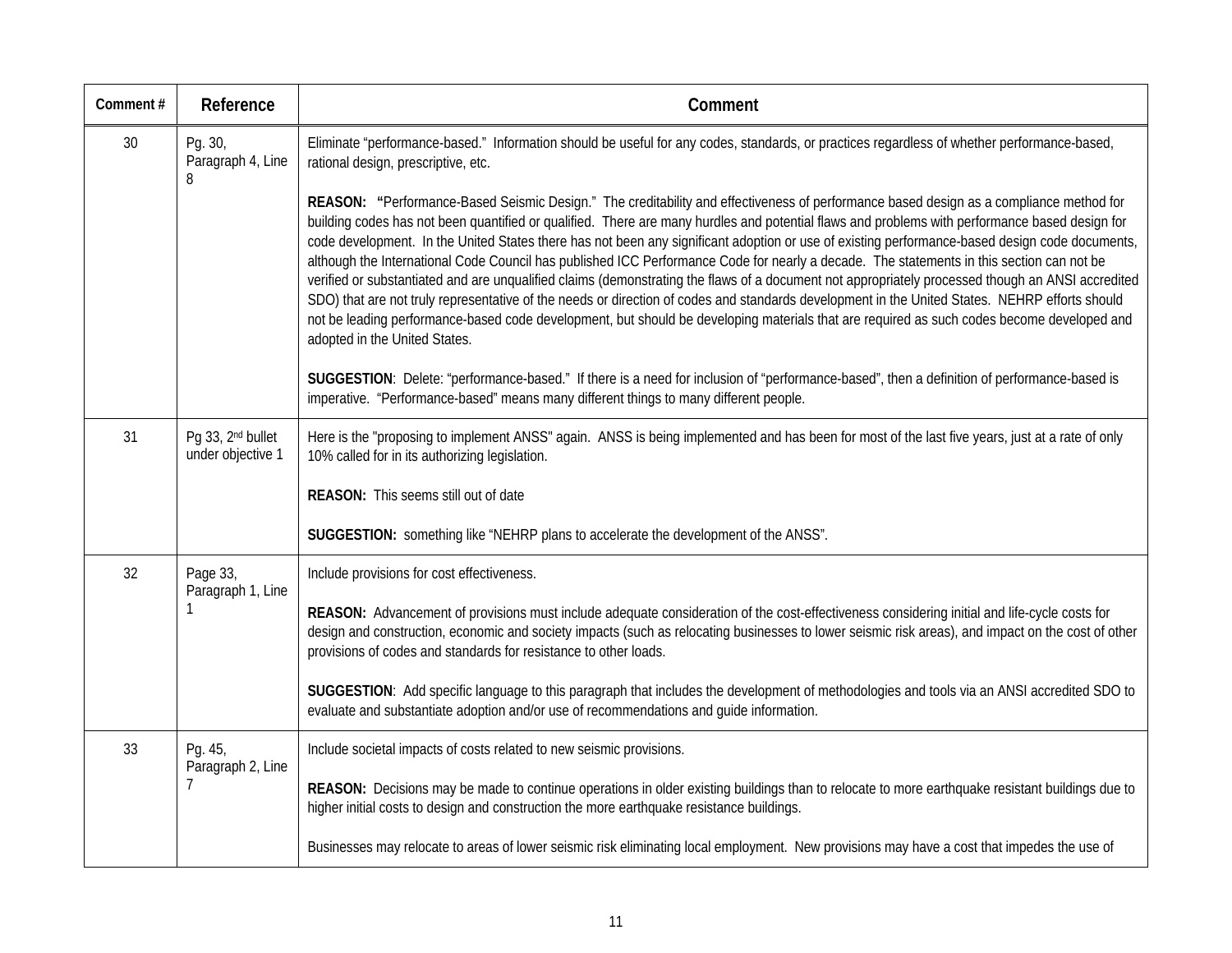| Comment # | Reference | Comment |
|---|---|---|
| 30 | Pg. 30, Paragraph 4, Line 8 | Eliminate "performance-based." Information should be useful for any codes, standards, or practices regardless of whether performance-based, rational design, prescriptive, etc.<br><br>**REASON: "**Performance-Based Seismic Design." The creditability and effectiveness of performance based design as a compliance method for building codes has not been quantified or qualified. There are many hurdles and potential flaws and problems with performance based design for code development. In the United States there has not been any significant adoption or use of existing performance-based design code documents, although the International Code Council has published ICC Performance Code for nearly a decade. The statements in this section can not be verified or substantiated and are unqualified claims (demonstrating the flaws of a document not appropriately processed though an ANSI accredited SDO) that are not truly representative of the needs or direction of codes and standards development in the United States. NEHRP efforts should not be leading performance-based code development, but should be developing materials that are required as such codes become developed and adopted in the United States.<br><br>**SUGGESTION**: Delete: "performance-based." If there is a need for inclusion of "performance-based", then a definition of performance-based is imperative. "Performance-based" means many different things to many different people. |
| 31 | Pg 33, 2nd bullet under objective 1 | Here is the "proposing to implement ANSS" again. ANSS is being implemented and has been for most of the last five years, just at a rate of only 10% called for in its authorizing legislation.<br><br>**REASON:** This seems still out of date<br><br>**SUGGESTION:** something like "NEHRP plans to accelerate the development of the ANSS". |
| 32 | Page 33, Paragraph 1, Line 1 | Include provisions for cost effectiveness.<br><br>**REASON:** Advancement of provisions must include adequate consideration of the cost-effectiveness considering initial and life-cycle costs for design and construction, economic and society impacts (such as relocating businesses to lower seismic risk areas), and impact on the cost of other provisions of codes and standards for resistance to other loads.<br><br>**SUGGESTION**: Add specific language to this paragraph that includes the development of methodologies and tools via an ANSI accredited SDO to evaluate and substantiate adoption and/or use of recommendations and guide information. |
| 33 | Pg. 45, Paragraph 2, Line 7 | Include societal impacts of costs related to new seismic provisions.<br><br>**REASON:** Decisions may be made to continue operations in older existing buildings than to relocate to more earthquake resistant buildings due to higher initial costs to design and construction the more earthquake resistance buildings.<br><br>Businesses may relocate to areas of lower seismic risk eliminating local employment. New provisions may have a cost that impedes the use of |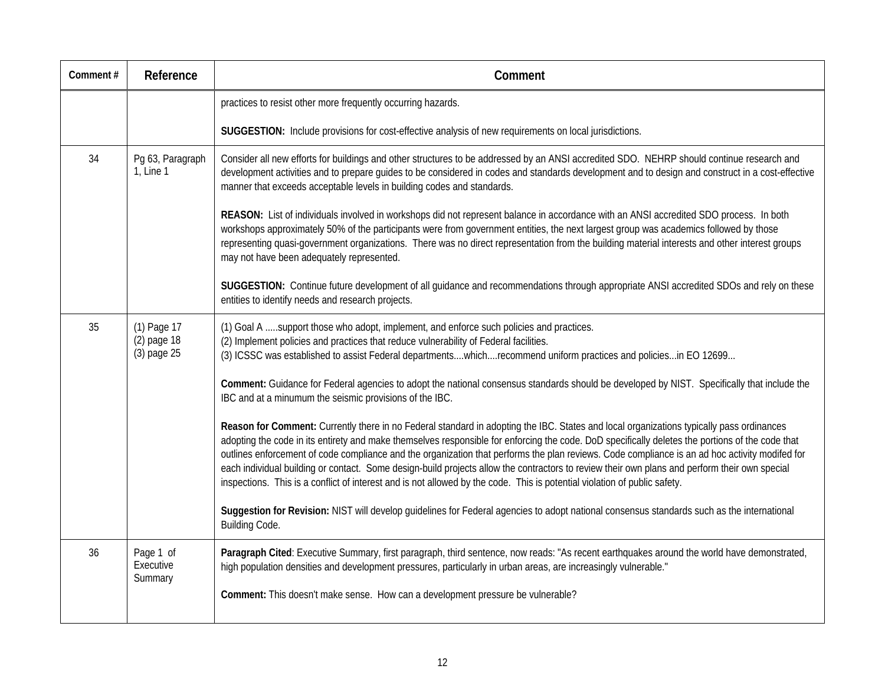| Comment # | Reference | Comment |
|---|---|---|
| | | practices to resist other more frequently occurring hazards.<br><br>**SUGGESTION:** Include provisions for cost-effective analysis of new requirements on local jurisdictions. |
| 34 | Pg 63, Paragraph 1, Line 1 | Consider all new efforts for buildings and other structures to be addressed by an ANSI accredited SDO. NEHRP should continue research and development activities and to prepare guides to be considered in codes and standards development and to design and construct in a cost-effective manner that exceeds acceptable levels in building codes and standards.<br><br>**REASON:** List of individuals involved in workshops did not represent balance in accordance with an ANSI accredited SDO process. In both workshops approximately 50% of the participants were from government entities, the next largest group was academics followed by those representing quasi-government organizations. There was no direct representation from the building material interests and other interest groups may not have been adequately represented.<br><br>**SUGGESTION:** Continue future development of all guidance and recommendations through appropriate ANSI accredited SDOs and rely on these entities to identify needs and research projects. |
| 35 | (1) Page 17<br>(2) page 18<br>(3) page 25 | (1) Goal A .....support those who adopt, implement, and enforce such policies and practices.<br>(2) Implement policies and practices that reduce vulnerability of Federal facilities.<br>(3) ICSSC was established to assist Federal departments....which....recommend uniform practices and policies...in EO 12699...<br><br>**Comment:** Guidance for Federal agencies to adopt the national consensus standards should be developed by NIST. Specifically that include the IBC and at a minumum the seismic provisions of the IBC.<br><br>**Reason for Comment:** Currently there in no Federal standard in adopting the IBC. States and local organizations typically pass ordinances adopting the code in its entirety and make themselves responsible for enforcing the code. DoD specifically deletes the portions of the code that outlines enforcement of code compliance and the organization that performs the plan reviews. Code compliance is an ad hoc activity modifed for each individual building or contact. Some design-build projects allow the contractors to review their own plans and perform their own special inspections. This is a conflict of interest and is not allowed by the code. This is potential violation of public safety.<br><br>**Suggestion for Revision:** NIST will develop guidelines for Federal agencies to adopt national consensus standards such as the international Building Code. |
| 36 | Page 1 of Executive Summary | **Paragraph Cited**: Executive Summary, first paragraph, third sentence, now reads: "As recent earthquakes around the world have demonstrated, high population densities and development pressures, particularly in urban areas, are increasingly vulnerable."<br><br>**Comment:** This doesn't make sense. How can a development pressure be vulnerable? |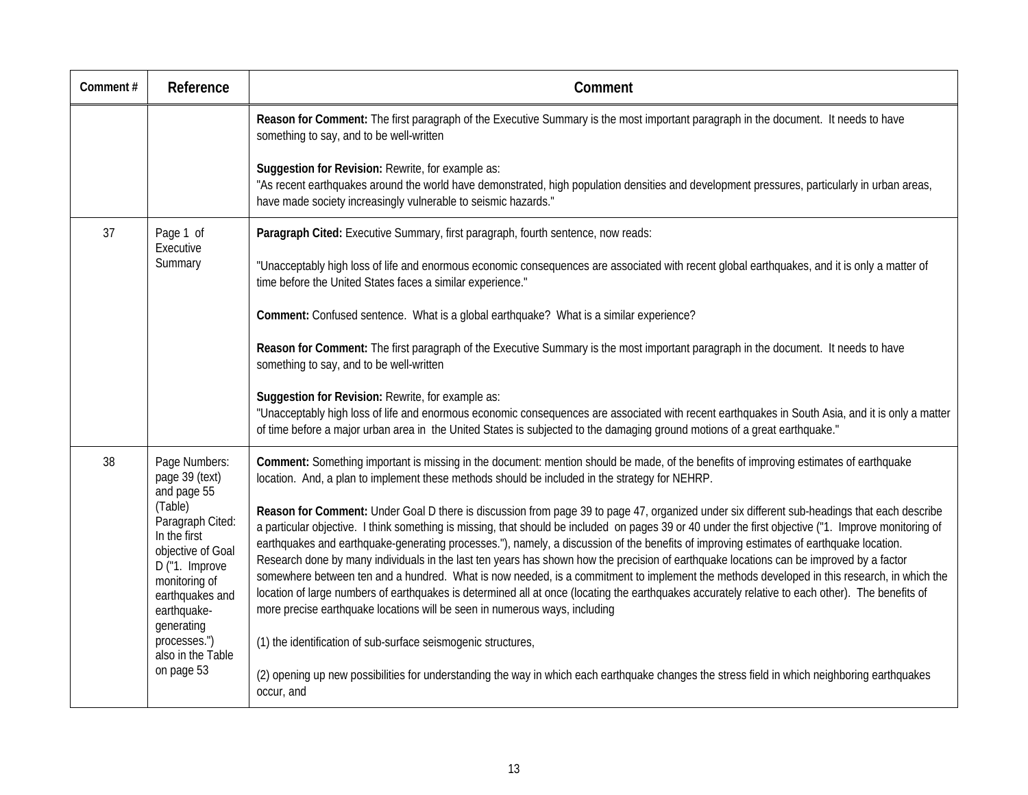| Comment # | Reference | Comment |
|---|---|---|
| | | **Reason for Comment:** The first paragraph of the Executive Summary is the most important paragraph in the document. It needs to have something to say, and to be well-written<br><br>**Suggestion for Revision:** Rewrite, for example as:<br>"As recent earthquakes around the world have demonstrated, high population densities and development pressures, particularly in urban areas, have made society increasingly vulnerable to seismic hazards." |
| 37 | Page 1 of Executive Summary | **Paragraph Cited:** Executive Summary, first paragraph, fourth sentence, now reads:<br><br>"Unacceptably high loss of life and enormous economic consequences are associated with recent global earthquakes, and it is only a matter of time before the United States faces a similar experience."<br><br>**Comment:** Confused sentence. What is a global earthquake? What is a similar experience?<br><br>**Reason for Comment:** The first paragraph of the Executive Summary is the most important paragraph in the document. It needs to have something to say, and to be well-written<br><br>**Suggestion for Revision:** Rewrite, for example as:<br>"Unacceptably high loss of life and enormous economic consequences are associated with recent earthquakes in South Asia, and it is only a matter of time before a major urban area in the United States is subjected to the damaging ground motions of a great earthquake." |
| 38 | Page Numbers: page 39 (text) and page 55 (Table) Paragraph Cited: In the first objective of Goal D ("1. Improve monitoring of earthquakes and earthquake-generating processes.") also in the Table on page 53 | **Comment:** Something important is missing in the document: mention should be made, of the benefits of improving estimates of earthquake location. And, a plan to implement these methods should be included in the strategy for NEHRP.<br><br>**Reason for Comment:** Under Goal D there is discussion from page 39 to page 47, organized under six different sub-headings that each describe a particular objective. I think something is missing, that should be included on pages 39 or 40 under the first objective ("1. Improve monitoring of earthquakes and earthquake-generating processes."), namely, a discussion of the benefits of improving estimates of earthquake location. Research done by many individuals in the last ten years has shown how the precision of earthquake locations can be improved by a factor somewhere between ten and a hundred. What is now needed, is a commitment to implement the methods developed in this research, in which the location of large numbers of earthquakes is determined all at once (locating the earthquakes accurately relative to each other). The benefits of more precise earthquake locations will be seen in numerous ways, including<br><br>(1) the identification of sub-surface seismogenic structures,<br><br>(2) opening up new possibilities for understanding the way in which each earthquake changes the stress field in which neighboring earthquakes occur, and |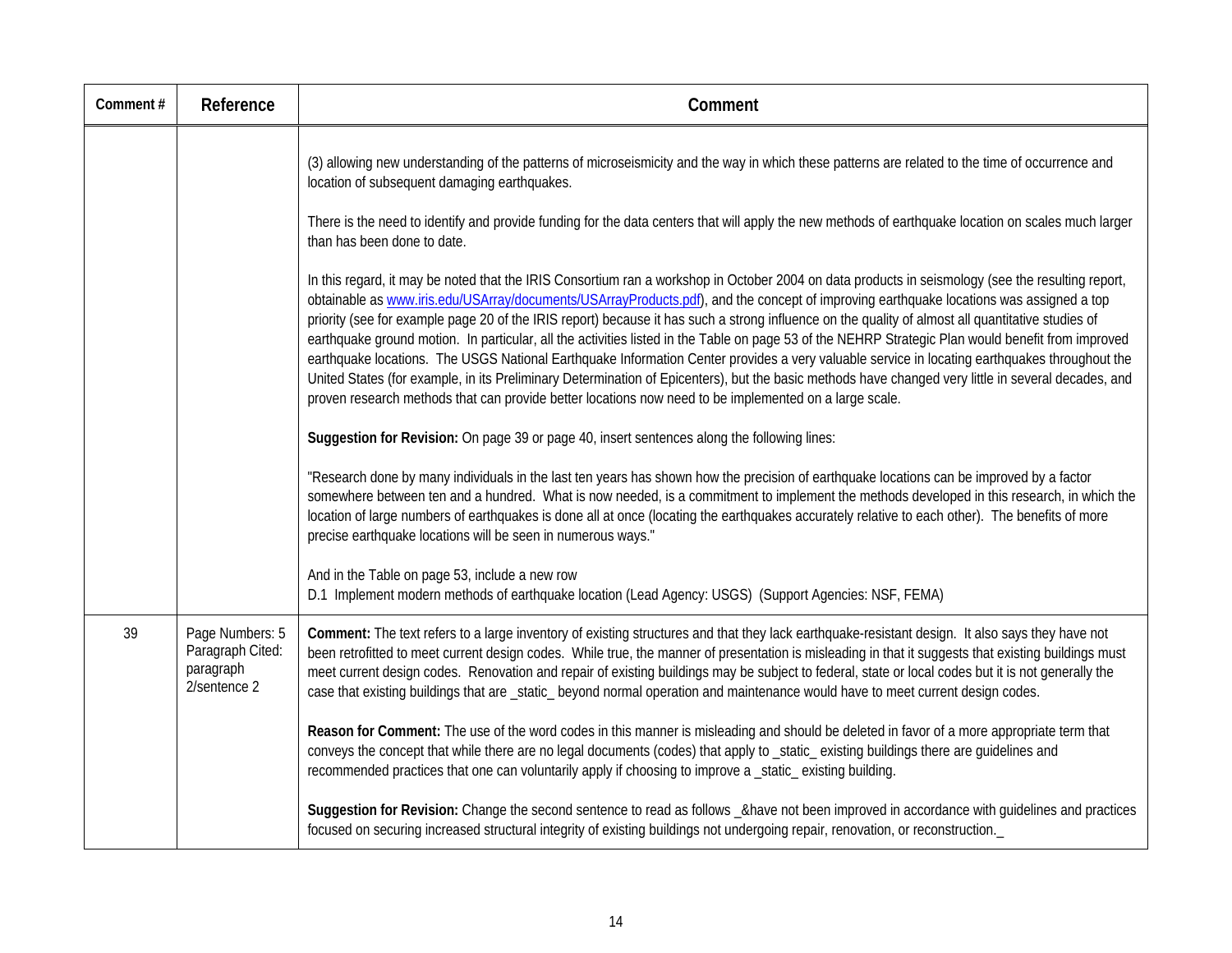| Comment # | Reference | Comment |
|---|---|---|
| | | (3) allowing new understanding of the patterns of microseismicity and the way in which these patterns are related to the time of occurrence and location of subsequent damaging earthquakes.<br><br>There is the need to identify and provide funding for the data centers that will apply the new methods of earthquake location on scales much larger than has been done to date.<br><br>In this regard, it may be noted that the IRIS Consortium ran a workshop in October 2004 on data products in seismology (see the resulting report, obtainable as www.iris.edu/USArray/documents/USArrayProducts.pdf), and the concept of improving earthquake locations was assigned a top priority (see for example page 20 of the IRIS report) because it has such a strong influence on the quality of almost all quantitative studies of earthquake ground motion. In particular, all the activities listed in the Table on page 53 of the NEHRP Strategic Plan would benefit from improved earthquake locations. The USGS National Earthquake Information Center provides a very valuable service in locating earthquakes throughout the United States (for example, in its Preliminary Determination of Epicenters), but the basic methods have changed very little in several decades, and proven research methods that can provide better locations now need to be implemented on a large scale.<br><br>**Suggestion for Revision:** On page 39 or page 40, insert sentences along the following lines:<br><br>"Research done by many individuals in the last ten years has shown how the precision of earthquake locations can be improved by a factor somewhere between ten and a hundred. What is now needed, is a commitment to implement the methods developed in this research, in which the location of large numbers of earthquakes is done all at once (locating the earthquakes accurately relative to each other). The benefits of more precise earthquake locations will be seen in numerous ways."<br><br>And in the Table on page 53, include a new row<br>D.1 Implement modern methods of earthquake location (Lead Agency: USGS) (Support Agencies: NSF, FEMA) |
| 39 | Page Numbers: 5<br>Paragraph Cited: paragraph 2/sentence 2 | **Comment:** The text refers to a large inventory of existing structures and that they lack earthquake-resistant design. It also says they have not been retrofitted to meet current design codes. While true, the manner of presentation is misleading in that it suggests that existing buildings must meet current design codes. Renovation and repair of existing buildings may be subject to federal, state or local codes but it is not generally the case that existing buildings that are _static_ beyond normal operation and maintenance would have to meet current design codes.<br><br>**Reason for Comment:** The use of the word codes in this manner is misleading and should be deleted in favor of a more appropriate term that conveys the concept that while there are no legal documents (codes) that apply to _static_ existing buildings there are guidelines and recommended practices that one can voluntarily apply if choosing to improve a _static_ existing building.<br><br>**Suggestion for Revision:** Change the second sentence to read as follows _&have not been improved in accordance with guidelines and practices focused on securing increased structural integrity of existing buildings not undergoing repair, renovation, or reconstruction._ |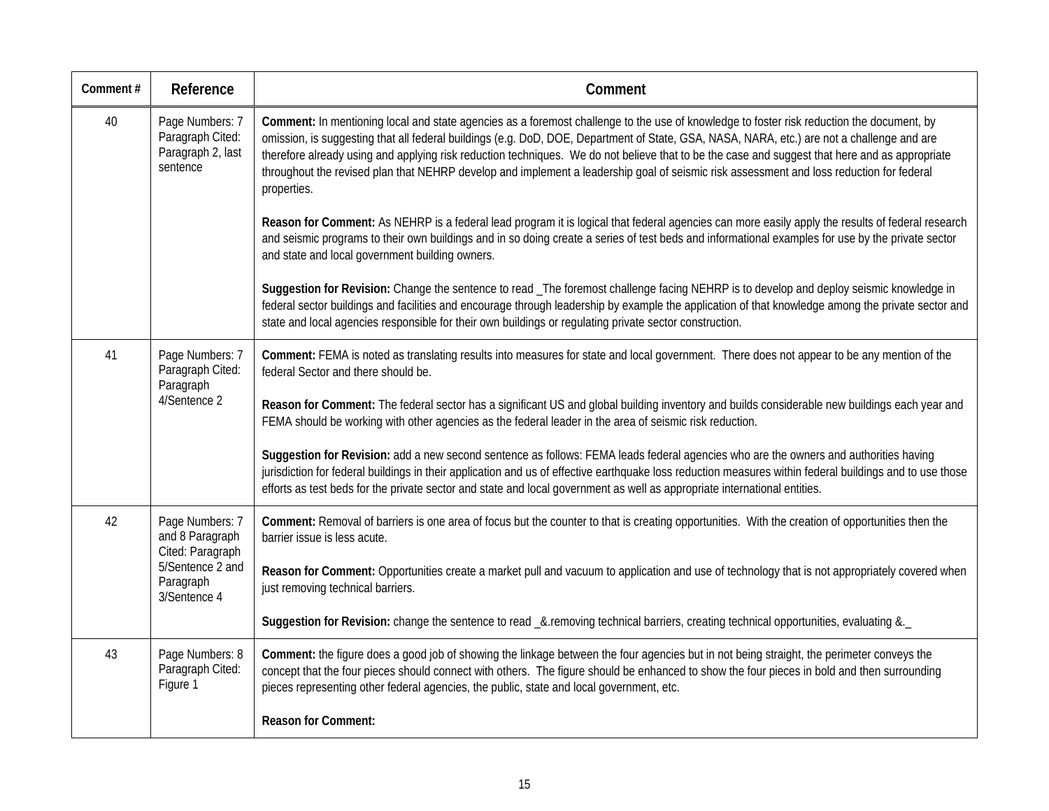| Comment # | Reference | Comment |
|---|---|---|
| 40 | Page Numbers: 7 Paragraph Cited: Paragraph 2, last sentence | **Comment:** In mentioning local and state agencies as a foremost challenge to the use of knowledge to foster risk reduction the document, by omission, is suggesting that all federal buildings (e.g. DoD, DOE, Department of State, GSA, NASA, NARA, etc.) are not a challenge and are therefore already using and applying risk reduction techniques. We do not believe that to be the case and suggest that here and as appropriate throughout the revised plan that NEHRP develop and implement a leadership goal of seismic risk assessment and loss reduction for federal properties.<br><br>**Reason for Comment:** As NEHRP is a federal lead program it is logical that federal agencies can more easily apply the results of federal research and seismic programs to their own buildings and in so doing create a series of test beds and informational examples for use by the private sector and state and local government building owners.<br><br>**Suggestion for Revision:** Change the sentence to read _The foremost challenge facing NEHRP is to develop and deploy seismic knowledge in federal sector buildings and facilities and encourage through leadership by example the application of that knowledge among the private sector and state and local agencies responsible for their own buildings or regulating private sector construction. |
| 41 | Page Numbers: 7 Paragraph Cited: Paragraph 4/Sentence 2 | **Comment:** FEMA is noted as translating results into measures for state and local government. There does not appear to be any mention of the federal Sector and there should be.<br><br>**Reason for Comment:** The federal sector has a significant US and global building inventory and builds considerable new buildings each year and FEMA should be working with other agencies as the federal leader in the area of seismic risk reduction.<br><br>**Suggestion for Revision:** add a new second sentence as follows: FEMA leads federal agencies who are the owners and authorities having jurisdiction for federal buildings in their application and us of effective earthquake loss reduction measures within federal buildings and to use those efforts as test beds for the private sector and state and local government as well as appropriate international entities. |
| 42 | Page Numbers: 7 and 8 Paragraph Cited: Paragraph 5/Sentence 2 and Paragraph 3/Sentence 4 | **Comment:** Removal of barriers is one area of focus but the counter to that is creating opportunities. With the creation of opportunities then the barrier issue is less acute.<br><br>**Reason for Comment:** Opportunities create a market pull and vacuum to application and use of technology that is not appropriately covered when just removing technical barriers.<br><br>**Suggestion for Revision:** change the sentence to read _&.removing technical barriers, creating technical opportunities, evaluating &._ |
| 43 | Page Numbers: 8 Paragraph Cited: Figure 1 | **Comment:** the figure does a good job of showing the linkage between the four agencies but in not being straight, the perimeter conveys the concept that the four pieces should connect with others. The figure should be enhanced to show the four pieces in bold and then surrounding pieces representing other federal agencies, the public, state and local government, etc.<br><br>**Reason for Comment:** |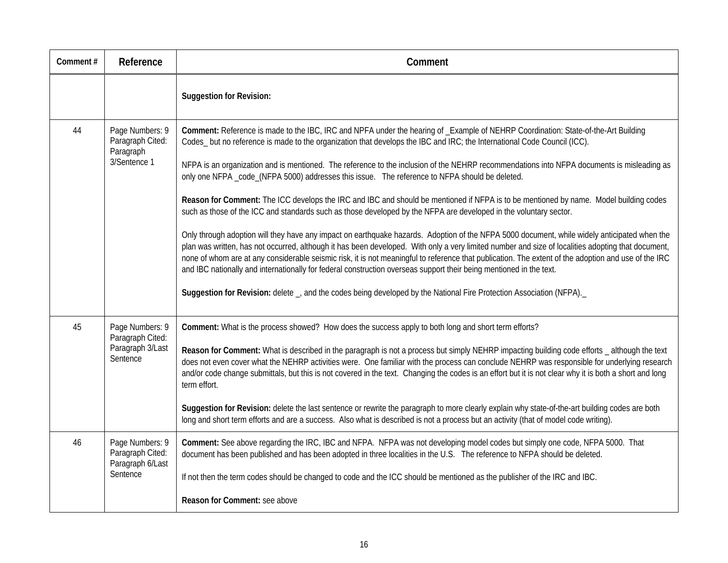| Comment # | Reference | Comment |
|---|---|---|
| | | **Suggestion for Revision:** |
| 44 | Page Numbers: 9 Paragraph Cited: Paragraph 3/Sentence 1 | **Comment:** Reference is made to the IBC, IRC and NPFA under the hearing of _Example of NEHRP Coordination: State-of-the-Art Building Codes_ but no reference is made to the organization that develops the IBC and IRC; the International Code Council (ICC).<br><br>NFPA is an organization and is mentioned. The reference to the inclusion of the NEHRP recommendations into NFPA documents is misleading as only one NFPA _code_(NFPA 5000) addresses this issue. The reference to NFPA should be deleted.<br><br>**Reason for Comment:** The ICC develops the IRC and IBC and should be mentioned if NFPA is to be mentioned by name. Model building codes such as those of the ICC and standards such as those developed by the NFPA are developed in the voluntary sector.<br><br>Only through adoption will they have any impact on earthquake hazards. Adoption of the NFPA 5000 document, while widely anticipated when the plan was written, has not occurred, although it has been developed. With only a very limited number and size of localities adopting that document, none of whom are at any considerable seismic risk, it is not meaningful to reference that publication. The extent of the adoption and use of the IRC and IBC nationally and internationally for federal construction overseas support their being mentioned in the text.<br><br>**Suggestion for Revision:** delete _, and the codes being developed by the National Fire Protection Association (NFPA)._ |
| 45 | Page Numbers: 9 Paragraph Cited: Paragraph 3/Last Sentence | **Comment:** What is the process showed? How does the success apply to both long and short term efforts?<br><br>**Reason for Comment:** What is described in the paragraph is not a process but simply NEHRP impacting building code efforts _ although the text does not even cover what the NEHRP activities were. One familiar with the process can conclude NEHRP was responsible for underlying research and/or code change submittals, but this is not covered in the text. Changing the codes is an effort but it is not clear why it is both a short and long term effort.<br><br>**Suggestion for Revision:** delete the last sentence or rewrite the paragraph to more clearly explain why state-of-the-art building codes are both long and short term efforts and are a success. Also what is described is not a process but an activity (that of model code writing). |
| 46 | Page Numbers: 9 Paragraph Cited: Paragraph 6/Last Sentence | **Comment:** See above regarding the IRC, IBC and NFPA. NFPA was not developing model codes but simply one code, NFPA 5000. That document has been published and has been adopted in three localities in the U.S. The reference to NFPA should be deleted.<br><br>If not then the term codes should be changed to code and the ICC should be mentioned as the publisher of the IRC and IBC.<br><br>**Reason for Comment:** see above |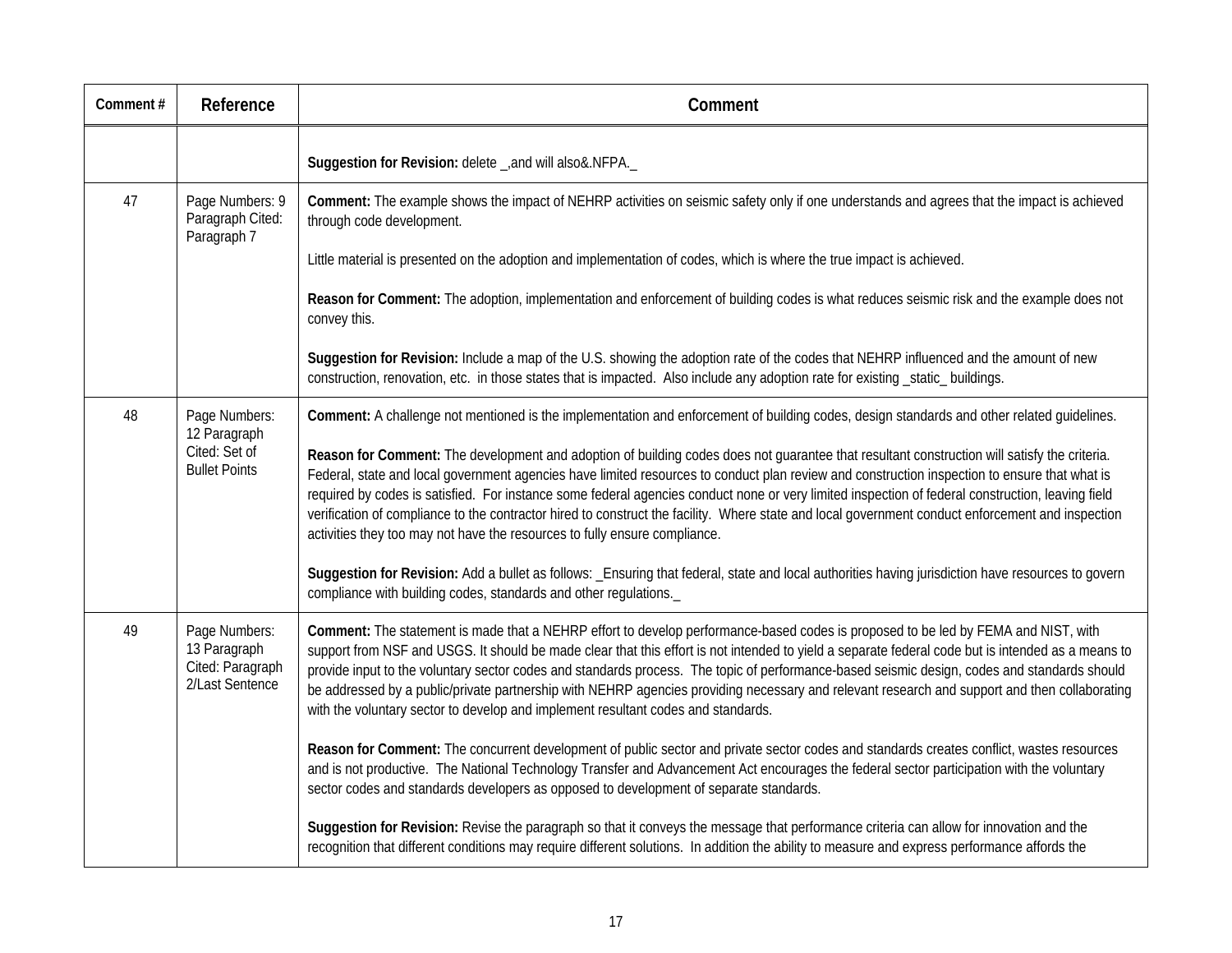| Comment # | Reference | Comment |
|---|---|---|
| | | **Suggestion for Revision:** delete _,and will also&.NFPA._ |
| 47 | Page Numbers: 9 Paragraph Cited: Paragraph 7 | **Comment:** The example shows the impact of NEHRP activities on seismic safety only if one understands and agrees that the impact is achieved through code development.<br><br>Little material is presented on the adoption and implementation of codes, which is where the true impact is achieved.<br><br>**Reason for Comment:** The adoption, implementation and enforcement of building codes is what reduces seismic risk and the example does not convey this.<br><br>**Suggestion for Revision:** Include a map of the U.S. showing the adoption rate of the codes that NEHRP influenced and the amount of new construction, renovation, etc. in those states that is impacted. Also include any adoption rate for existing _static_ buildings. |
| 48 | Page Numbers: 12 Paragraph Cited: Set of Bullet Points | **Comment:** A challenge not mentioned is the implementation and enforcement of building codes, design standards and other related guidelines.<br><br>**Reason for Comment:** The development and adoption of building codes does not guarantee that resultant construction will satisfy the criteria. Federal, state and local government agencies have limited resources to conduct plan review and construction inspection to ensure that what is required by codes is satisfied. For instance some federal agencies conduct none or very limited inspection of federal construction, leaving field verification of compliance to the contractor hired to construct the facility. Where state and local government conduct enforcement and inspection activities they too may not have the resources to fully ensure compliance.<br><br>**Suggestion for Revision:** Add a bullet as follows: _Ensuring that federal, state and local authorities having jurisdiction have resources to govern compliance with building codes, standards and other regulations._ |
| 49 | Page Numbers: 13 Paragraph Cited: Paragraph 2/Last Sentence | **Comment:** The statement is made that a NEHRP effort to develop performance-based codes is proposed to be led by FEMA and NIST, with support from NSF and USGS. It should be made clear that this effort is not intended to yield a separate federal code but is intended as a means to provide input to the voluntary sector codes and standards process. The topic of performance-based seismic design, codes and standards should be addressed by a public/private partnership with NEHRP agencies providing necessary and relevant research and support and then collaborating with the voluntary sector to develop and implement resultant codes and standards.<br><br>**Reason for Comment:** The concurrent development of public sector and private sector codes and standards creates conflict, wastes resources and is not productive. The National Technology Transfer and Advancement Act encourages the federal sector participation with the voluntary sector codes and standards developers as opposed to development of separate standards.<br><br>**Suggestion for Revision:** Revise the paragraph so that it conveys the message that performance criteria can allow for innovation and the recognition that different conditions may require different solutions. In addition the ability to measure and express performance affords the |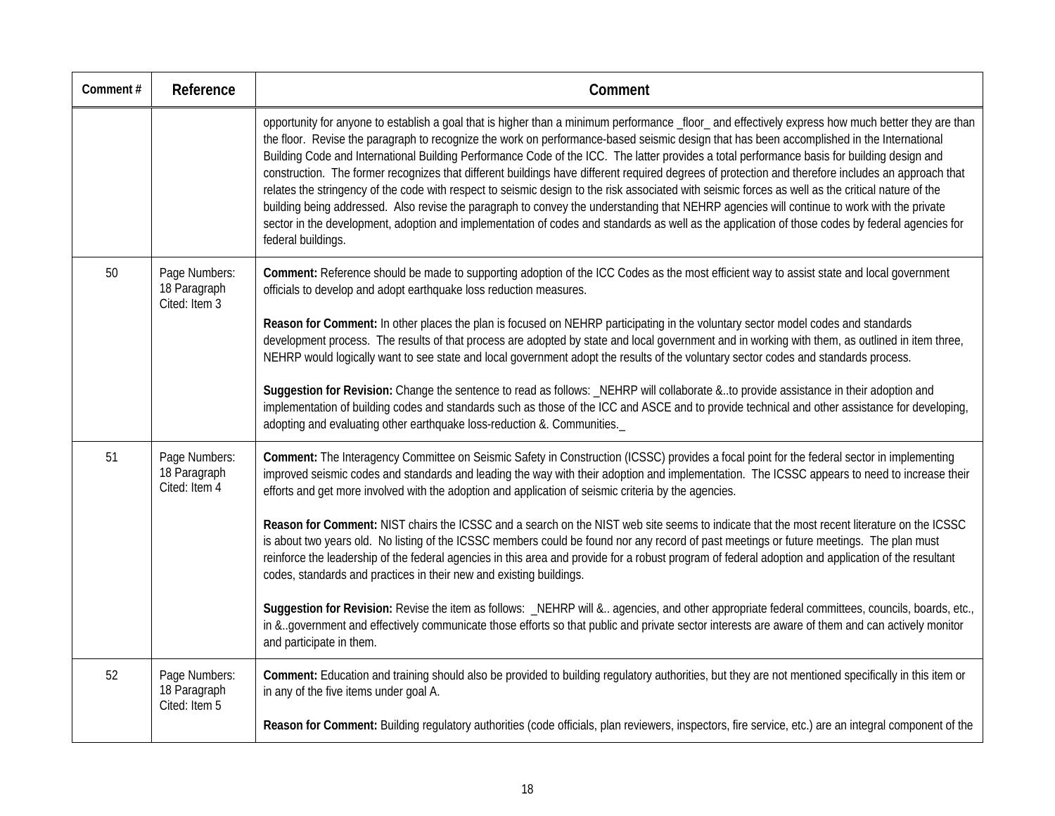| Comment # | Reference | Comment |
|---|---|---|
| | | opportunity for anyone to establish a goal that is higher than a minimum performance _floor_ and effectively express how much better they are than the floor. Revise the paragraph to recognize the work on performance-based seismic design that has been accomplished in the International Building Code and International Building Performance Code of the ICC. The latter provides a total performance basis for building design and construction. The former recognizes that different buildings have different required degrees of protection and therefore includes an approach that relates the stringency of the code with respect to seismic design to the risk associated with seismic forces as well as the critical nature of the building being addressed. Also revise the paragraph to convey the understanding that NEHRP agencies will continue to work with the private sector in the development, adoption and implementation of codes and standards as well as the application of those codes by federal agencies for federal buildings. |
| 50 | Page Numbers: 18 Paragraph Cited: Item 3 | **Comment:** Reference should be made to supporting adoption of the ICC Codes as the most efficient way to assist state and local government officials to develop and adopt earthquake loss reduction measures.<br><br>**Reason for Comment:** In other places the plan is focused on NEHRP participating in the voluntary sector model codes and standards development process. The results of that process are adopted by state and local government and in working with them, as outlined in item three, NEHRP would logically want to see state and local government adopt the results of the voluntary sector codes and standards process.<br><br>**Suggestion for Revision:** Change the sentence to read as follows: _NEHRP will collaborate &..to provide assistance in their adoption and implementation of building codes and standards such as those of the ICC and ASCE and to provide technical and other assistance for developing, adopting and evaluating other earthquake loss-reduction &. Communities._ |
| 51 | Page Numbers: 18 Paragraph Cited: Item 4 | **Comment:** The Interagency Committee on Seismic Safety in Construction (ICSSC) provides a focal point for the federal sector in implementing improved seismic codes and standards and leading the way with their adoption and implementation. The ICSSC appears to need to increase their efforts and get more involved with the adoption and application of seismic criteria by the agencies.<br><br>**Reason for Comment:** NIST chairs the ICSSC and a search on the NIST web site seems to indicate that the most recent literature on the ICSSC is about two years old. No listing of the ICSSC members could be found nor any record of past meetings or future meetings. The plan must reinforce the leadership of the federal agencies in this area and provide for a robust program of federal adoption and application of the resultant codes, standards and practices in their new and existing buildings.<br><br>**Suggestion for Revision:** Revise the item as follows: _NEHRP will &.. agencies, and other appropriate federal committees, councils, boards, etc., in &..government and effectively communicate those efforts so that public and private sector interests are aware of them and can actively monitor and participate in them. |
| 52 | Page Numbers: 18 Paragraph Cited: Item 5 | **Comment:** Education and training should also be provided to building regulatory authorities, but they are not mentioned specifically in this item or in any of the five items under goal A.<br><br>**Reason for Comment:** Building regulatory authorities (code officials, plan reviewers, inspectors, fire service, etc.) are an integral component of the |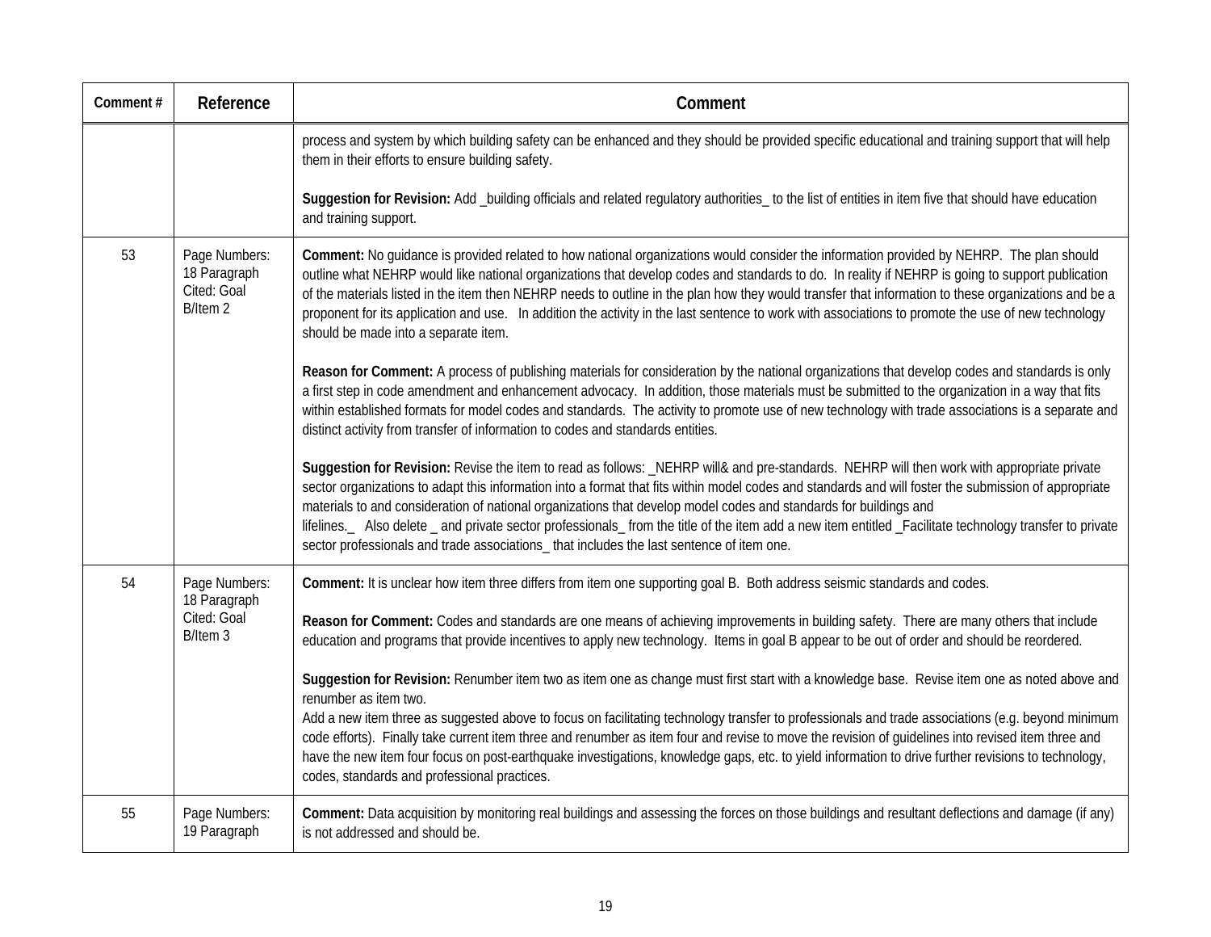| Comment # | Reference | Comment |
|---|---|---|
| | | process and system by which building safety can be enhanced and they should be provided specific educational and training support that will help them in their efforts to ensure building safety.<br><br>**Suggestion for Revision:** Add _building officials and related regulatory authorities_ to the list of entities in item five that should have education and training support. |
| 53 | Page Numbers: 18 Paragraph Cited: Goal B/Item 2 | **Comment:** No guidance is provided related to how national organizations would consider the information provided by NEHRP. The plan should outline what NEHRP would like national organizations that develop codes and standards to do. In reality if NEHRP is going to support publication of the materials listed in the item then NEHRP needs to outline in the plan how they would transfer that information to these organizations and be a proponent for its application and use. In addition the activity in the last sentence to work with associations to promote the use of new technology should be made into a separate item.<br><br>**Reason for Comment:** A process of publishing materials for consideration by the national organizations that develop codes and standards is only a first step in code amendment and enhancement advocacy. In addition, those materials must be submitted to the organization in a way that fits within established formats for model codes and standards. The activity to promote use of new technology with trade associations is a separate and distinct activity from transfer of information to codes and standards entities.<br><br>**Suggestion for Revision:** Revise the item to read as follows: _NEHRP will& and pre-standards. NEHRP will then work with appropriate private sector organizations to adapt this information into a format that fits within model codes and standards and will foster the submission of appropriate materials to and consideration of national organizations that develop model codes and standards for buildings and lifelines._ Also delete _ and private sector professionals_ from the title of the item add a new item entitled _Facilitate technology transfer to private sector professionals and trade associations_ that includes the last sentence of item one. |
| 54 | Page Numbers: 18 Paragraph Cited: Goal B/Item 3 | **Comment:** It is unclear how item three differs from item one supporting goal B. Both address seismic standards and codes.<br><br>**Reason for Comment:** Codes and standards are one means of achieving improvements in building safety. There are many others that include education and programs that provide incentives to apply new technology. Items in goal B appear to be out of order and should be reordered.<br><br>**Suggestion for Revision:** Renumber item two as item one as change must first start with a knowledge base. Revise item one as noted above and renumber as item two.<br>Add a new item three as suggested above to focus on facilitating technology transfer to professionals and trade associations (e.g. beyond minimum code efforts). Finally take current item three and renumber as item four and revise to move the revision of guidelines into revised item three and have the new item four focus on post-earthquake investigations, knowledge gaps, etc. to yield information to drive further revisions to technology, codes, standards and professional practices. |
| 55 | Page Numbers: 19 Paragraph | **Comment:** Data acquisition by monitoring real buildings and assessing the forces on those buildings and resultant deflections and damage (if any) is not addressed and should be. |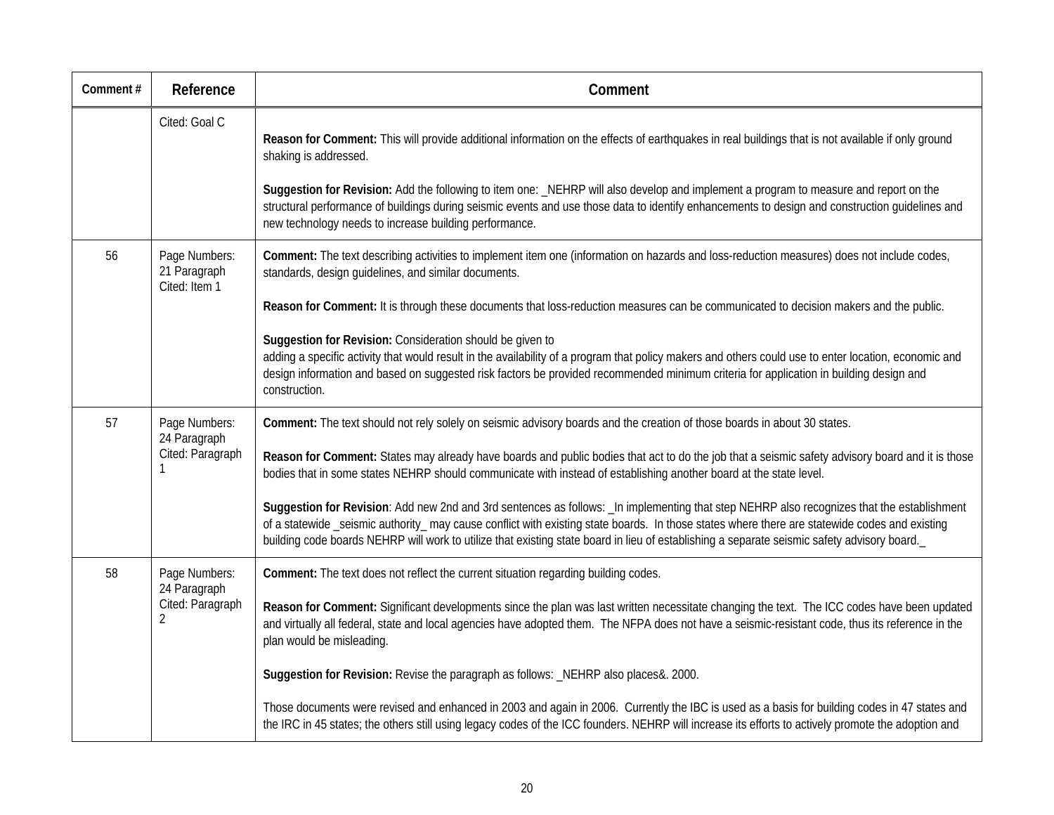| Comment # | Reference | Comment |
|---|---|---|
| | Cited: Goal C | **Reason for Comment:** This will provide additional information on the effects of earthquakes in real buildings that is not available if only ground shaking is addressed.<br><br>**Suggestion for Revision:** Add the following to item one: _NEHRP will also develop and implement a program to measure and report on the structural performance of buildings during seismic events and use those data to identify enhancements to design and construction guidelines and new technology needs to increase building performance. |
| 56 | Page Numbers: 21 Paragraph Cited: Item 1 | **Comment:** The text describing activities to implement item one (information on hazards and loss-reduction measures) does not include codes, standards, design guidelines, and similar documents.<br><br>**Reason for Comment:** It is through these documents that loss-reduction measures can be communicated to decision makers and the public.<br><br>**Suggestion for Revision:** Consideration should be given to adding a specific activity that would result in the availability of a program that policy makers and others could use to enter location, economic and design information and based on suggested risk factors be provided recommended minimum criteria for application in building design and construction. |
| 57 | Page Numbers: 24 Paragraph Cited: Paragraph 1 | **Comment:** The text should not rely solely on seismic advisory boards and the creation of those boards in about 30 states.<br><br>**Reason for Comment:** States may already have boards and public bodies that act to do the job that a seismic safety advisory board and it is those bodies that in some states NEHRP should communicate with instead of establishing another board at the state level.<br><br>**Suggestion for Revision**: Add new 2nd and 3rd sentences as follows: _In implementing that step NEHRP also recognizes that the establishment of a statewide _seismic authority_ may cause conflict with existing state boards. In those states where there are statewide codes and existing building code boards NEHRP will work to utilize that existing state board in lieu of establishing a separate seismic safety advisory board._ |
| 58 | Page Numbers: 24 Paragraph Cited: Paragraph 2 | **Comment:** The text does not reflect the current situation regarding building codes.<br><br>**Reason for Comment:** Significant developments since the plan was last written necessitate changing the text. The ICC codes have been updated and virtually all federal, state and local agencies have adopted them. The NFPA does not have a seismic-resistant code, thus its reference in the plan would be misleading.<br><br>**Suggestion for Revision:** Revise the paragraph as follows: _NEHRP also places&. 2000.<br><br>Those documents were revised and enhanced in 2003 and again in 2006. Currently the IBC is used as a basis for building codes in 47 states and the IRC in 45 states; the others still using legacy codes of the ICC founders. NEHRP will increase its efforts to actively promote the adoption and |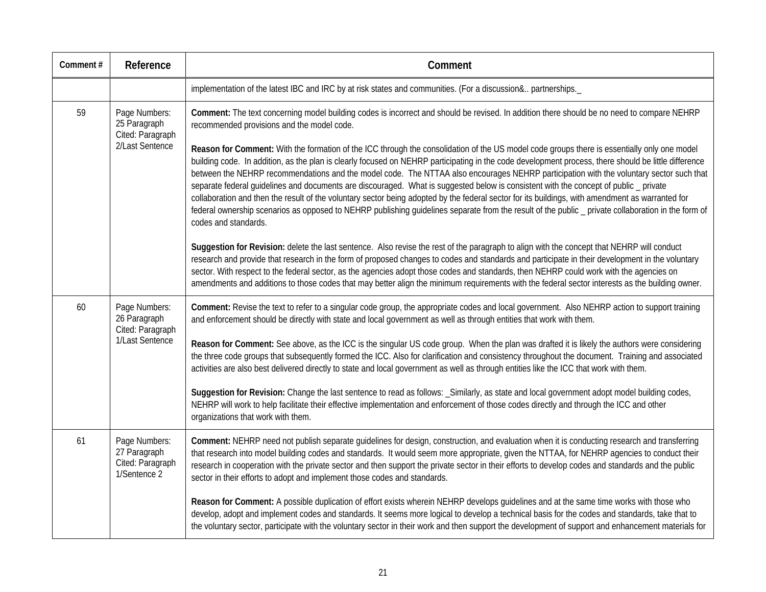| Comment # | Reference | Comment |
|---|---|---|
| | | implementation of the latest IBC and IRC by at risk states and communities. (For a discussion&.. partnerships._ |
| 59 | Page Numbers: 25 Paragraph Cited: Paragraph 2/Last Sentence | **Comment:** The text concerning model building codes is incorrect and should be revised. In addition there should be no need to compare NEHRP recommended provisions and the model code.<br><br>**Reason for Comment:** With the formation of the ICC through the consolidation of the US model code groups there is essentially only one model building code. In addition, as the plan is clearly focused on NEHRP participating in the code development process, there should be little difference between the NEHRP recommendations and the model code. The NTTAA also encourages NEHRP participation with the voluntary sector such that separate federal guidelines and documents are discouraged. What is suggested below is consistent with the concept of public _ private collaboration and then the result of the voluntary sector being adopted by the federal sector for its buildings, with amendment as warranted for federal ownership scenarios as opposed to NEHRP publishing guidelines separate from the result of the public _ private collaboration in the form of codes and standards.<br><br>**Suggestion for Revision:** delete the last sentence. Also revise the rest of the paragraph to align with the concept that NEHRP will conduct research and provide that research in the form of proposed changes to codes and standards and participate in their development in the voluntary sector. With respect to the federal sector, as the agencies adopt those codes and standards, then NEHRP could work with the agencies on amendments and additions to those codes that may better align the minimum requirements with the federal sector interests as the building owner. |
| 60 | Page Numbers: 26 Paragraph Cited: Paragraph 1/Last Sentence | **Comment:** Revise the text to refer to a singular code group, the appropriate codes and local government. Also NEHRP action to support training and enforcement should be directly with state and local government as well as through entities that work with them.<br><br>**Reason for Comment:** See above, as the ICC is the singular US code group. When the plan was drafted it is likely the authors were considering the three code groups that subsequently formed the ICC. Also for clarification and consistency throughout the document. Training and associated activities are also best delivered directly to state and local government as well as through entities like the ICC that work with them.<br><br>**Suggestion for Revision:** Change the last sentence to read as follows: _Similarly, as state and local government adopt model building codes, NEHRP will work to help facilitate their effective implementation and enforcement of those codes directly and through the ICC and other organizations that work with them. |
| 61 | Page Numbers: 27 Paragraph Cited: Paragraph 1/Sentence 2 | **Comment:** NEHRP need not publish separate guidelines for design, construction, and evaluation when it is conducting research and transferring that research into model building codes and standards. It would seem more appropriate, given the NTTAA, for NEHRP agencies to conduct their research in cooperation with the private sector and then support the private sector in their efforts to develop codes and standards and the public sector in their efforts to adopt and implement those codes and standards.<br><br>**Reason for Comment:** A possible duplication of effort exists wherein NEHRP develops guidelines and at the same time works with those who develop, adopt and implement codes and standards. It seems more logical to develop a technical basis for the codes and standards, take that to the voluntary sector, participate with the voluntary sector in their work and then support the development of support and enhancement materials for |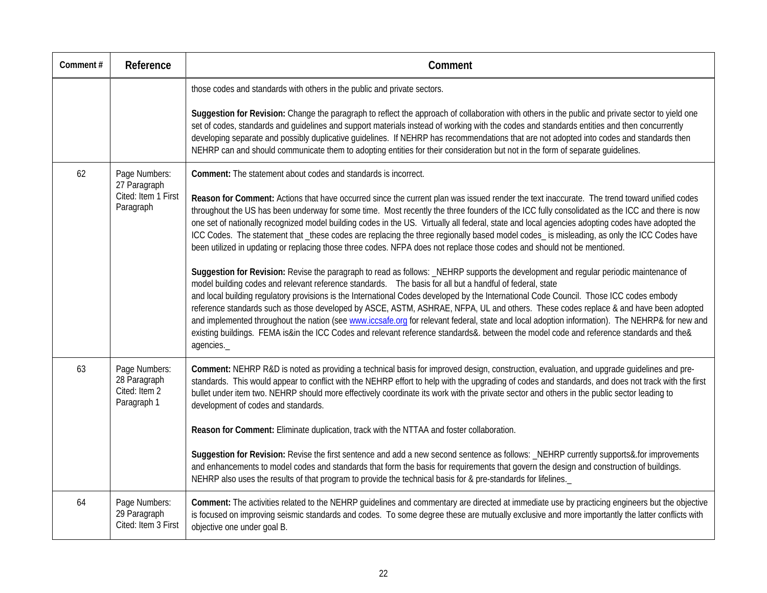| Comment # | Reference | Comment |
|---|---|---|
| | | those codes and standards with others in the public and private sectors.<br><br>**Suggestion for Revision:** Change the paragraph to reflect the approach of collaboration with others in the public and private sector to yield one set of codes, standards and guidelines and support materials instead of working with the codes and standards entities and then concurrently developing separate and possibly duplicative guidelines. If NEHRP has recommendations that are not adopted into codes and standards then NEHRP can and should communicate them to adopting entities for their consideration but not in the form of separate guidelines. |
| 62 | Page Numbers: 27 Paragraph Cited: Item 1 First Paragraph | **Comment:** The statement about codes and standards is incorrect.<br><br>**Reason for Comment:** Actions that have occurred since the current plan was issued render the text inaccurate. The trend toward unified codes throughout the US has been underway for some time. Most recently the three founders of the ICC fully consolidated as the ICC and there is now one set of nationally recognized model building codes in the US. Virtually all federal, state and local agencies adopting codes have adopted the ICC Codes. The statement that _these codes are replacing the three regionally based model codes_ is misleading, as only the ICC Codes have been utilized in updating or replacing those three codes. NFPA does not replace those codes and should not be mentioned.<br><br>**Suggestion for Revision:** Revise the paragraph to read as follows: _NEHRP supports the development and regular periodic maintenance of model building codes and relevant reference standards. The basis for all but a handful of federal, state and local building regulatory provisions is the International Codes developed by the International Code Council. Those ICC codes embody reference standards such as those developed by ASCE, ASTM, ASHRAE, NFPA, UL and others. These codes replace & and have been adopted and implemented throughout the nation (see www.iccsafe.org for relevant federal, state and local adoption information). The NEHRP& for new and existing buildings. FEMA is&in the ICC Codes and relevant reference standards&. between the model code and reference standards and the& agencies._ |
| 63 | Page Numbers: 28 Paragraph Cited: Item 2 Paragraph 1 | **Comment:** NEHRP R&D is noted as providing a technical basis for improved design, construction, evaluation, and upgrade guidelines and pre-standards. This would appear to conflict with the NEHRP effort to help with the upgrading of codes and standards, and does not track with the first bullet under item two. NEHRP should more effectively coordinate its work with the private sector and others in the public sector leading to development of codes and standards.<br><br>**Reason for Comment:** Eliminate duplication, track with the NTTAA and foster collaboration.<br><br>**Suggestion for Revision:** Revise the first sentence and add a new second sentence as follows: _NEHRP currently supports&.for improvements and enhancements to model codes and standards that form the basis for requirements that govern the design and construction of buildings. NEHRP also uses the results of that program to provide the technical basis for & pre-standards for lifelines._ |
| 64 | Page Numbers: 29 Paragraph Cited: Item 3 First | **Comment:** The activities related to the NEHRP guidelines and commentary are directed at immediate use by practicing engineers but the objective is focused on improving seismic standards and codes. To some degree these are mutually exclusive and more importantly the latter conflicts with objective one under goal B. |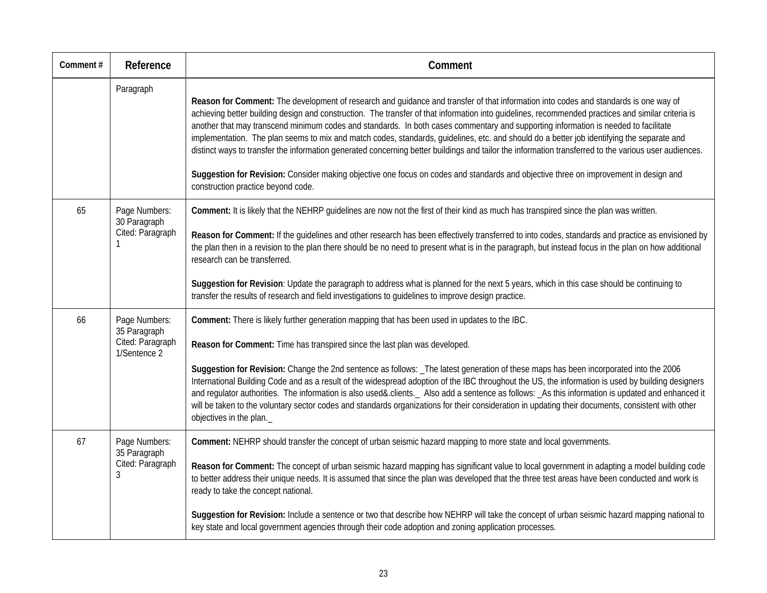| Comment # | Reference | Comment |
|---|---|---|
| | Paragraph | **Reason for Comment:** The development of research and guidance and transfer of that information into codes and standards is one way of achieving better building design and construction. The transfer of that information into guidelines, recommended practices and similar criteria is another that may transcend minimum codes and standards. In both cases commentary and supporting information is needed to facilitate implementation. The plan seems to mix and match codes, standards, guidelines, etc. and should do a better job identifying the separate and distinct ways to transfer the information generated concerning better buildings and tailor the information transferred to the various user audiences.<br><br>**Suggestion for Revision:** Consider making objective one focus on codes and standards and objective three on improvement in design and construction practice beyond code. |
| 65 | Page Numbers: 30 Paragraph Cited: Paragraph 1 | **Comment:** It is likely that the NEHRP guidelines are now not the first of their kind as much has transpired since the plan was written.<br><br>**Reason for Comment:** If the guidelines and other research has been effectively transferred to into codes, standards and practice as envisioned by the plan then in a revision to the plan there should be no need to present what is in the paragraph, but instead focus in the plan on how additional research can be transferred.<br><br>**Suggestion for Revision**: Update the paragraph to address what is planned for the next 5 years, which in this case should be continuing to transfer the results of research and field investigations to guidelines to improve design practice. |
| 66 | Page Numbers: 35 Paragraph Cited: Paragraph 1/Sentence 2 | **Comment:** There is likely further generation mapping that has been used in updates to the IBC.<br><br>**Reason for Comment:** Time has transpired since the last plan was developed.<br><br>**Suggestion for Revision:** Change the 2nd sentence as follows: _The latest generation of these maps has been incorporated into the 2006 International Building Code and as a result of the widespread adoption of the IBC throughout the US, the information is used by building designers and regulator authorities. The information is also used&.clients._ Also add a sentence as follows: _As this information is updated and enhanced it will be taken to the voluntary sector codes and standards organizations for their consideration in updating their documents, consistent with other objectives in the plan._ |
| 67 | Page Numbers: 35 Paragraph Cited: Paragraph 3 | **Comment:** NEHRP should transfer the concept of urban seismic hazard mapping to more state and local governments.<br><br>**Reason for Comment:** The concept of urban seismic hazard mapping has significant value to local government in adapting a model building code to better address their unique needs. It is assumed that since the plan was developed that the three test areas have been conducted and work is ready to take the concept national.<br><br>**Suggestion for Revision:** Include a sentence or two that describe how NEHRP will take the concept of urban seismic hazard mapping national to key state and local government agencies through their code adoption and zoning application processes. |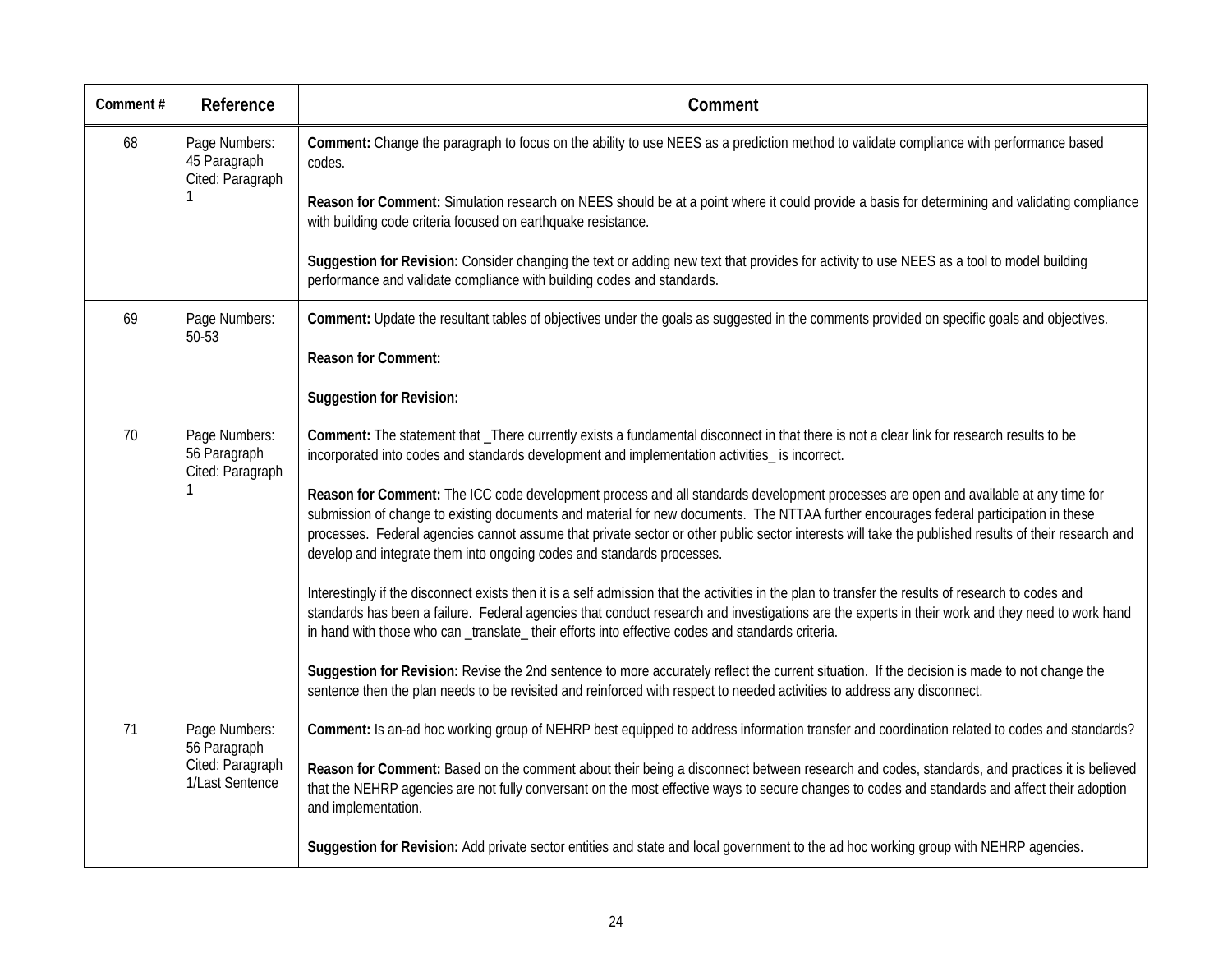| Comment # | Reference | Comment |
|---|---|---|
| 68 | Page Numbers: 45 Paragraph Cited: Paragraph 1 | **Comment:** Change the paragraph to focus on the ability to use NEES as a prediction method to validate compliance with performance based codes.<br><br>**Reason for Comment:** Simulation research on NEES should be at a point where it could provide a basis for determining and validating compliance with building code criteria focused on earthquake resistance.<br><br>**Suggestion for Revision:** Consider changing the text or adding new text that provides for activity to use NEES as a tool to model building performance and validate compliance with building codes and standards. |
| 69 | Page Numbers: 50-53 | **Comment:** Update the resultant tables of objectives under the goals as suggested in the comments provided on specific goals and objectives.<br><br>**Reason for Comment:**<br><br>**Suggestion for Revision:** |
| 70 | Page Numbers: 56 Paragraph Cited: Paragraph 1 | **Comment:** The statement that _There currently exists a fundamental disconnect in that there is not a clear link for research results to be incorporated into codes and standards development and implementation activities_ is incorrect.<br><br>**Reason for Comment:** The ICC code development process and all standards development processes are open and available at any time for submission of change to existing documents and material for new documents. The NTTAA further encourages federal participation in these processes. Federal agencies cannot assume that private sector or other public sector interests will take the published results of their research and develop and integrate them into ongoing codes and standards processes.<br><br>Interestingly if the disconnect exists then it is a self admission that the activities in the plan to transfer the results of research to codes and standards has been a failure. Federal agencies that conduct research and investigations are the experts in their work and they need to work hand in hand with those who can _translate_ their efforts into effective codes and standards criteria.<br><br>**Suggestion for Revision:** Revise the 2nd sentence to more accurately reflect the current situation. If the decision is made to not change the sentence then the plan needs to be revisited and reinforced with respect to needed activities to address any disconnect. |
| 71 | Page Numbers: 56 Paragraph Cited: Paragraph 1/Last Sentence | **Comment:** Is an-ad hoc working group of NEHRP best equipped to address information transfer and coordination related to codes and standards?<br><br>**Reason for Comment:** Based on the comment about their being a disconnect between research and codes, standards, and practices it is believed that the NEHRP agencies are not fully conversant on the most effective ways to secure changes to codes and standards and affect their adoption and implementation.<br><br>**Suggestion for Revision:** Add private sector entities and state and local government to the ad hoc working group with NEHRP agencies. |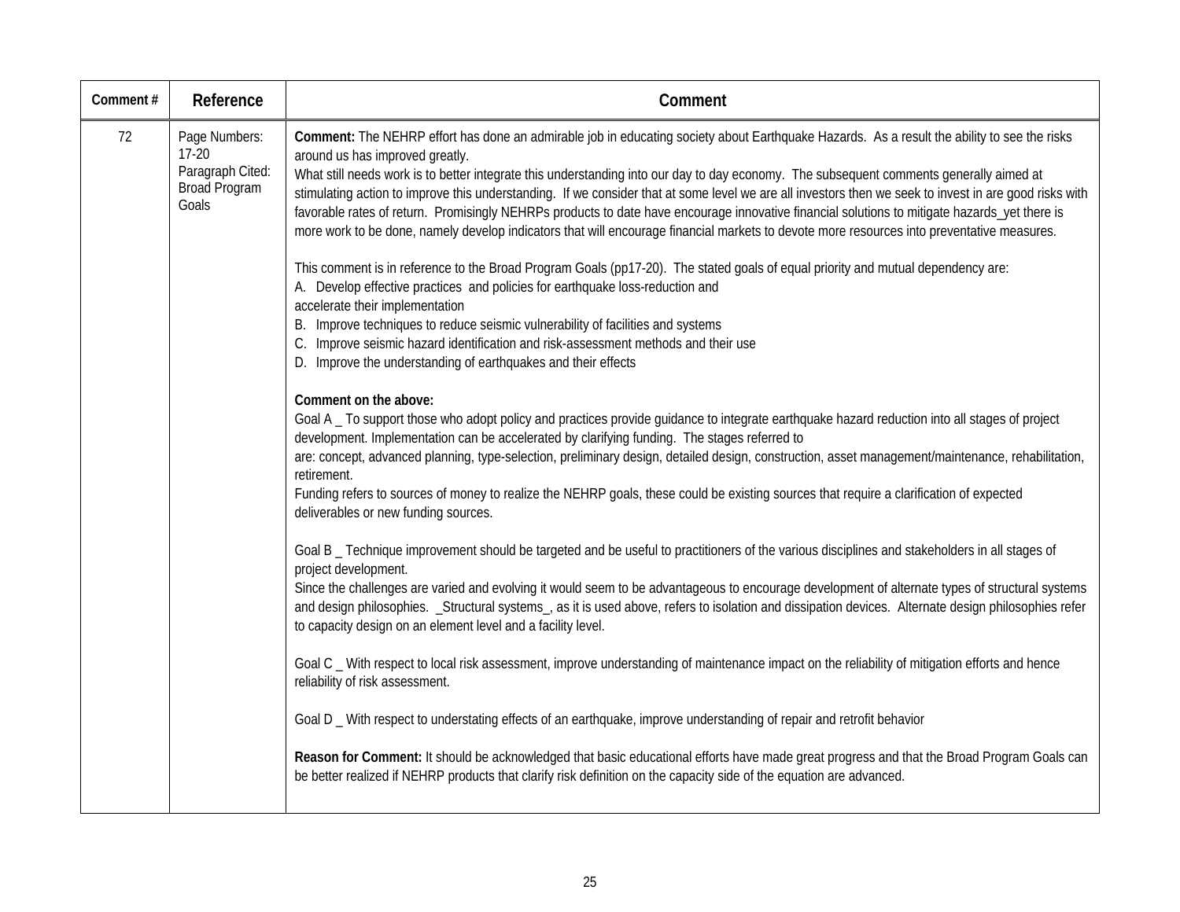| Comment # | Reference | Comment |
|---|---|---|
| 72 | Page Numbers: 17-20<br>Paragraph Cited: Broad Program Goals | **Comment:** The NEHRP effort has done an admirable job in educating society about Earthquake Hazards. As a result the ability to see the risks around us has improved greatly.<br>What still needs work is to better integrate this understanding into our day to day economy. The subsequent comments generally aimed at stimulating action to improve this understanding. If we consider that at some level we are all investors then we seek to invest in are good risks with favorable rates of return. Promisingly NEHRPs products to date have encourage innovative financial solutions to mitigate hazards_yet there is more work to be done, namely develop indicators that will encourage financial markets to devote more resources into preventative measures.<br><br>This comment is in reference to the Broad Program Goals (pp17-20). The stated goals of equal priority and mutual dependency are:<br>A. Develop effective practices and policies for earthquake loss-reduction and accelerate their implementation<br>B. Improve techniques to reduce seismic vulnerability of facilities and systems<br>C. Improve seismic hazard identification and risk-assessment methods and their use<br>D. Improve the understanding of earthquakes and their effects<br><br>**Comment on the above:**<br>Goal A _ To support those who adopt policy and practices provide guidance to integrate earthquake hazard reduction into all stages of project development. Implementation can be accelerated by clarifying funding. The stages referred to are: concept, advanced planning, type-selection, preliminary design, detailed design, construction, asset management/maintenance, rehabilitation, retirement.<br>Funding refers to sources of money to realize the NEHRP goals, these could be existing sources that require a clarification of expected deliverables or new funding sources.<br><br>Goal B _ Technique improvement should be targeted and be useful to practitioners of the various disciplines and stakeholders in all stages of project development.<br>Since the challenges are varied and evolving it would seem to be advantageous to encourage development of alternate types of structural systems and design philosophies. _Structural systems_, as it is used above, refers to isolation and dissipation devices. Alternate design philosophies refer to capacity design on an element level and a facility level.<br><br>Goal C _ With respect to local risk assessment, improve understanding of maintenance impact on the reliability of mitigation efforts and hence reliability of risk assessment.<br><br>Goal D _ With respect to understating effects of an earthquake, improve understanding of repair and retrofit behavior<br><br>**Reason for Comment:** It should be acknowledged that basic educational efforts have made great progress and that the Broad Program Goals can be better realized if NEHRP products that clarify risk definition on the capacity side of the equation are advanced. |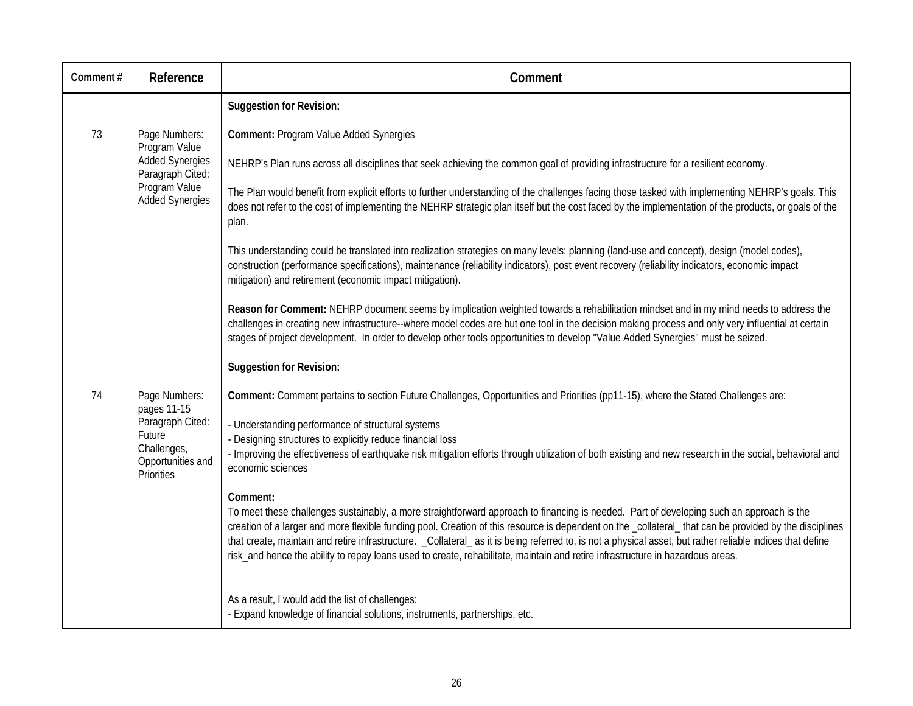| Comment # | Reference | Comment |
|---|---|---|
| | | **Suggestion for Revision:** |
| 73 | Page Numbers: Program Value Added Synergies<br>Paragraph Cited: Program Value Added Synergies | **Comment:** Program Value Added Synergies<br><br>NEHRP's Plan runs across all disciplines that seek achieving the common goal of providing infrastructure for a resilient economy.<br><br>The Plan would benefit from explicit efforts to further understanding of the challenges facing those tasked with implementing NEHRP's goals. This does not refer to the cost of implementing the NEHRP strategic plan itself but the cost faced by the implementation of the products, or goals of the plan.<br><br>This understanding could be translated into realization strategies on many levels: planning (land-use and concept), design (model codes), construction (performance specifications), maintenance (reliability indicators), post event recovery (reliability indicators, economic impact mitigation) and retirement (economic impact mitigation).<br><br>**Reason for Comment:** NEHRP document seems by implication weighted towards a rehabilitation mindset and in my mind needs to address the challenges in creating new infrastructure--where model codes are but one tool in the decision making process and only very influential at certain stages of project development. In order to develop other tools opportunities to develop "Value Added Synergies" must be seized.<br><br>**Suggestion for Revision:** |
| 74 | Page Numbers: pages 11-15<br>Paragraph Cited: Future Challenges, Opportunities and Priorities | **Comment:** Comment pertains to section Future Challenges, Opportunities and Priorities (pp11-15), where the Stated Challenges are:<br><br>- Understanding performance of structural systems<br>- Designing structures to explicitly reduce financial loss<br>- Improving the effectiveness of earthquake risk mitigation efforts through utilization of both existing and new research in the social, behavioral and economic sciences<br><br>**Comment:**<br>To meet these challenges sustainably, a more straightforward approach to financing is needed. Part of developing such an approach is the creation of a larger and more flexible funding pool. Creation of this resource is dependent on the _collateral_ that can be provided by the disciplines that create, maintain and retire infrastructure. _Collateral_ as it is being referred to, is not a physical asset, but rather reliable indices that define risk_and hence the ability to repay loans used to create, rehabilitate, maintain and retire infrastructure in hazardous areas.<br><br>As a result, I would add the list of challenges:<br>- Expand knowledge of financial solutions, instruments, partnerships, etc. |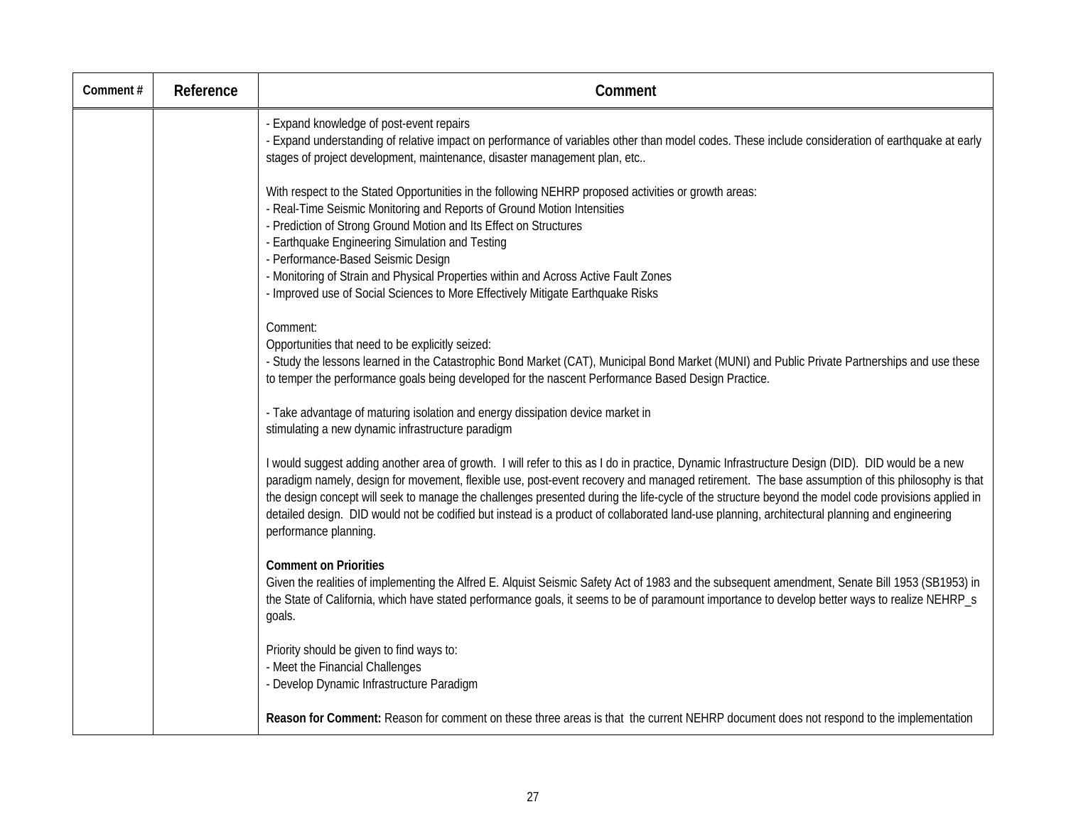| Comment # | Reference | Comment |
|---|---|---|
| | | - Expand knowledge of post-event repairs<br>- Expand understanding of relative impact on performance of variables other than model codes. These include consideration of earthquake at early stages of project development, maintenance, disaster management plan, etc..<br><br>With respect to the Stated Opportunities in the following NEHRP proposed activities or growth areas:<br>- Real-Time Seismic Monitoring and Reports of Ground Motion Intensities<br>- Prediction of Strong Ground Motion and Its Effect on Structures<br>- Earthquake Engineering Simulation and Testing<br>- Performance-Based Seismic Design<br>- Monitoring of Strain and Physical Properties within and Across Active Fault Zones<br>- Improved use of Social Sciences to More Effectively Mitigate Earthquake Risks<br><br>Comment:<br>Opportunities that need to be explicitly seized:<br>- Study the lessons learned in the Catastrophic Bond Market (CAT), Municipal Bond Market (MUNI) and Public Private Partnerships and use these to temper the performance goals being developed for the nascent Performance Based Design Practice.<br><br>- Take advantage of maturing isolation and energy dissipation device market in stimulating a new dynamic infrastructure paradigm<br><br>I would suggest adding another area of growth. I will refer to this as I do in practice, Dynamic Infrastructure Design (DID). DID would be a new paradigm namely, design for movement, flexible use, post-event recovery and managed retirement. The base assumption of this philosophy is that the design concept will seek to manage the challenges presented during the life-cycle of the structure beyond the model code provisions applied in detailed design. DID would not be codified but instead is a product of collaborated land-use planning, architectural planning and engineering performance planning.<br><br>**Comment on Priorities**<br>Given the realities of implementing the Alfred E. Alquist Seismic Safety Act of 1983 and the subsequent amendment, Senate Bill 1953 (SB1953) in the State of California, which have stated performance goals, it seems to be of paramount importance to develop better ways to realize NEHRP_s goals.<br><br>Priority should be given to find ways to:<br>- Meet the Financial Challenges<br>- Develop Dynamic Infrastructure Paradigm<br><br>**Reason for Comment:** Reason for comment on these three areas is that the current NEHRP document does not respond to the implementation |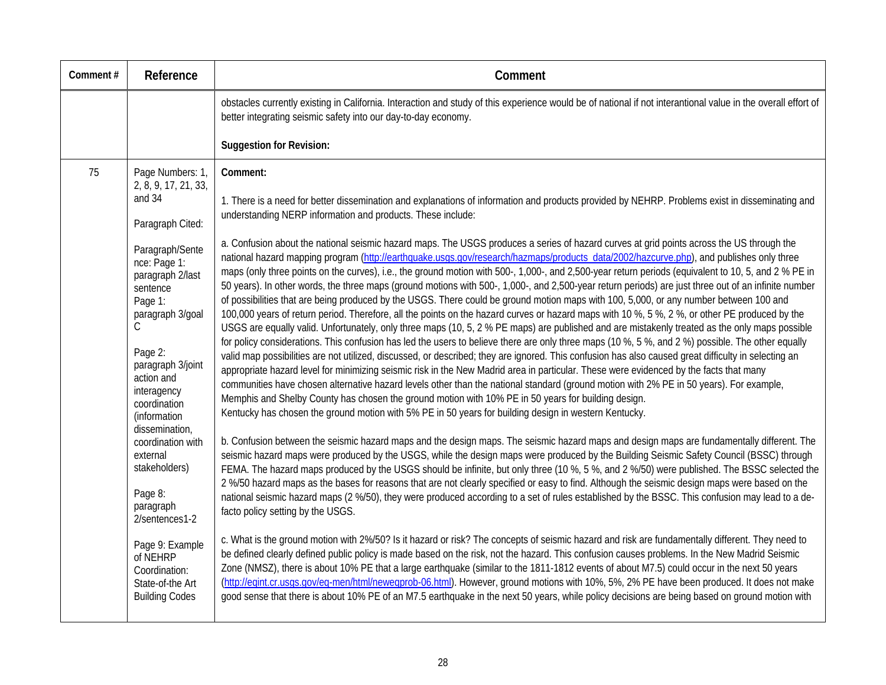| Comment # | Reference | Comment |
|---|---|---|
| | | obstacles currently existing in California. Interaction and study of this experience would be of national if not interantional value in the overall effort of better integrating seismic safety into our day-to-day economy.<br><br>**Suggestion for Revision:** |
| 75 | Page Numbers: 1, 2, 8, 9, 17, 21, 33, and 34<br><br>Paragraph Cited:<br><br>Paragraph/Sentence: Page 1: paragraph 2/last sentence<br>Page 1: paragraph 3/goal C<br><br>Page 2: paragraph 3/joint action and interagency coordination (information dissemination, coordination with external stakeholders)<br><br>Page 8: paragraph 2/sentences1-2<br><br>Page 9: Example of NEHRP Coordination: State-of-the Art Building Codes | **Comment:**<br><br>1. There is a need for better dissemination and explanations of information and products provided by NEHRP. Problems exist in disseminating and understanding NERP information and products. These include:<br><br>a. Confusion about the national seismic hazard maps. The USGS produces a series of hazard curves at grid points across the US through the national hazard mapping program (http://earthquake.usgs.gov/research/hazmaps/products_data/2002/hazcurve.php), and publishes only three maps (only three points on the curves), i.e., the ground motion with 500-, 1,000-, and 2,500-year return periods (equivalent to 10, 5, and 2 % PE in 50 years). In other words, the three maps (ground motions with 500-, 1,000-, and 2,500-year return periods) are just three out of an infinite number of possibilities that are being produced by the USGS. There could be ground motion maps with 100, 5,000, or any number between 100 and 100,000 years of return period. Therefore, all the points on the hazard curves or hazard maps with 10 %, 5 %, 2 %, or other PE produced by the USGS are equally valid. Unfortunately, only three maps (10, 5, 2 % PE maps) are published and are mistakenly treated as the only maps possible for policy considerations. This confusion has led the users to believe there are only three maps (10 %, 5 %, and 2 %) possible. The other equally valid map possibilities are not utilized, discussed, or described; they are ignored. This confusion has also caused great difficulty in selecting an appropriate hazard level for minimizing seismic risk in the New Madrid area in particular. These were evidenced by the facts that many communities have chosen alternative hazard levels other than the national standard (ground motion with 2% PE in 50 years). For example, Memphis and Shelby County has chosen the ground motion with 10% PE in 50 years for building design.<br>Kentucky has chosen the ground motion with 5% PE in 50 years for building design in western Kentucky.<br><br>b. Confusion between the seismic hazard maps and the design maps. The seismic hazard maps and design maps are fundamentally different. The seismic hazard maps were produced by the USGS, while the design maps were produced by the Building Seismic Safety Council (BSSC) through FEMA. The hazard maps produced by the USGS should be infinite, but only three (10 %, 5 %, and 2 %/50) were published. The BSSC selected the 2 %/50 hazard maps as the bases for reasons that are not clearly specified or easy to find. Although the seismic design maps were based on the national seismic hazard maps (2 %/50), they were produced according to a set of rules established by the BSSC. This confusion may lead to a de-facto policy setting by the USGS.<br><br>c. What is the ground motion with 2%/50? Is it hazard or risk? The concepts of seismic hazard and risk are fundamentally different. They need to be defined clearly defined public policy is made based on the risk, not the hazard. This confusion causes problems. In the New Madrid Seismic Zone (NMSZ), there is about 10% PE that a large earthquake (similar to the 1811-1812 events of about M7.5) could occur in the next 50 years (http://eqint.cr.usgs.gov/eq-men/html/neweqprob-06.html). However, ground motions with 10%, 5%, 2% PE have been produced. It does not make good sense that there is about 10% PE of an M7.5 earthquake in the next 50 years, while policy decisions are being based on ground motion with |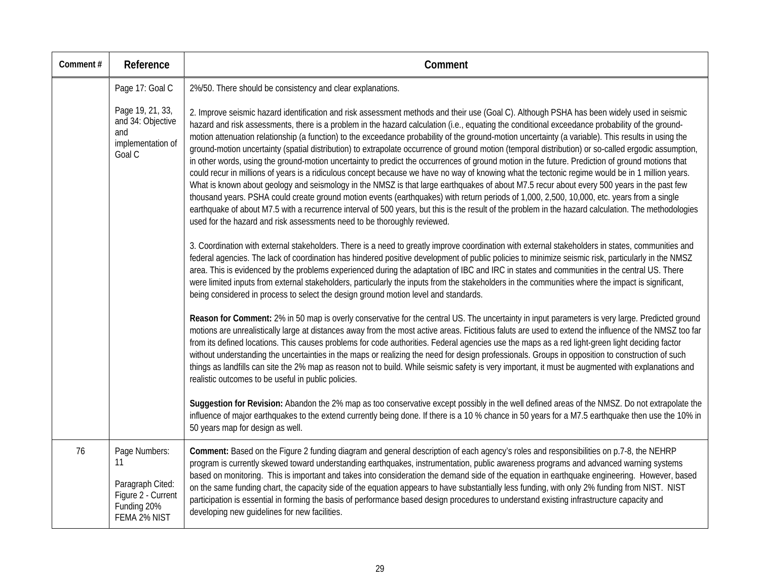| Comment # | Reference | Comment |
|---|---|---|
| | Page 17: Goal C<br><br>Page 19, 21, 33, and 34: Objective and implementation of Goal C | 2%/50. There should be consistency and clear explanations.<br><br>2. Improve seismic hazard identification and risk assessment methods and their use (Goal C). Although PSHA has been widely used in seismic hazard and risk assessments, there is a problem in the hazard calculation (i.e., equating the conditional exceedance probability of the ground-motion attenuation relationship (a function) to the exceedance probability of the ground-motion uncertainty (a variable). This results in using the ground-motion uncertainty (spatial distribution) to extrapolate occurrence of ground motion (temporal distribution) or so-called ergodic assumption, in other words, using the ground-motion uncertainty to predict the occurrences of ground motion in the future. Prediction of ground motions that could recur in millions of years is a ridiculous concept because we have no way of knowing what the tectonic regime would be in 1 million years. What is known about geology and seismology in the NMSZ is that large earthquakes of about M7.5 recur about every 500 years in the past few thousand years. PSHA could create ground motion events (earthquakes) with return periods of 1,000, 2,500, 10,000, etc. years from a single earthquake of about M7.5 with a recurrence interval of 500 years, but this is the result of the problem in the hazard calculation. The methodologies used for the hazard and risk assessments need to be thoroughly reviewed.<br><br>3. Coordination with external stakeholders. There is a need to greatly improve coordination with external stakeholders in states, communities and federal agencies. The lack of coordination has hindered positive development of public policies to minimize seismic risk, particularly in the NMSZ area. This is evidenced by the problems experienced during the adaptation of IBC and IRC in states and communities in the central US. There were limited inputs from external stakeholders, particularly the inputs from the stakeholders in the communities where the impact is significant, being considered in process to select the design ground motion level and standards.<br><br>**Reason for Comment:** 2% in 50 map is overly conservative for the central US. The uncertainty in input parameters is very large. Predicted ground motions are unrealistically large at distances away from the most active areas. Fictitious faluts are used to extend the influence of the NMSZ too far from its defined locations. This causes problems for code authorities. Federal agencies use the maps as a red light-green light deciding factor without understanding the uncertainties in the maps or realizing the need for design professionals. Groups in opposition to construction of such things as landfills can site the 2% map as reason not to build. While seismic safety is very important, it must be augmented with explanations and realistic outcomes to be useful in public policies.<br><br>**Suggestion for Revision:** Abandon the 2% map as too conservative except possibly in the well defined areas of the NMSZ. Do not extrapolate the influence of major earthquakes to the extend currently being done. If there is a 10 % chance in 50 years for a M7.5 earthquake then use the 10% in 50 years map for design as well. |
| 76 | Page Numbers: 11<br><br>Paragraph Cited: Figure 2 - Current Funding 20% FEMA 2% NIST | **Comment:** Based on the Figure 2 funding diagram and general description of each agency's roles and responsibilities on p.7-8, the NEHRP program is currently skewed toward understanding earthquakes, instrumentation, public awareness programs and advanced warning systems based on monitoring. This is important and takes into consideration the demand side of the equation in earthquake engineering. However, based on the same funding chart, the capacity side of the equation appears to have substantially less funding, with only 2% funding from NIST. NIST participation is essential in forming the basis of performance based design procedures to understand existing infrastructure capacity and developing new guidelines for new facilities. |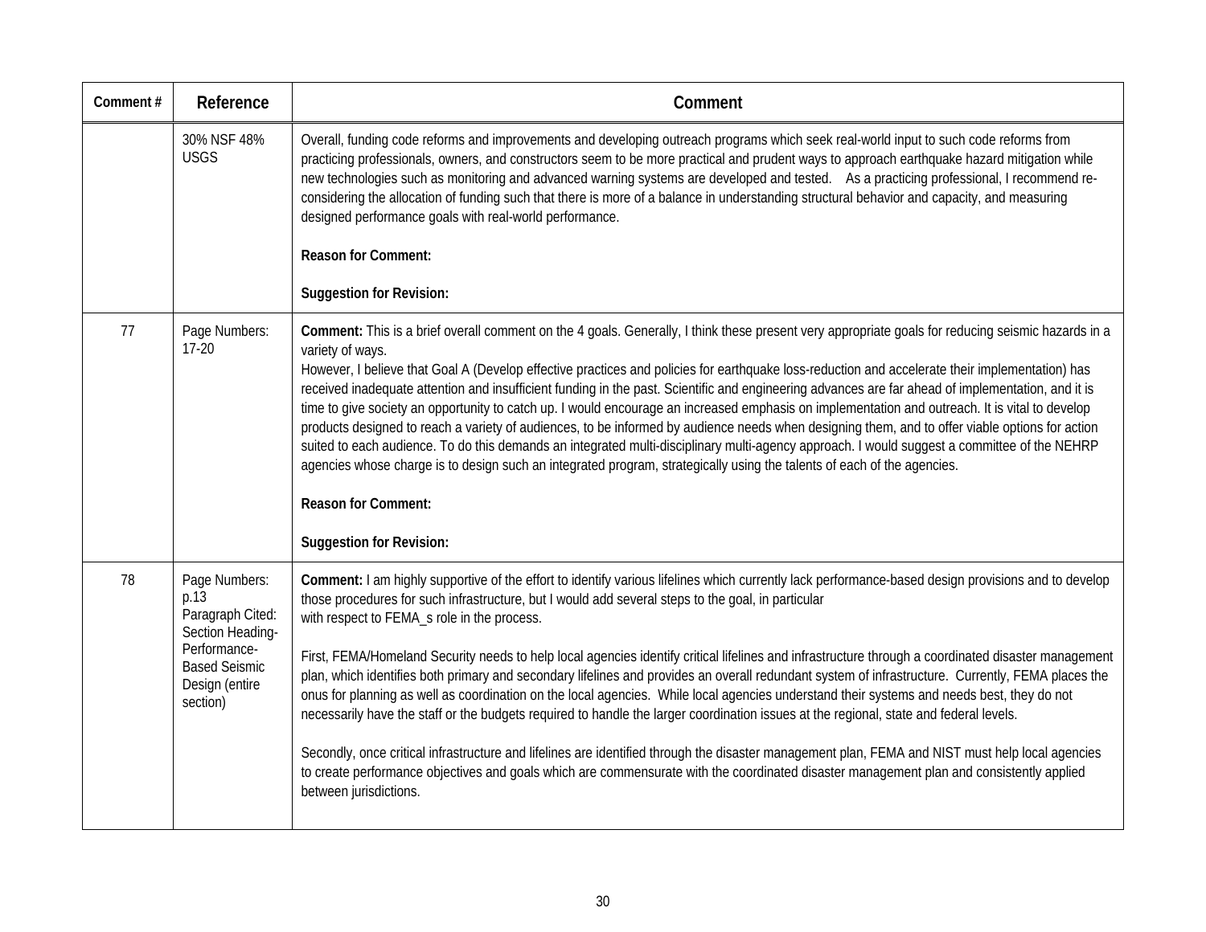| Comment # | Reference | Comment |
|---|---|---|
| | 30% NSF 48% USGS | Overall, funding code reforms and improvements and developing outreach programs which seek real-world input to such code reforms from practicing professionals, owners, and constructors seem to be more practical and prudent ways to approach earthquake hazard mitigation while new technologies such as monitoring and advanced warning systems are developed and tested. As a practicing professional, I recommend re-considering the allocation of funding such that there is more of a balance in understanding structural behavior and capacity, and measuring designed performance goals with real-world performance.<br><br>**Reason for Comment:**<br><br>**Suggestion for Revision:** |
| 77 | Page Numbers: 17-20 | **Comment:** This is a brief overall comment on the 4 goals. Generally, I think these present very appropriate goals for reducing seismic hazards in a variety of ways.<br>However, I believe that Goal A (Develop effective practices and policies for earthquake loss-reduction and accelerate their implementation) has received inadequate attention and insufficient funding in the past. Scientific and engineering advances are far ahead of implementation, and it is time to give society an opportunity to catch up. I would encourage an increased emphasis on implementation and outreach. It is vital to develop products designed to reach a variety of audiences, to be informed by audience needs when designing them, and to offer viable options for action suited to each audience. To do this demands an integrated multi-disciplinary multi-agency approach. I would suggest a committee of the NEHRP agencies whose charge is to design such an integrated program, strategically using the talents of each of the agencies.<br><br>**Reason for Comment:**<br><br>**Suggestion for Revision:** |
| 78 | Page Numbers: p.13<br>Paragraph Cited: Section Heading-Performance-Based Seismic Design (entire section) | **Comment:** I am highly supportive of the effort to identify various lifelines which currently lack performance-based design provisions and to develop those procedures for such infrastructure, but I would add several steps to the goal, in particular with respect to FEMA_s role in the process.<br><br>First, FEMA/Homeland Security needs to help local agencies identify critical lifelines and infrastructure through a coordinated disaster management plan, which identifies both primary and secondary lifelines and provides an overall redundant system of infrastructure. Currently, FEMA places the onus for planning as well as coordination on the local agencies. While local agencies understand their systems and needs best, they do not necessarily have the staff or the budgets required to handle the larger coordination issues at the regional, state and federal levels.<br><br>Secondly, once critical infrastructure and lifelines are identified through the disaster management plan, FEMA and NIST must help local agencies to create performance objectives and goals which are commensurate with the coordinated disaster management plan and consistently applied between jurisdictions. |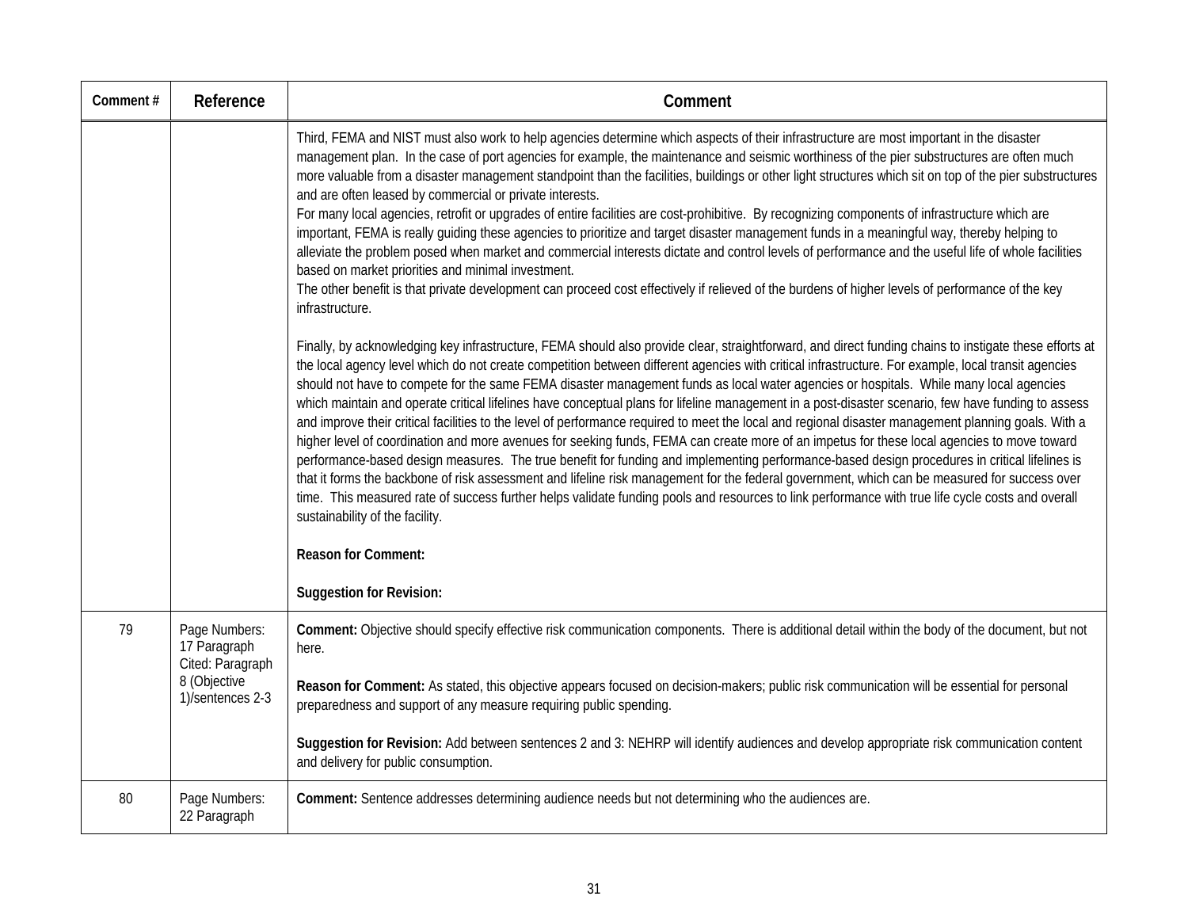| Comment # | Reference | Comment |
|---|---|---|
| | | Third, FEMA and NIST must also work to help agencies determine which aspects of their infrastructure are most important in the disaster management plan. In the case of port agencies for example, the maintenance and seismic worthiness of the pier substructures are often much more valuable from a disaster management standpoint than the facilities, buildings or other light structures which sit on top of the pier substructures and are often leased by commercial or private interests.<br>For many local agencies, retrofit or upgrades of entire facilities are cost-prohibitive. By recognizing components of infrastructure which are important, FEMA is really guiding these agencies to prioritize and target disaster management funds in a meaningful way, thereby helping to alleviate the problem posed when market and commercial interests dictate and control levels of performance and the useful life of whole facilities based on market priorities and minimal investment.<br>The other benefit is that private development can proceed cost effectively if relieved of the burdens of higher levels of performance of the key infrastructure.<br><br>Finally, by acknowledging key infrastructure, FEMA should also provide clear, straightforward, and direct funding chains to instigate these efforts at the local agency level which do not create competition between different agencies with critical infrastructure. For example, local transit agencies should not have to compete for the same FEMA disaster management funds as local water agencies or hospitals. While many local agencies which maintain and operate critical lifelines have conceptual plans for lifeline management in a post-disaster scenario, few have funding to assess and improve their critical facilities to the level of performance required to meet the local and regional disaster management planning goals. With a higher level of coordination and more avenues for seeking funds, FEMA can create more of an impetus for these local agencies to move toward performance-based design measures. The true benefit for funding and implementing performance-based design procedures in critical lifelines is that it forms the backbone of risk assessment and lifeline risk management for the federal government, which can be measured for success over time. This measured rate of success further helps validate funding pools and resources to link performance with true life cycle costs and overall sustainability of the facility.<br><br>**Reason for Comment:**<br><br>**Suggestion for Revision:** |
| 79 | Page Numbers: 17 Paragraph Cited: Paragraph 8 (Objective 1)/sentences 2-3 | **Comment:** Objective should specify effective risk communication components. There is additional detail within the body of the document, but not here.<br><br>**Reason for Comment:** As stated, this objective appears focused on decision-makers; public risk communication will be essential for personal preparedness and support of any measure requiring public spending.<br><br>**Suggestion for Revision:** Add between sentences 2 and 3: NEHRP will identify audiences and develop appropriate risk communication content and delivery for public consumption. |
| 80 | Page Numbers: 22 Paragraph | **Comment:** Sentence addresses determining audience needs but not determining who the audiences are. |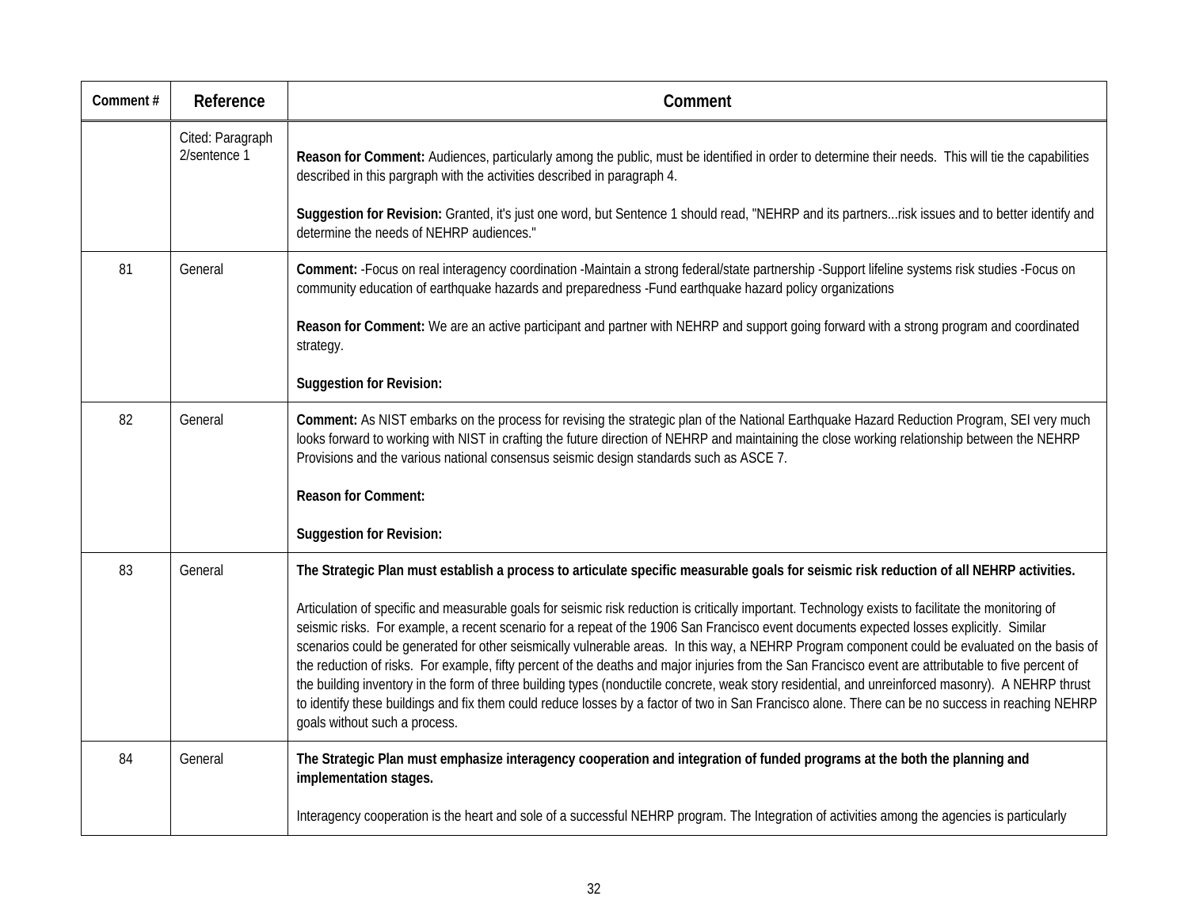| Comment # | Reference | Comment |
|---|---|---|
| | Cited: Paragraph 2/sentence 1 | **Reason for Comment:** Audiences, particularly among the public, must be identified in order to determine their needs. This will tie the capabilities described in this pargraph with the activities described in paragraph 4.<br><br>**Suggestion for Revision:** Granted, it's just one word, but Sentence 1 should read, "NEHRP and its partners...risk issues and to better identify and determine the needs of NEHRP audiences." |
| 81 | General | **Comment:** -Focus on real interagency coordination -Maintain a strong federal/state partnership -Support lifeline systems risk studies -Focus on community education of earthquake hazards and preparedness -Fund earthquake hazard policy organizations<br><br>**Reason for Comment:** We are an active participant and partner with NEHRP and support going forward with a strong program and coordinated strategy.<br><br>**Suggestion for Revision:** |
| 82 | General | **Comment:** As NIST embarks on the process for revising the strategic plan of the National Earthquake Hazard Reduction Program, SEI very much looks forward to working with NIST in crafting the future direction of NEHRP and maintaining the close working relationship between the NEHRP Provisions and the various national consensus seismic design standards such as ASCE 7.<br><br>**Reason for Comment:**<br><br>**Suggestion for Revision:** |
| 83 | General | **The Strategic Plan must establish a process to articulate specific measurable goals for seismic risk reduction of all NEHRP activities.**<br><br>Articulation of specific and measurable goals for seismic risk reduction is critically important. Technology exists to facilitate the monitoring of seismic risks. For example, a recent scenario for a repeat of the 1906 San Francisco event documents expected losses explicitly. Similar scenarios could be generated for other seismically vulnerable areas. In this way, a NEHRP Program component could be evaluated on the basis of the reduction of risks. For example, fifty percent of the deaths and major injuries from the San Francisco event are attributable to five percent of the building inventory in the form of three building types (nonductile concrete, weak story residential, and unreinforced masonry). A NEHRP thrust to identify these buildings and fix them could reduce losses by a factor of two in San Francisco alone. There can be no success in reaching NEHRP goals without such a process. |
| 84 | General | **The Strategic Plan must emphasize interagency cooperation and integration of funded programs at the both the planning and implementation stages.**<br><br>Interagency cooperation is the heart and sole of a successful NEHRP program. The Integration of activities among the agencies is particularly |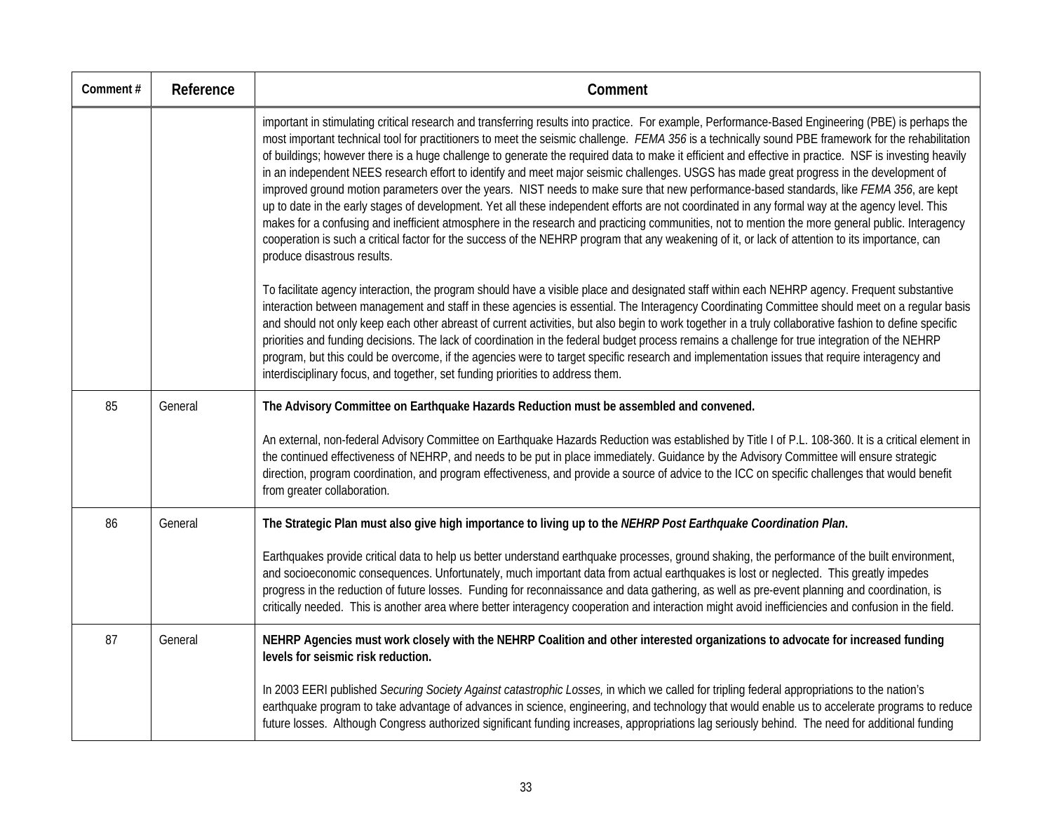| Comment # | Reference | Comment |
| --- | --- | --- |
| | | important in stimulating critical research and transferring results into practice. For example, Performance-Based Engineering (PBE) is perhaps the most important technical tool for practitioners to meet the seismic challenge. *FEMA 356* is a technically sound PBE framework for the rehabilitation of buildings; however there is a huge challenge to generate the required data to make it efficient and effective in practice. NSF is investing heavily in an independent NEES research effort to identify and meet major seismic challenges. USGS has made great progress in the development of improved ground motion parameters over the years. NIST needs to make sure that new performance-based standards, like *FEMA 356*, are kept up to date in the early stages of development. Yet all these independent efforts are not coordinated in any formal way at the agency level. This makes for a confusing and inefficient atmosphere in the research and practicing communities, not to mention the more general public. Interagency cooperation is such a critical factor for the success of the NEHRP program that any weakening of it, or lack of attention to its importance, can produce disastrous results.<br><br>To facilitate agency interaction, the program should have a visible place and designated staff within each NEHRP agency. Frequent substantive interaction between management and staff in these agencies is essential. The Interagency Coordinating Committee should meet on a regular basis and should not only keep each other abreast of current activities, but also begin to work together in a truly collaborative fashion to define specific priorities and funding decisions. The lack of coordination in the federal budget process remains a challenge for true integration of the NEHRP program, but this could be overcome, if the agencies were to target specific research and implementation issues that require interagency and interdisciplinary focus, and together, set funding priorities to address them. |
| 85 | General | **The Advisory Committee on Earthquake Hazards Reduction must be assembled and convened.**<br><br>An external, non-federal Advisory Committee on Earthquake Hazards Reduction was established by Title I of P.L. 108-360. It is a critical element in the continued effectiveness of NEHRP, and needs to be put in place immediately. Guidance by the Advisory Committee will ensure strategic direction, program coordination, and program effectiveness, and provide a source of advice to the ICC on specific challenges that would benefit from greater collaboration. |
| 86 | General | **The Strategic Plan must also give high importance to living up to the *NEHRP Post Earthquake Coordination Plan*.**<br><br>Earthquakes provide critical data to help us better understand earthquake processes, ground shaking, the performance of the built environment, and socioeconomic consequences. Unfortunately, much important data from actual earthquakes is lost or neglected. This greatly impedes progress in the reduction of future losses. Funding for reconnaissance and data gathering, as well as pre-event planning and coordination, is critically needed. This is another area where better interagency cooperation and interaction might avoid inefficiencies and confusion in the field. |
| 87 | General | **NEHRP Agencies must work closely with the NEHRP Coalition and other interested organizations to advocate for increased funding levels for seismic risk reduction.**<br><br>In 2003 EERI published *Securing Society Against catastrophic Losses,* in which we called for tripling federal appropriations to the nation's earthquake program to take advantage of advances in science, engineering, and technology that would enable us to accelerate programs to reduce future losses. Although Congress authorized significant funding increases, appropriations lag seriously behind. The need for additional funding |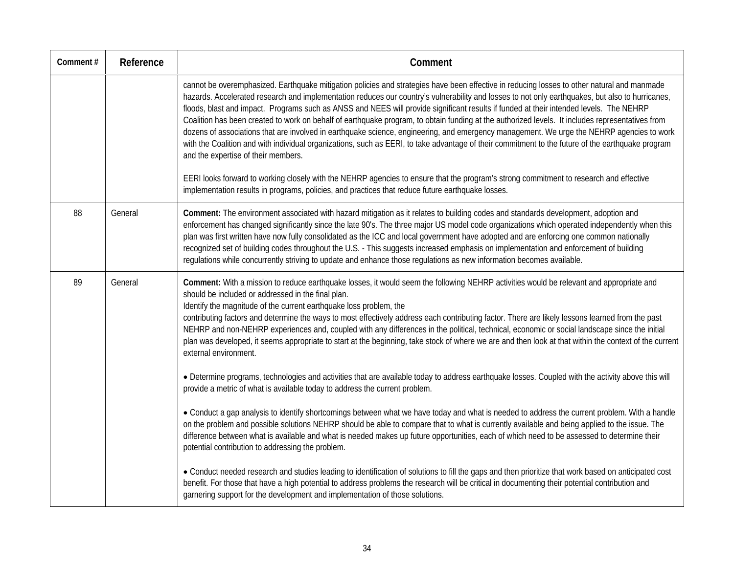| Comment # | Reference | Comment |
|---|---|---|
| | | cannot be overemphasized. Earthquake mitigation policies and strategies have been effective in reducing losses to other natural and manmade hazards. Accelerated research and implementation reduces our country's vulnerability and losses to not only earthquakes, but also to hurricanes, floods, blast and impact. Programs such as ANSS and NEES will provide significant results if funded at their intended levels. The NEHRP Coalition has been created to work on behalf of earthquake program, to obtain funding at the authorized levels. It includes representatives from dozens of associations that are involved in earthquake science, engineering, and emergency management. We urge the NEHRP agencies to work with the Coalition and with individual organizations, such as EERI, to take advantage of their commitment to the future of the earthquake program and the expertise of their members.<br><br>EERI looks forward to working closely with the NEHRP agencies to ensure that the program's strong commitment to research and effective implementation results in programs, policies, and practices that reduce future earthquake losses. |
| 88 | General | **Comment:** The environment associated with hazard mitigation as it relates to building codes and standards development, adoption and enforcement has changed significantly since the late 90's. The three major US model code organizations which operated independently when this plan was first written have now fully consolidated as the ICC and local government have adopted and are enforcing one common nationally recognized set of building codes throughout the U.S. - This suggests increased emphasis on implementation and enforcement of building regulations while concurrently striving to update and enhance those regulations as new information becomes available. |
| 89 | General | **Comment:** With a mission to reduce earthquake losses, it would seem the following NEHRP activities would be relevant and appropriate and should be included or addressed in the final plan.<br>Identify the magnitude of the current earthquake loss problem, the<br>contributing factors and determine the ways to most effectively address each contributing factor. There are likely lessons learned from the past NEHRP and non-NEHRP experiences and, coupled with any differences in the political, technical, economic or social landscape since the initial plan was developed, it seems appropriate to start at the beginning, take stock of where we are and then look at that within the context of the current external environment.<br><br>• Determine programs, technologies and activities that are available today to address earthquake losses. Coupled with the activity above this will provide a metric of what is available today to address the current problem.<br><br>• Conduct a gap analysis to identify shortcomings between what we have today and what is needed to address the current problem. With a handle on the problem and possible solutions NEHRP should be able to compare that to what is currently available and being applied to the issue. The difference between what is available and what is needed makes up future opportunities, each of which need to be assessed to determine their potential contribution to addressing the problem.<br><br>• Conduct needed research and studies leading to identification of solutions to fill the gaps and then prioritize that work based on anticipated cost benefit. For those that have a high potential to address problems the research will be critical in documenting their potential contribution and garnering support for the development and implementation of those solutions. |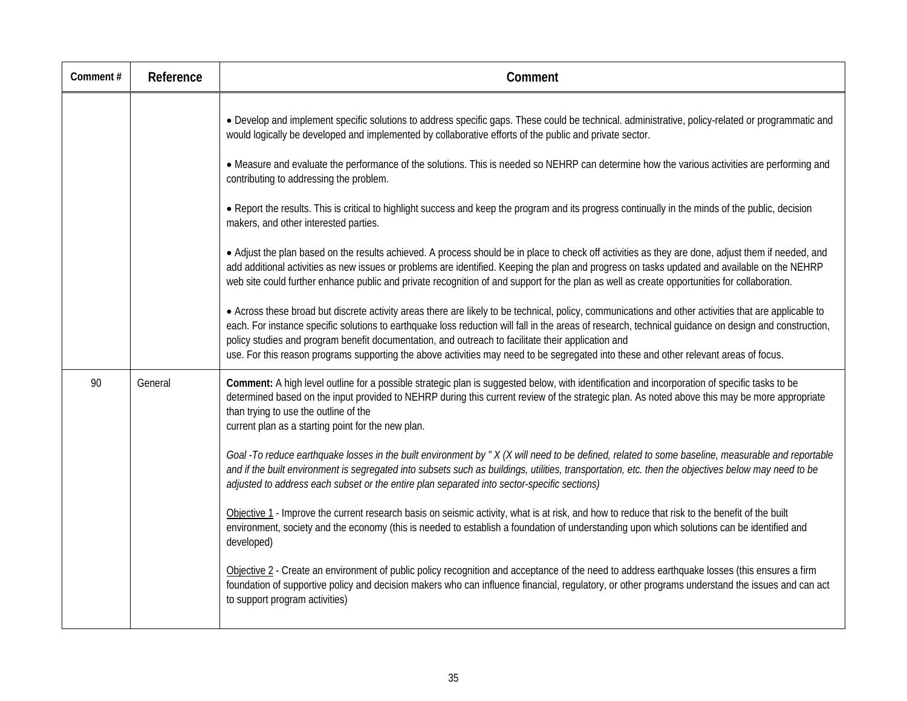| Comment # | Reference | Comment |
|---|---|---|
| | | • Develop and implement specific solutions to address specific gaps. These could be technical. administrative, policy-related or programmatic and would logically be developed and implemented by collaborative efforts of the public and private sector.<br><br>• Measure and evaluate the performance of the solutions. This is needed so NEHRP can determine how the various activities are performing and contributing to addressing the problem.<br><br>• Report the results. This is critical to highlight success and keep the program and its progress continually in the minds of the public, decision makers, and other interested parties.<br><br>• Adjust the plan based on the results achieved. A process should be in place to check off activities as they are done, adjust them if needed, and add additional activities as new issues or problems are identified. Keeping the plan and progress on tasks updated and available on the NEHRP web site could further enhance public and private recognition of and support for the plan as well as create opportunities for collaboration.<br><br>• Across these broad but discrete activity areas there are likely to be technical, policy, communications and other activities that are applicable to each. For instance specific solutions to earthquake loss reduction will fall in the areas of research, technical guidance on design and construction, policy studies and program benefit documentation, and outreach to facilitate their application and use. For this reason programs supporting the above activities may need to be segregated into these and other relevant areas of focus. |
| 90 | General | **Comment:** A high level outline for a possible strategic plan is suggested below, with identification and incorporation of specific tasks to be determined based on the input provided to NEHRP during this current review of the strategic plan. As noted above this may be more appropriate than trying to use the outline of the current plan as a starting point for the new plan.<br><br>*Goal -To reduce earthquake losses in the built environment by " X (X will need to be defined, related to some baseline, measurable and reportable and if the built environment is segregated into subsets such as buildings, utilities, transportation, etc. then the objectives below may need to be adjusted to address each subset or the entire plan separated into sector-specific sections)*<br><br><u>Objective 1</u> - Improve the current research basis on seismic activity, what is at risk, and how to reduce that risk to the benefit of the built environment, society and the economy (this is needed to establish a foundation of understanding upon which solutions can be identified and developed)<br><br><u>Objective 2</u> - Create an environment of public policy recognition and acceptance of the need to address earthquake losses (this ensures a firm foundation of supportive policy and decision makers who can influence financial, regulatory, or other programs understand the issues and can act to support program activities) |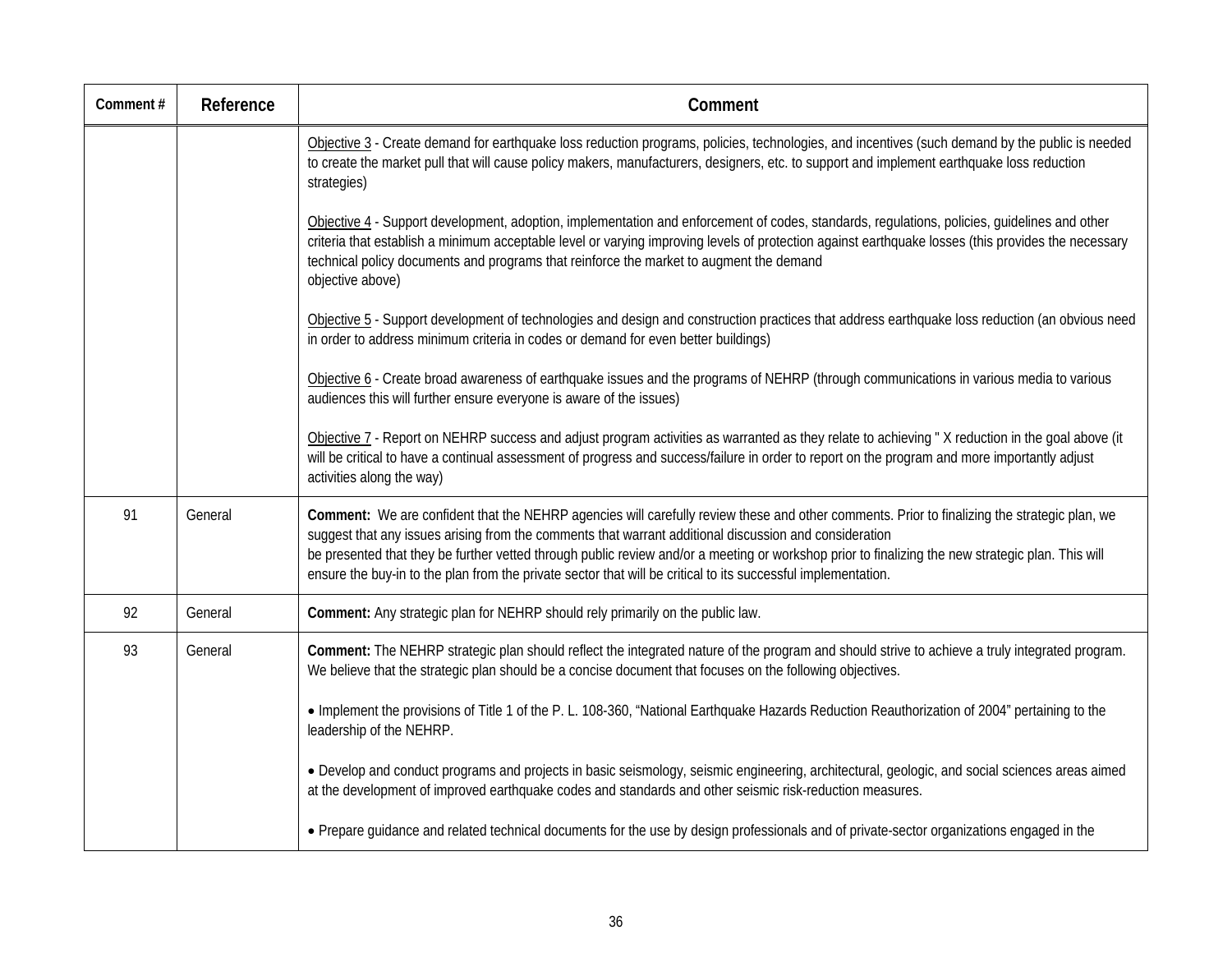| Comment # | Reference | Comment |
|---|---|---|
| | | Objective 3 - Create demand for earthquake loss reduction programs, policies, technologies, and incentives (such demand by the public is needed to create the market pull that will cause policy makers, manufacturers, designers, etc. to support and implement earthquake loss reduction strategies)<br><br>Objective 4 - Support development, adoption, implementation and enforcement of codes, standards, regulations, policies, guidelines and other criteria that establish a minimum acceptable level or varying improving levels of protection against earthquake losses (this provides the necessary technical policy documents and programs that reinforce the market to augment the demand objective above)<br><br>Objective 5 - Support development of technologies and design and construction practices that address earthquake loss reduction (an obvious need in order to address minimum criteria in codes or demand for even better buildings)<br><br>Objective 6 - Create broad awareness of earthquake issues and the programs of NEHRP (through communications in various media to various audiences this will further ensure everyone is aware of the issues)<br><br>Objective 7 - Report on NEHRP success and adjust program activities as warranted as they relate to achieving " X reduction in the goal above (it will be critical to have a continual assessment of progress and success/failure in order to report on the program and more importantly adjust activities along the way) |
| 91 | General | **Comment:** We are confident that the NEHRP agencies will carefully review these and other comments. Prior to finalizing the strategic plan, we suggest that any issues arising from the comments that warrant additional discussion and consideration be presented that they be further vetted through public review and/or a meeting or workshop prior to finalizing the new strategic plan. This will ensure the buy-in to the plan from the private sector that will be critical to its successful implementation. |
| 92 | General | **Comment:** Any strategic plan for NEHRP should rely primarily on the public law. |
| 93 | General | **Comment:** The NEHRP strategic plan should reflect the integrated nature of the program and should strive to achieve a truly integrated program. We believe that the strategic plan should be a concise document that focuses on the following objectives.<br><br>• Implement the provisions of Title 1 of the P. L. 108-360, "National Earthquake Hazards Reduction Reauthorization of 2004" pertaining to the leadership of the NEHRP.<br><br>• Develop and conduct programs and projects in basic seismology, seismic engineering, architectural, geologic, and social sciences areas aimed at the development of improved earthquake codes and standards and other seismic risk-reduction measures.<br><br>• Prepare guidance and related technical documents for the use by design professionals and of private-sector organizations engaged in the |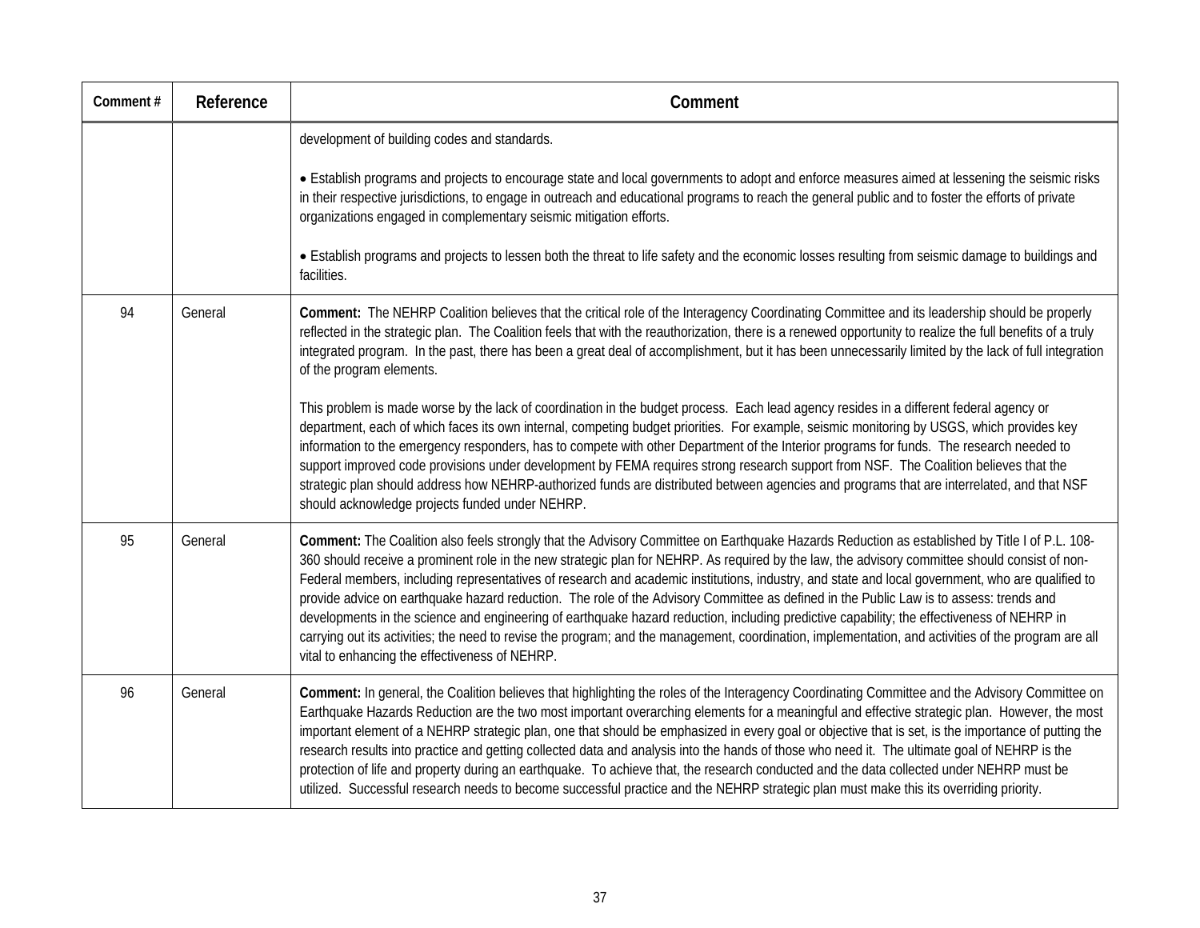| Comment # | Reference | Comment |
|---|---|---|
| | | development of building codes and standards.<br><br>• Establish programs and projects to encourage state and local governments to adopt and enforce measures aimed at lessening the seismic risks in their respective jurisdictions, to engage in outreach and educational programs to reach the general public and to foster the efforts of private organizations engaged in complementary seismic mitigation efforts.<br><br>• Establish programs and projects to lessen both the threat to life safety and the economic losses resulting from seismic damage to buildings and facilities. |
| 94 | General | **Comment:** The NEHRP Coalition believes that the critical role of the Interagency Coordinating Committee and its leadership should be properly reflected in the strategic plan. The Coalition feels that with the reauthorization, there is a renewed opportunity to realize the full benefits of a truly integrated program. In the past, there has been a great deal of accomplishment, but it has been unnecessarily limited by the lack of full integration of the program elements.<br><br>This problem is made worse by the lack of coordination in the budget process. Each lead agency resides in a different federal agency or department, each of which faces its own internal, competing budget priorities. For example, seismic monitoring by USGS, which provides key information to the emergency responders, has to compete with other Department of the Interior programs for funds. The research needed to support improved code provisions under development by FEMA requires strong research support from NSF. The Coalition believes that the strategic plan should address how NEHRP-authorized funds are distributed between agencies and programs that are interrelated, and that NSF should acknowledge projects funded under NEHRP. |
| 95 | General | **Comment:** The Coalition also feels strongly that the Advisory Committee on Earthquake Hazards Reduction as established by Title I of P.L. 108-360 should receive a prominent role in the new strategic plan for NEHRP. As required by the law, the advisory committee should consist of non-Federal members, including representatives of research and academic institutions, industry, and state and local government, who are qualified to provide advice on earthquake hazard reduction. The role of the Advisory Committee as defined in the Public Law is to assess: trends and developments in the science and engineering of earthquake hazard reduction, including predictive capability; the effectiveness of NEHRP in carrying out its activities; the need to revise the program; and the management, coordination, implementation, and activities of the program are all vital to enhancing the effectiveness of NEHRP. |
| 96 | General | **Comment:** In general, the Coalition believes that highlighting the roles of the Interagency Coordinating Committee and the Advisory Committee on Earthquake Hazards Reduction are the two most important overarching elements for a meaningful and effective strategic plan. However, the most important element of a NEHRP strategic plan, one that should be emphasized in every goal or objective that is set, is the importance of putting the research results into practice and getting collected data and analysis into the hands of those who need it. The ultimate goal of NEHRP is the protection of life and property during an earthquake. To achieve that, the research conducted and the data collected under NEHRP must be utilized. Successful research needs to become successful practice and the NEHRP strategic plan must make this its overriding priority. |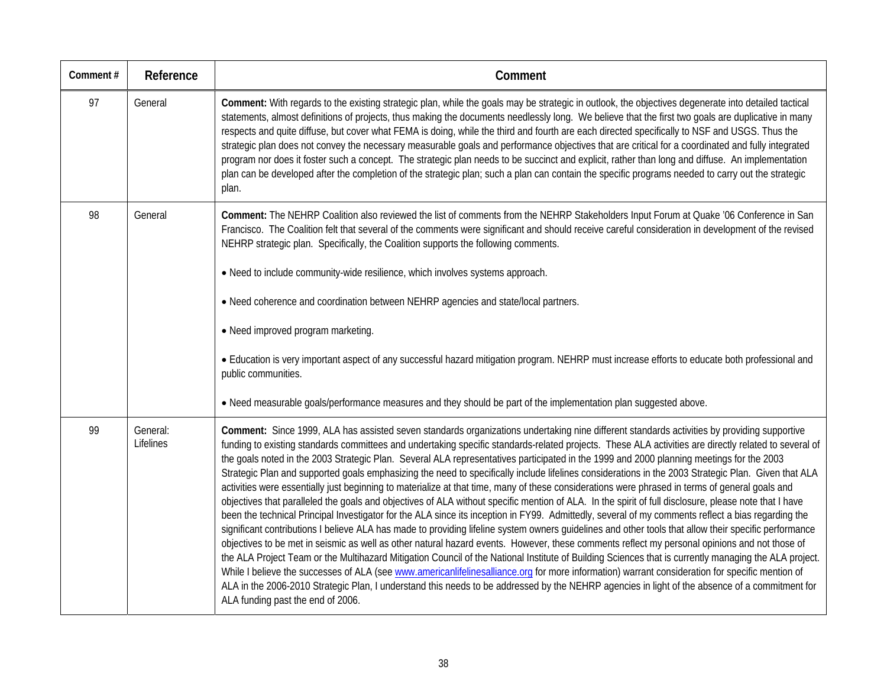| Comment # | Reference | Comment |
|---|---|---|
| 97 | General | **Comment:** With regards to the existing strategic plan, while the goals may be strategic in outlook, the objectives degenerate into detailed tactical statements, almost definitions of projects, thus making the documents needlessly long. We believe that the first two goals are duplicative in many respects and quite diffuse, but cover what FEMA is doing, while the third and fourth are each directed specifically to NSF and USGS. Thus the strategic plan does not convey the necessary measurable goals and performance objectives that are critical for a coordinated and fully integrated program nor does it foster such a concept. The strategic plan needs to be succinct and explicit, rather than long and diffuse. An implementation plan can be developed after the completion of the strategic plan; such a plan can contain the specific programs needed to carry out the strategic plan. |
| 98 | General | **Comment:** The NEHRP Coalition also reviewed the list of comments from the NEHRP Stakeholders Input Forum at Quake '06 Conference in San Francisco. The Coalition felt that several of the comments were significant and should receive careful consideration in development of the revised NEHRP strategic plan. Specifically, the Coalition supports the following comments.<br><br>• Need to include community-wide resilience, which involves systems approach.<br><br>• Need coherence and coordination between NEHRP agencies and state/local partners.<br><br>• Need improved program marketing.<br><br>• Education is very important aspect of any successful hazard mitigation program. NEHRP must increase efforts to educate both professional and public communities.<br><br>• Need measurable goals/performance measures and they should be part of the implementation plan suggested above. |
| 99 | General: Lifelines | **Comment:** Since 1999, ALA has assisted seven standards organizations undertaking nine different standards activities by providing supportive funding to existing standards committees and undertaking specific standards-related projects. These ALA activities are directly related to several of the goals noted in the 2003 Strategic Plan. Several ALA representatives participated in the 1999 and 2000 planning meetings for the 2003 Strategic Plan and supported goals emphasizing the need to specifically include lifelines considerations in the 2003 Strategic Plan. Given that ALA activities were essentially just beginning to materialize at that time, many of these considerations were phrased in terms of general goals and objectives that paralleled the goals and objectives of ALA without specific mention of ALA. In the spirit of full disclosure, please note that I have been the technical Principal Investigator for the ALA since its inception in FY99. Admittedly, several of my comments reflect a bias regarding the significant contributions I believe ALA has made to providing lifeline system owners guidelines and other tools that allow their specific performance objectives to be met in seismic as well as other natural hazard events. However, these comments reflect my personal opinions and not those of the ALA Project Team or the Multihazard Mitigation Council of the National Institute of Building Sciences that is currently managing the ALA project. While I believe the successes of ALA (see www.americanlifelinesalliance.org for more information) warrant consideration for specific mention of ALA in the 2006-2010 Strategic Plan, I understand this needs to be addressed by the NEHRP agencies in light of the absence of a commitment for ALA funding past the end of 2006. |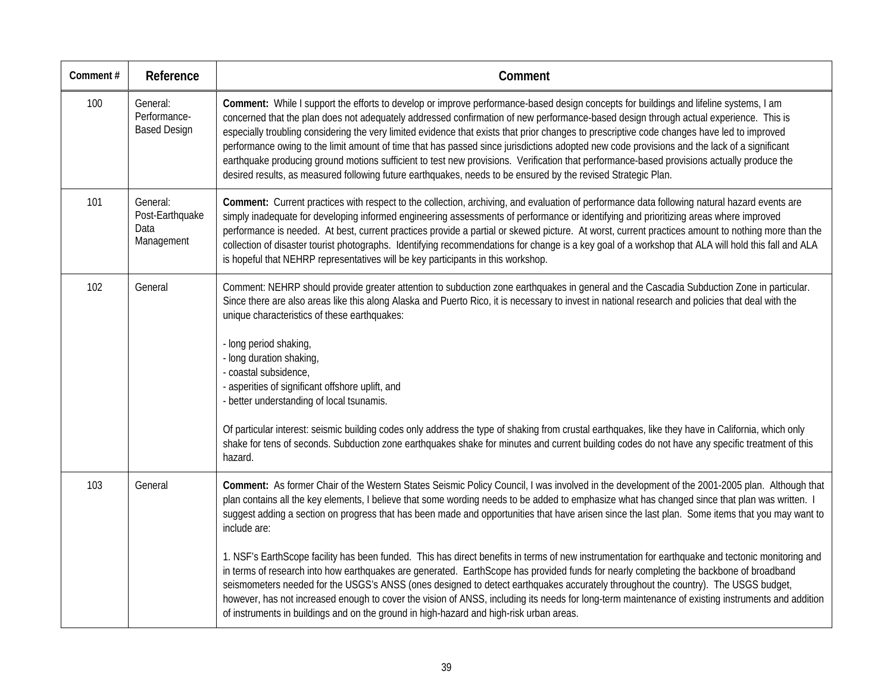| Comment # | Reference | Comment |
| --- | --- | --- |
| 100 | General: Performance-Based Design | **Comment:** While I support the efforts to develop or improve performance-based design concepts for buildings and lifeline systems, I am concerned that the plan does not adequately addressed confirmation of new performance-based design through actual experience. This is especially troubling considering the very limited evidence that exists that prior changes to prescriptive code changes have led to improved performance owing to the limit amount of time that has passed since jurisdictions adopted new code provisions and the lack of a significant earthquake producing ground motions sufficient to test new provisions. Verification that performance-based provisions actually produce the desired results, as measured following future earthquakes, needs to be ensured by the revised Strategic Plan. |
| 101 | General: Post-Earthquake Data Management | **Comment:** Current practices with respect to the collection, archiving, and evaluation of performance data following natural hazard events are simply inadequate for developing informed engineering assessments of performance or identifying and prioritizing areas where improved performance is needed. At best, current practices provide a partial or skewed picture. At worst, current practices amount to nothing more than the collection of disaster tourist photographs. Identifying recommendations for change is a key goal of a workshop that ALA will hold this fall and ALA is hopeful that NEHRP representatives will be key participants in this workshop. |
| 102 | General | Comment: NEHRP should provide greater attention to subduction zone earthquakes in general and the Cascadia Subduction Zone in particular. Since there are also areas like this along Alaska and Puerto Rico, it is necessary to invest in national research and policies that deal with the unique characteristics of these earthquakes:<br><br>- long period shaking,<br>- long duration shaking,<br>- coastal subsidence,<br>- asperities of significant offshore uplift, and<br>- better understanding of local tsunamis.<br><br>Of particular interest: seismic building codes only address the type of shaking from crustal earthquakes, like they have in California, which only shake for tens of seconds. Subduction zone earthquakes shake for minutes and current building codes do not have any specific treatment of this hazard. |
| 103 | General | **Comment:** As former Chair of the Western States Seismic Policy Council, I was involved in the development of the 2001-2005 plan. Although that plan contains all the key elements, I believe that some wording needs to be added to emphasize what has changed since that plan was written. I suggest adding a section on progress that has been made and opportunities that have arisen since the last plan. Some items that you may want to include are:<br><br>1. NSF's EarthScope facility has been funded. This has direct benefits in terms of new instrumentation for earthquake and tectonic monitoring and in terms of research into how earthquakes are generated. EarthScope has provided funds for nearly completing the backbone of broadband seismometers needed for the USGS's ANSS (ones designed to detect earthquakes accurately throughout the country). The USGS budget, however, has not increased enough to cover the vision of ANSS, including its needs for long-term maintenance of existing instruments and addition of instruments in buildings and on the ground in high-hazard and high-risk urban areas. |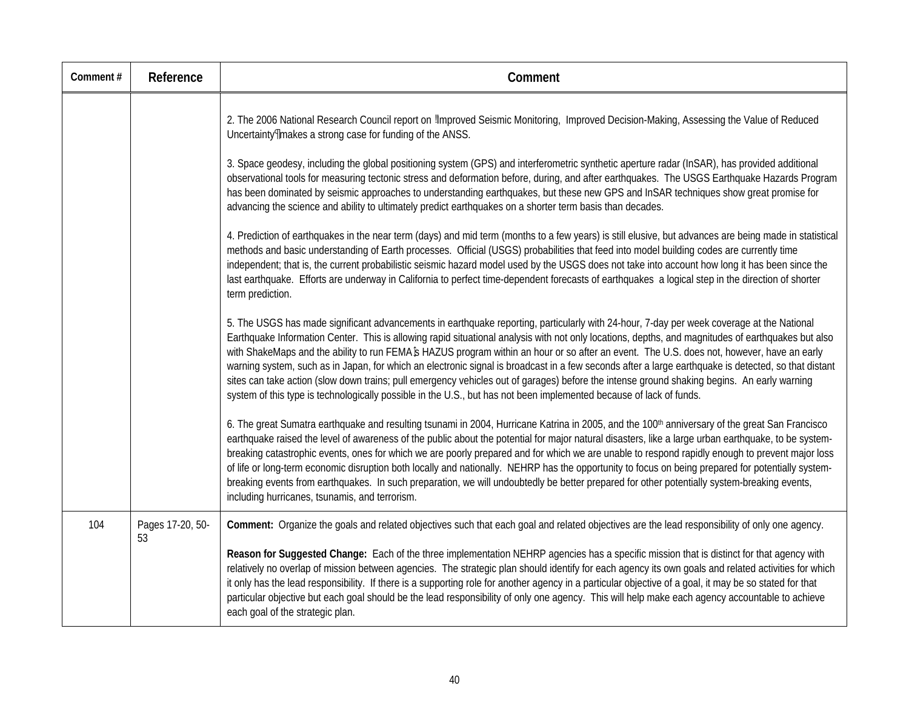| Comment # | Reference | Comment |
|---|---|---|
| | | 2. The 2006 National Research Council report on "Improved Seismic Monitoring, Improved Decision-Making, Assessing the Value of Reduced Uncertainty" makes a strong case for funding of the ANSS.<br><br>3. Space geodesy, including the global positioning system (GPS) and interferometric synthetic aperture radar (InSAR), has provided additional observational tools for measuring tectonic stress and deformation before, during, and after earthquakes. The USGS Earthquake Hazards Program has been dominated by seismic approaches to understanding earthquakes, but these new GPS and InSAR techniques show great promise for advancing the science and ability to ultimately predict earthquakes on a shorter term basis than decades.<br><br>4. Prediction of earthquakes in the near term (days) and mid term (months to a few years) is still elusive, but advances are being made in statistical methods and basic understanding of Earth processes. Official (USGS) probabilities that feed into model building codes are currently time independent; that is, the current probabilistic seismic hazard model used by the USGS does not take into account how long it has been since the last earthquake. Efforts are underway in California to perfect time-dependent forecasts of earthquakes a logical step in the direction of shorter term prediction.<br><br>5. The USGS has made significant advancements in earthquake reporting, particularly with 24-hour, 7-day per week coverage at the National Earthquake Information Center. This is allowing rapid situational analysis with not only locations, depths, and magnitudes of earthquakes but also with ShakeMaps and the ability to run FEMA's HAZUS program within an hour or so after an event. The U.S. does not, however, have an early warning system, such as in Japan, for which an electronic signal is broadcast in a few seconds after a large earthquake is detected, so that distant sites can take action (slow down trains; pull emergency vehicles out of garages) before the intense ground shaking begins. An early warning system of this type is technologically possible in the U.S., but has not been implemented because of lack of funds.<br><br>6. The great Sumatra earthquake and resulting tsunami in 2004, Hurricane Katrina in 2005, and the 100th anniversary of the great San Francisco earthquake raised the level of awareness of the public about the potential for major natural disasters, like a large urban earthquake, to be system-breaking catastrophic events, ones for which we are poorly prepared and for which we are unable to respond rapidly enough to prevent major loss of life or long-term economic disruption both locally and nationally. NEHRP has the opportunity to focus on being prepared for potentially system-breaking events from earthquakes. In such preparation, we will undoubtedly be better prepared for other potentially system-breaking events, including hurricanes, tsunamis, and terrorism. |
| 104 | Pages 17-20, 50-53 | **Comment:** Organize the goals and related objectives such that each goal and related objectives are the lead responsibility of only one agency.<br><br>**Reason for Suggested Change:** Each of the three implementation NEHRP agencies has a specific mission that is distinct for that agency with relatively no overlap of mission between agencies. The strategic plan should identify for each agency its own goals and related activities for which it only has the lead responsibility. If there is a supporting role for another agency in a particular objective of a goal, it may be so stated for that particular objective but each goal should be the lead responsibility of only one agency. This will help make each agency accountable to achieve each goal of the strategic plan. |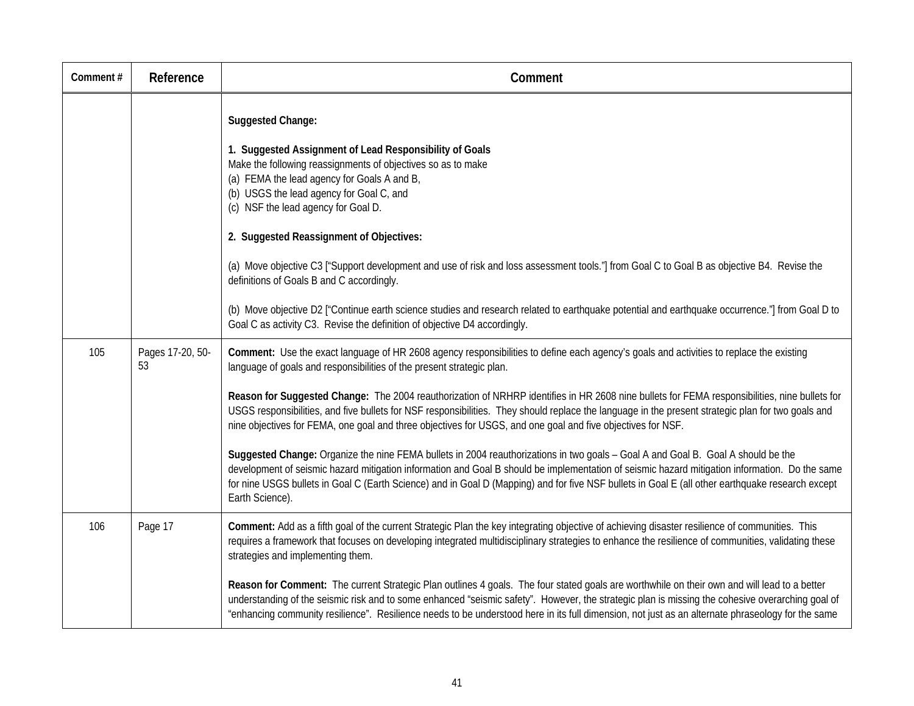| Comment # | Reference | Comment |
|---|---|---|
| | | **Suggested Change:**<br><br>**1. Suggested Assignment of Lead Responsibility of Goals**<br>Make the following reassignments of objectives so as to make<br>(a) FEMA the lead agency for Goals A and B,<br>(b) USGS the lead agency for Goal C, and<br>(c) NSF the lead agency for Goal D.<br><br>**2. Suggested Reassignment of Objectives:**<br><br>(a) Move objective C3 ["Support development and use of risk and loss assessment tools."] from Goal C to Goal B as objective B4. Revise the definitions of Goals B and C accordingly.<br><br>(b) Move objective D2 ["Continue earth science studies and research related to earthquake potential and earthquake occurrence."] from Goal D to Goal C as activity C3. Revise the definition of objective D4 accordingly. |
| 105 | Pages 17-20, 50-53 | **Comment:** Use the exact language of HR 2608 agency responsibilities to define each agency's goals and activities to replace the existing language of goals and responsibilities of the present strategic plan.<br><br>**Reason for Suggested Change:** The 2004 reauthorization of NRHRP identifies in HR 2608 nine bullets for FEMA responsibilities, nine bullets for USGS responsibilities, and five bullets for NSF responsibilities. They should replace the language in the present strategic plan for two goals and nine objectives for FEMA, one goal and three objectives for USGS, and one goal and five objectives for NSF.<br><br>**Suggested Change:** Organize the nine FEMA bullets in 2004 reauthorizations in two goals – Goal A and Goal B. Goal A should be the development of seismic hazard mitigation information and Goal B should be implementation of seismic hazard mitigation information. Do the same for nine USGS bullets in Goal C (Earth Science) and in Goal D (Mapping) and for five NSF bullets in Goal E (all other earthquake research except Earth Science). |
| 106 | Page 17 | **Comment:** Add as a fifth goal of the current Strategic Plan the key integrating objective of achieving disaster resilience of communities. This requires a framework that focuses on developing integrated multidisciplinary strategies to enhance the resilience of communities, validating these strategies and implementing them.<br><br>**Reason for Comment:** The current Strategic Plan outlines 4 goals. The four stated goals are worthwhile on their own and will lead to a better understanding of the seismic risk and to some enhanced "seismic safety". However, the strategic plan is missing the cohesive overarching goal of "enhancing community resilience". Resilience needs to be understood here in its full dimension, not just as an alternate phraseology for the same |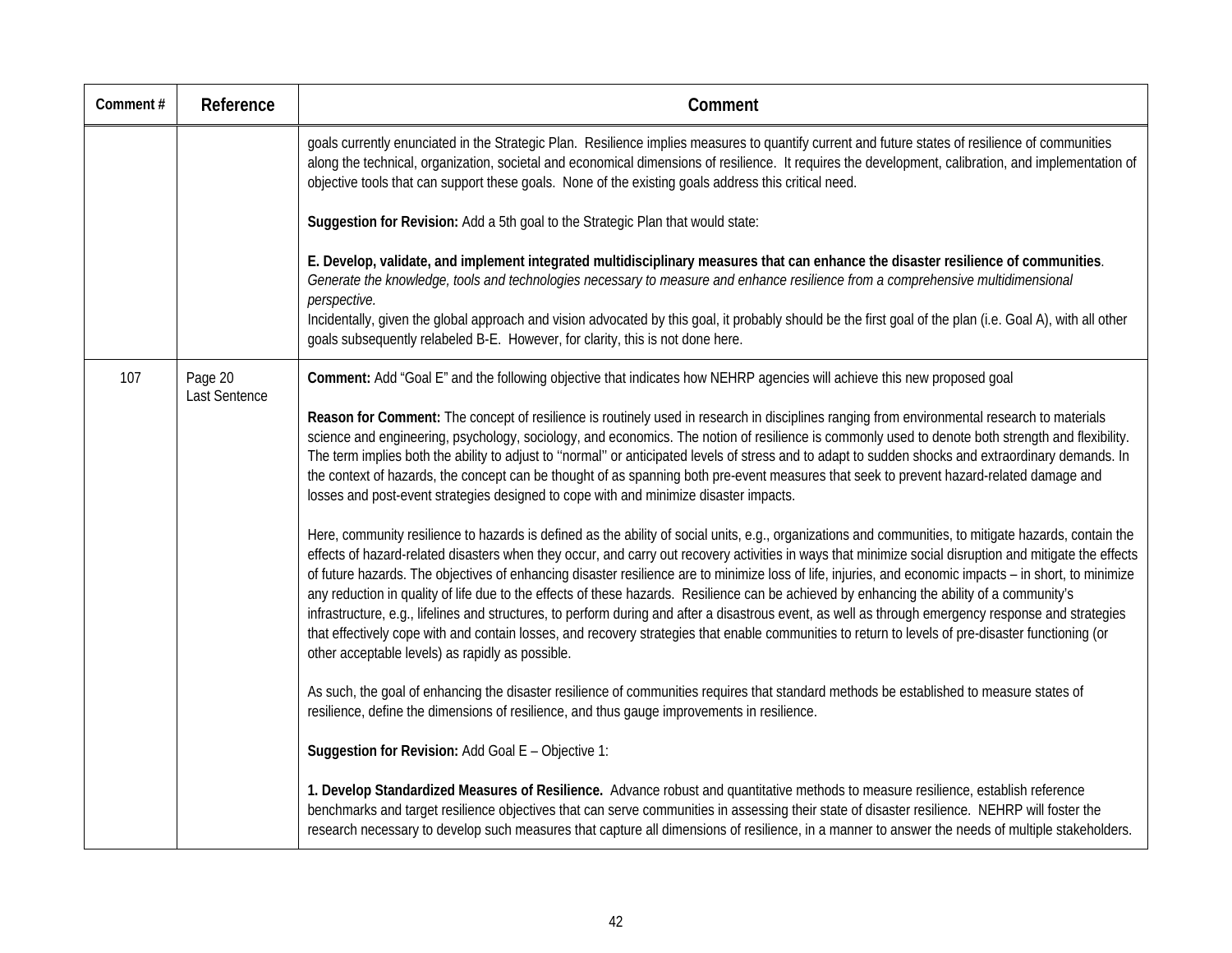| Comment # | Reference | Comment |
|---|---|---|
| | | goals currently enunciated in the Strategic Plan. Resilience implies measures to quantify current and future states of resilience of communities along the technical, organization, societal and economical dimensions of resilience. It requires the development, calibration, and implementation of objective tools that can support these goals. None of the existing goals address this critical need.<br><br>**Suggestion for Revision:** Add a 5th goal to the Strategic Plan that would state:<br><br>**E. Develop, validate, and implement integrated multidisciplinary measures that can enhance the disaster resilience of communities**. *Generate the knowledge, tools and technologies necessary to measure and enhance resilience from a comprehensive multidimensional perspective.*<br>Incidentally, given the global approach and vision advocated by this goal, it probably should be the first goal of the plan (i.e. Goal A), with all other goals subsequently relabeled B-E. However, for clarity, this is not done here. |
| 107 | Page 20<br>Last Sentence | **Comment:** Add "Goal E" and the following objective that indicates how NEHRP agencies will achieve this new proposed goal<br><br>**Reason for Comment:** The concept of resilience is routinely used in research in disciplines ranging from environmental research to materials science and engineering, psychology, sociology, and economics. The notion of resilience is commonly used to denote both strength and flexibility. The term implies both the ability to adjust to ''normal'' or anticipated levels of stress and to adapt to sudden shocks and extraordinary demands. In the context of hazards, the concept can be thought of as spanning both pre-event measures that seek to prevent hazard-related damage and losses and post-event strategies designed to cope with and minimize disaster impacts.<br><br>Here, community resilience to hazards is defined as the ability of social units, e.g., organizations and communities, to mitigate hazards, contain the effects of hazard-related disasters when they occur, and carry out recovery activities in ways that minimize social disruption and mitigate the effects of future hazards. The objectives of enhancing disaster resilience are to minimize loss of life, injuries, and economic impacts – in short, to minimize any reduction in quality of life due to the effects of these hazards. Resilience can be achieved by enhancing the ability of a community's infrastructure, e.g., lifelines and structures, to perform during and after a disastrous event, as well as through emergency response and strategies that effectively cope with and contain losses, and recovery strategies that enable communities to return to levels of pre-disaster functioning (or other acceptable levels) as rapidly as possible.<br><br>As such, the goal of enhancing the disaster resilience of communities requires that standard methods be established to measure states of resilience, define the dimensions of resilience, and thus gauge improvements in resilience.<br><br>**Suggestion for Revision:** Add Goal E – Objective 1:<br><br>**1. Develop Standardized Measures of Resilience.** Advance robust and quantitative methods to measure resilience, establish reference benchmarks and target resilience objectives that can serve communities in assessing their state of disaster resilience. NEHRP will foster the research necessary to develop such measures that capture all dimensions of resilience, in a manner to answer the needs of multiple stakeholders. |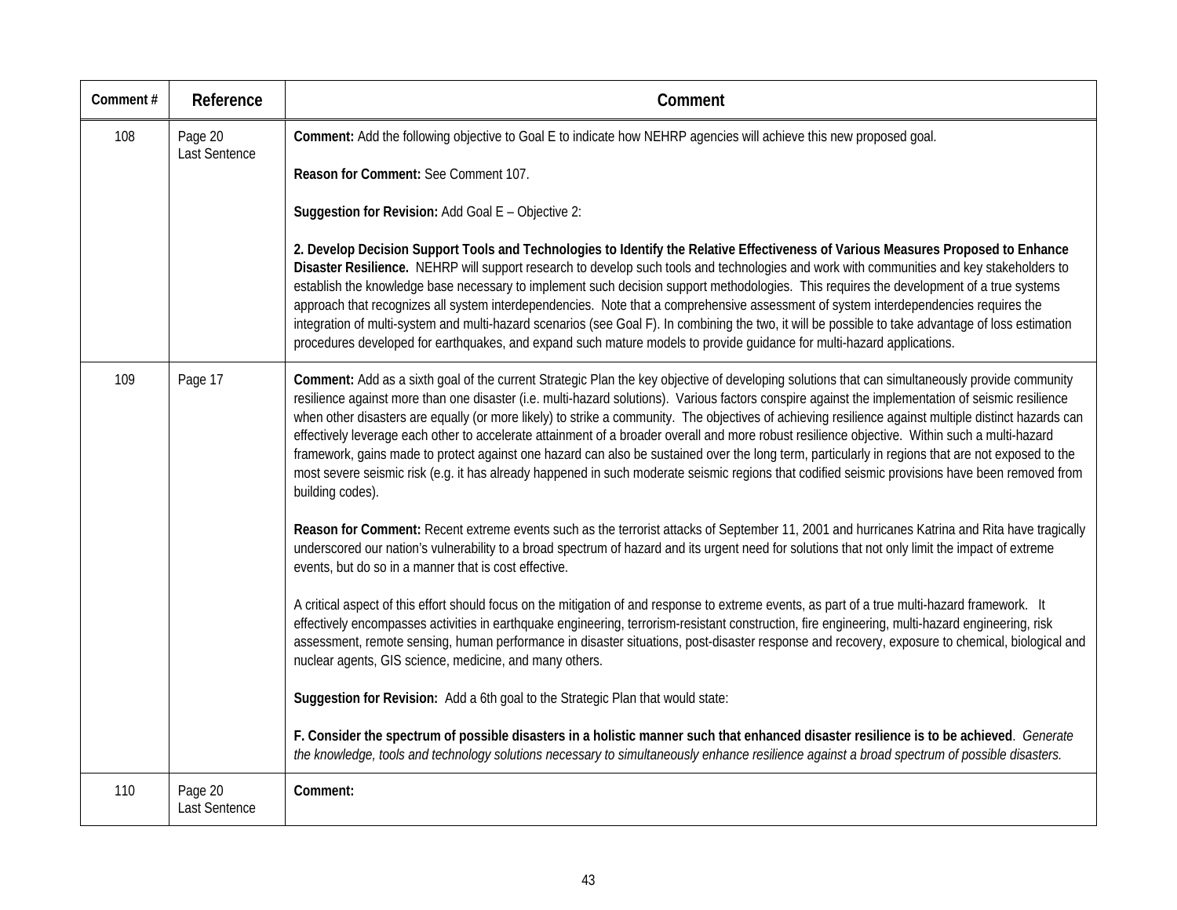| Comment # | Reference | Comment |
|---|---|---|
| 108 | Page 20<br>Last Sentence | **Comment:** Add the following objective to Goal E to indicate how NEHRP agencies will achieve this new proposed goal.<br><br>**Reason for Comment:** See Comment 107.<br><br>**Suggestion for Revision:** Add Goal E – Objective 2:<br><br>**2. Develop Decision Support Tools and Technologies to Identify the Relative Effectiveness of Various Measures Proposed to Enhance Disaster Resilience.** NEHRP will support research to develop such tools and technologies and work with communities and key stakeholders to establish the knowledge base necessary to implement such decision support methodologies. This requires the development of a true systems approach that recognizes all system interdependencies. Note that a comprehensive assessment of system interdependencies requires the integration of multi-system and multi-hazard scenarios (see Goal F). In combining the two, it will be possible to take advantage of loss estimation procedures developed for earthquakes, and expand such mature models to provide guidance for multi-hazard applications. |
| 109 | Page 17 | **Comment:** Add as a sixth goal of the current Strategic Plan the key objective of developing solutions that can simultaneously provide community resilience against more than one disaster (i.e. multi-hazard solutions). Various factors conspire against the implementation of seismic resilience when other disasters are equally (or more likely) to strike a community. The objectives of achieving resilience against multiple distinct hazards can effectively leverage each other to accelerate attainment of a broader overall and more robust resilience objective. Within such a multi-hazard framework, gains made to protect against one hazard can also be sustained over the long term, particularly in regions that are not exposed to the most severe seismic risk (e.g. it has already happened in such moderate seismic regions that codified seismic provisions have been removed from building codes).<br><br>**Reason for Comment:** Recent extreme events such as the terrorist attacks of September 11, 2001 and hurricanes Katrina and Rita have tragically underscored our nation's vulnerability to a broad spectrum of hazard and its urgent need for solutions that not only limit the impact of extreme events, but do so in a manner that is cost effective.<br><br>A critical aspect of this effort should focus on the mitigation of and response to extreme events, as part of a true multi-hazard framework. It effectively encompasses activities in earthquake engineering, terrorism-resistant construction, fire engineering, multi-hazard engineering, risk assessment, remote sensing, human performance in disaster situations, post-disaster response and recovery, exposure to chemical, biological and nuclear agents, GIS science, medicine, and many others.<br><br>**Suggestion for Revision:** Add a 6th goal to the Strategic Plan that would state:<br><br>**F. Consider the spectrum of possible disasters in a holistic manner such that enhanced disaster resilience is to be achieved**. *Generate the knowledge, tools and technology solutions necessary to simultaneously enhance resilience against a broad spectrum of possible disasters.* |
| 110 | Page 20<br>Last Sentence | **Comment:** |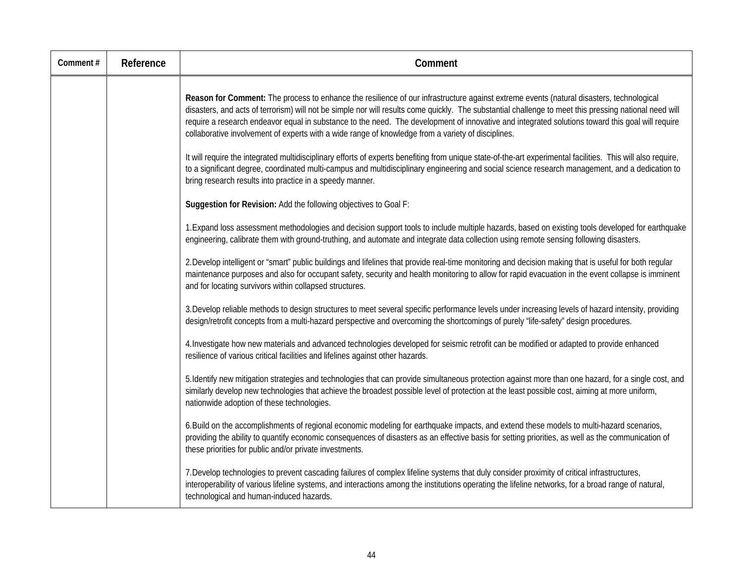| Comment # | Reference | Comment |
|---|---|---|
| | | **Reason for Comment:** The process to enhance the resilience of our infrastructure against extreme events (natural disasters, technological disasters, and acts of terrorism) will not be simple nor will results come quickly. The substantial challenge to meet this pressing national need will require a research endeavor equal in substance to the need. The development of innovative and integrated solutions toward this goal will require collaborative involvement of experts with a wide range of knowledge from a variety of disciplines.<br><br>It will require the integrated multidisciplinary efforts of experts benefiting from unique state-of-the-art experimental facilities. This will also require, to a significant degree, coordinated multi-campus and multidisciplinary engineering and social science research management, and a dedication to bring research results into practice in a speedy manner.<br><br>**Suggestion for Revision:** Add the following objectives to Goal F:<br><br>1.Expand loss assessment methodologies and decision support tools to include multiple hazards, based on existing tools developed for earthquake engineering, calibrate them with ground-truthing, and automate and integrate data collection using remote sensing following disasters.<br><br>2.Develop intelligent or "smart" public buildings and lifelines that provide real-time monitoring and decision making that is useful for both regular maintenance purposes and also for occupant safety, security and health monitoring to allow for rapid evacuation in the event collapse is imminent and for locating survivors within collapsed structures.<br><br>3.Develop reliable methods to design structures to meet several specific performance levels under increasing levels of hazard intensity, providing design/retrofit concepts from a multi-hazard perspective and overcoming the shortcomings of purely "life-safety" design procedures.<br><br>4.Investigate how new materials and advanced technologies developed for seismic retrofit can be modified or adapted to provide enhanced resilience of various critical facilities and lifelines against other hazards.<br><br>5.Identify new mitigation strategies and technologies that can provide simultaneous protection against more than one hazard, for a single cost, and similarly develop new technologies that achieve the broadest possible level of protection at the least possible cost, aiming at more uniform, nationwide adoption of these technologies.<br><br>6.Build on the accomplishments of regional economic modeling for earthquake impacts, and extend these models to multi-hazard scenarios, providing the ability to quantify economic consequences of disasters as an effective basis for setting priorities, as well as the communication of these priorities for public and/or private investments.<br><br>7.Develop technologies to prevent cascading failures of complex lifeline systems that duly consider proximity of critical infrastructures, interoperability of various lifeline systems, and interactions among the institutions operating the lifeline networks, for a broad range of natural, technological and human-induced hazards. |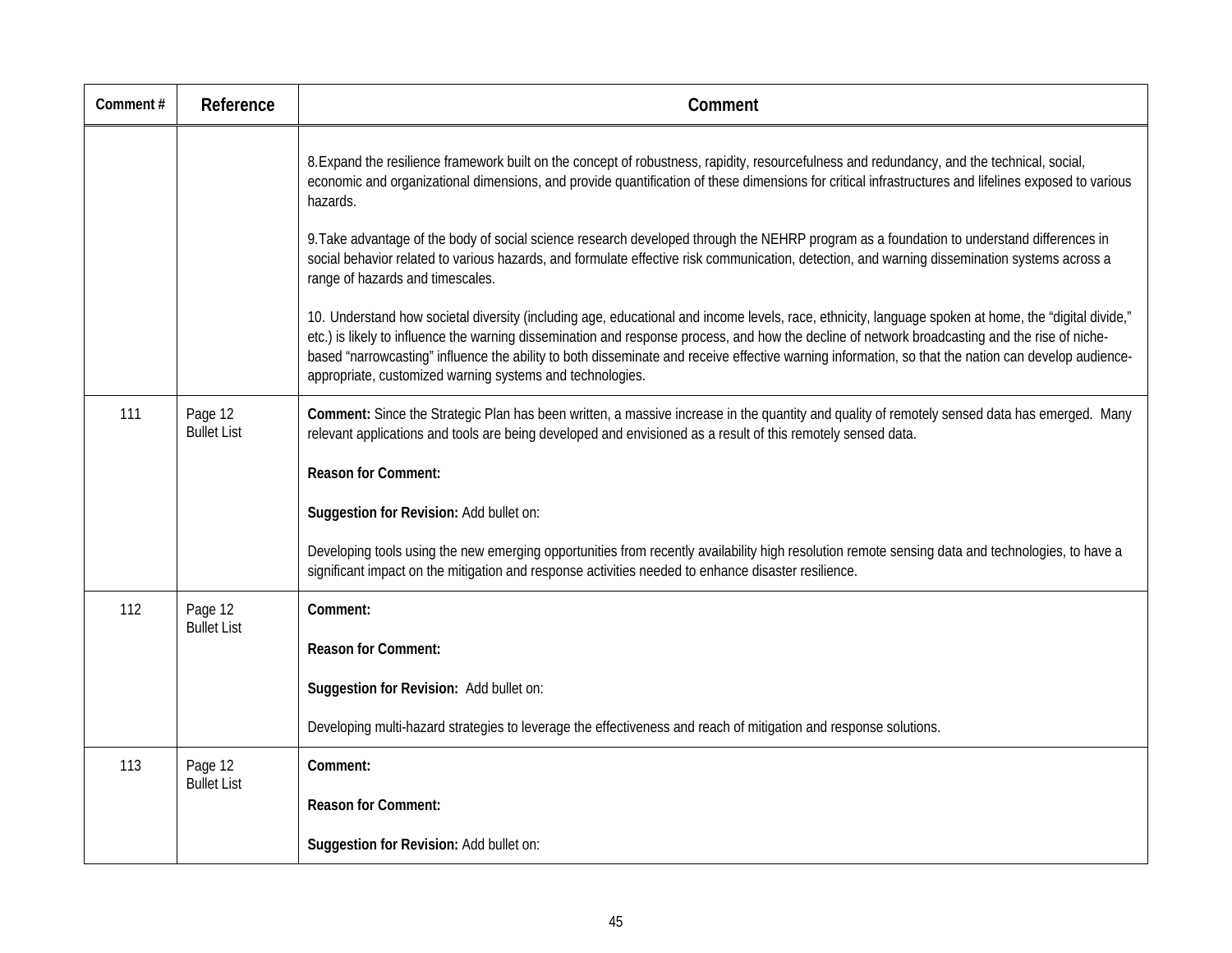| Comment # | Reference | Comment |
|---|---|---|
| | | 8.Expand the resilience framework built on the concept of robustness, rapidity, resourcefulness and redundancy, and the technical, social, economic and organizational dimensions, and provide quantification of these dimensions for critical infrastructures and lifelines exposed to various hazards.<br><br>9.Take advantage of the body of social science research developed through the NEHRP program as a foundation to understand differences in social behavior related to various hazards, and formulate effective risk communication, detection, and warning dissemination systems across a range of hazards and timescales.<br><br>10. Understand how societal diversity (including age, educational and income levels, race, ethnicity, language spoken at home, the "digital divide," etc.) is likely to influence the warning dissemination and response process, and how the decline of network broadcasting and the rise of niche-based "narrowcasting" influence the ability to both disseminate and receive effective warning information, so that the nation can develop audience-appropriate, customized warning systems and technologies. |
| 111 | Page 12<br>Bullet List | **Comment:** Since the Strategic Plan has been written, a massive increase in the quantity and quality of remotely sensed data has emerged. Many relevant applications and tools are being developed and envisioned as a result of this remotely sensed data.<br><br>**Reason for Comment:**<br><br>**Suggestion for Revision:** Add bullet on:<br><br>Developing tools using the new emerging opportunities from recently availability high resolution remote sensing data and technologies, to have a significant impact on the mitigation and response activities needed to enhance disaster resilience. |
| 112 | Page 12<br>Bullet List | **Comment:**<br><br>**Reason for Comment:**<br><br>**Suggestion for Revision:** Add bullet on:<br><br>Developing multi-hazard strategies to leverage the effectiveness and reach of mitigation and response solutions. |
| 113 | Page 12<br>Bullet List | **Comment:**<br><br>**Reason for Comment:**<br><br>**Suggestion for Revision:** Add bullet on: |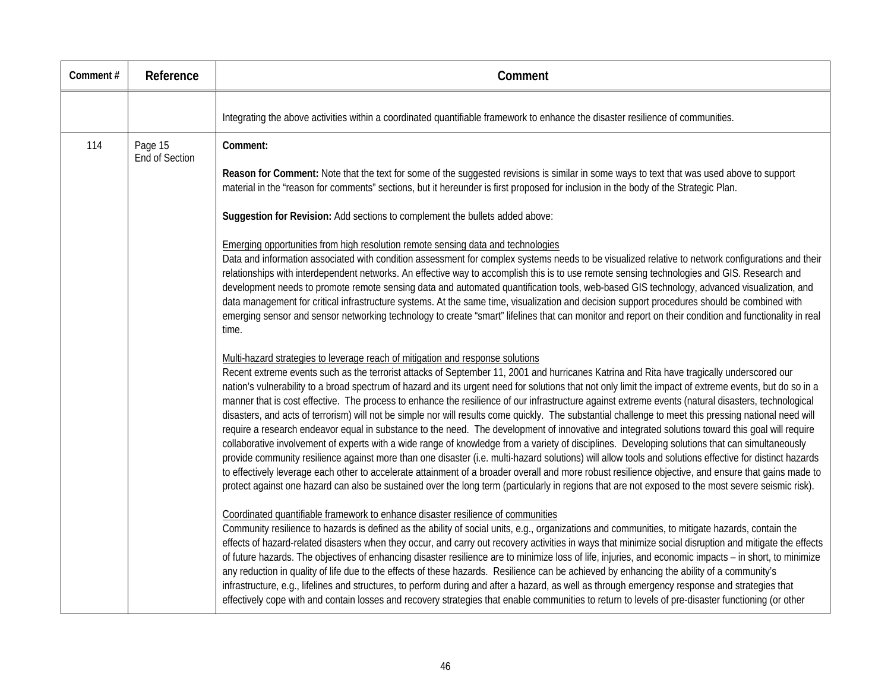| Comment # | Reference | Comment |
|---|---|---|
| | | Integrating the above activities within a coordinated quantifiable framework to enhance the disaster resilience of communities. |
| 114 | Page 15<br>End of Section | **Comment:**<br><br>**Reason for Comment:** Note that the text for some of the suggested revisions is similar in some ways to text that was used above to support material in the "reason for comments" sections, but it hereunder is first proposed for inclusion in the body of the Strategic Plan.<br><br>**Suggestion for Revision:** Add sections to complement the bullets added above:<br><br><u>Emerging opportunities from high resolution remote sensing data and technologies</u><br>Data and information associated with condition assessment for complex systems needs to be visualized relative to network configurations and their relationships with interdependent networks. An effective way to accomplish this is to use remote sensing technologies and GIS. Research and development needs to promote remote sensing data and automated quantification tools, web-based GIS technology, advanced visualization, and data management for critical infrastructure systems. At the same time, visualization and decision support procedures should be combined with emerging sensor and sensor networking technology to create "smart" lifelines that can monitor and report on their condition and functionality in real time.<br><br><u>Multi-hazard strategies to leverage reach of mitigation and response solutions</u><br>Recent extreme events such as the terrorist attacks of September 11, 2001 and hurricanes Katrina and Rita have tragically underscored our nation's vulnerability to a broad spectrum of hazard and its urgent need for solutions that not only limit the impact of extreme events, but do so in a manner that is cost effective. The process to enhance the resilience of our infrastructure against extreme events (natural disasters, technological disasters, and acts of terrorism) will not be simple nor will results come quickly. The substantial challenge to meet this pressing national need will require a research endeavor equal in substance to the need. The development of innovative and integrated solutions toward this goal will require collaborative involvement of experts with a wide range of knowledge from a variety of disciplines. Developing solutions that can simultaneously provide community resilience against more than one disaster (i.e. multi-hazard solutions) will allow tools and solutions effective for distinct hazards to effectively leverage each other to accelerate attainment of a broader overall and more robust resilience objective, and ensure that gains made to protect against one hazard can also be sustained over the long term (particularly in regions that are not exposed to the most severe seismic risk).<br><br><u>Coordinated quantifiable framework to enhance disaster resilience of communities</u><br>Community resilience to hazards is defined as the ability of social units, e.g., organizations and communities, to mitigate hazards, contain the effects of hazard-related disasters when they occur, and carry out recovery activities in ways that minimize social disruption and mitigate the effects of future hazards. The objectives of enhancing disaster resilience are to minimize loss of life, injuries, and economic impacts – in short, to minimize any reduction in quality of life due to the effects of these hazards. Resilience can be achieved by enhancing the ability of a community's infrastructure, e.g., lifelines and structures, to perform during and after a hazard, as well as through emergency response and strategies that effectively cope with and contain losses and recovery strategies that enable communities to return to levels of pre-disaster functioning (or other |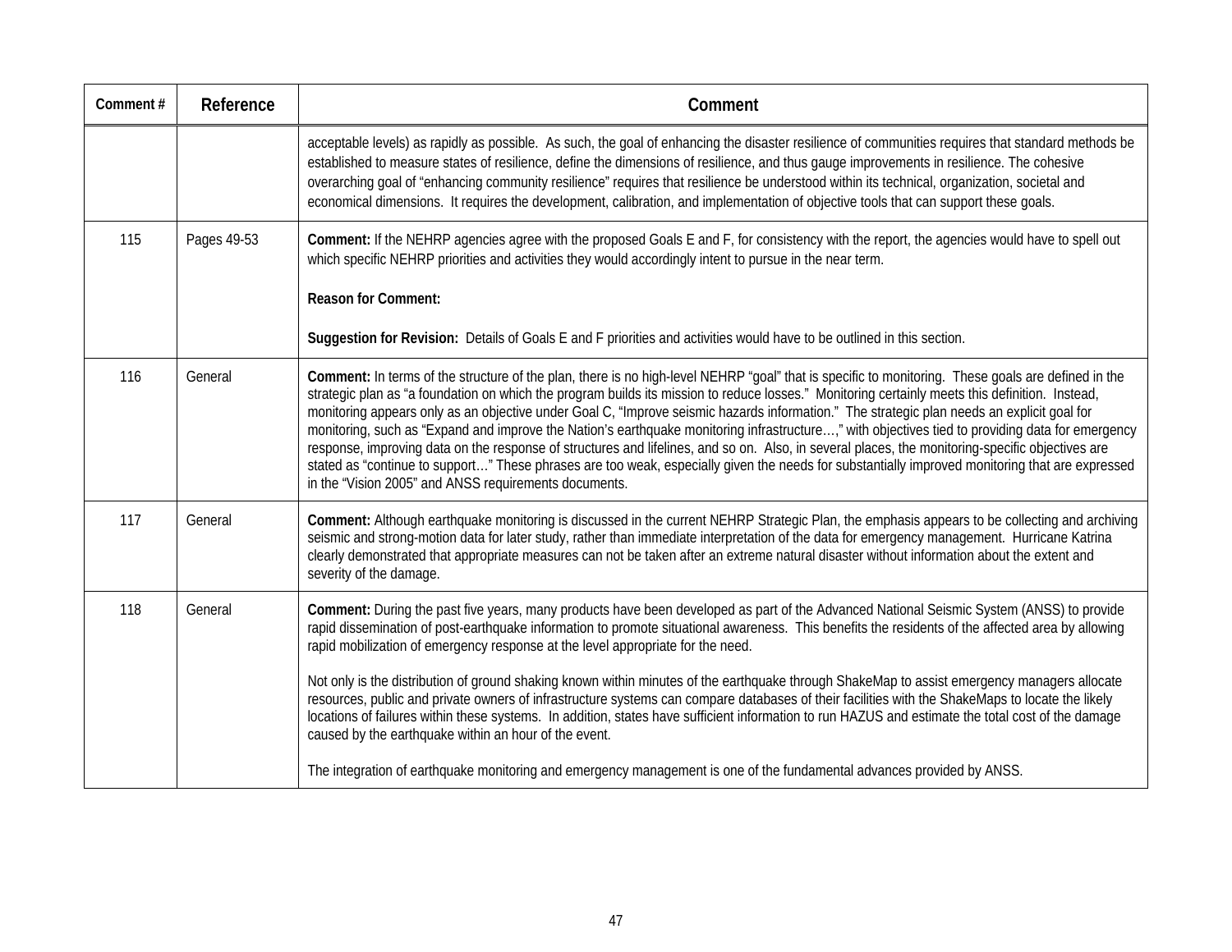| Comment # | Reference | Comment |
|---|---|---|
| | | acceptable levels) as rapidly as possible. As such, the goal of enhancing the disaster resilience of communities requires that standard methods be established to measure states of resilience, define the dimensions of resilience, and thus gauge improvements in resilience. The cohesive overarching goal of "enhancing community resilience" requires that resilience be understood within its technical, organization, societal and economical dimensions. It requires the development, calibration, and implementation of objective tools that can support these goals. |
| 115 | Pages 49-53 | **Comment:** If the NEHRP agencies agree with the proposed Goals E and F, for consistency with the report, the agencies would have to spell out which specific NEHRP priorities and activities they would accordingly intent to pursue in the near term.<br><br>**Reason for Comment:**<br><br>**Suggestion for Revision:** Details of Goals E and F priorities and activities would have to be outlined in this section. |
| 116 | General | **Comment:** In terms of the structure of the plan, there is no high-level NEHRP "goal" that is specific to monitoring. These goals are defined in the strategic plan as "a foundation on which the program builds its mission to reduce losses." Monitoring certainly meets this definition. Instead, monitoring appears only as an objective under Goal C, "Improve seismic hazards information." The strategic plan needs an explicit goal for monitoring, such as "Expand and improve the Nation's earthquake monitoring infrastructure…," with objectives tied to providing data for emergency response, improving data on the response of structures and lifelines, and so on. Also, in several places, the monitoring-specific objectives are stated as "continue to support…" These phrases are too weak, especially given the needs for substantially improved monitoring that are expressed in the "Vision 2005" and ANSS requirements documents. |
| 117 | General | **Comment:** Although earthquake monitoring is discussed in the current NEHRP Strategic Plan, the emphasis appears to be collecting and archiving seismic and strong-motion data for later study, rather than immediate interpretation of the data for emergency management. Hurricane Katrina clearly demonstrated that appropriate measures can not be taken after an extreme natural disaster without information about the extent and severity of the damage. |
| 118 | General | **Comment:** During the past five years, many products have been developed as part of the Advanced National Seismic System (ANSS) to provide rapid dissemination of post-earthquake information to promote situational awareness. This benefits the residents of the affected area by allowing rapid mobilization of emergency response at the level appropriate for the need.<br><br>Not only is the distribution of ground shaking known within minutes of the earthquake through ShakeMap to assist emergency managers allocate resources, public and private owners of infrastructure systems can compare databases of their facilities with the ShakeMaps to locate the likely locations of failures within these systems. In addition, states have sufficient information to run HAZUS and estimate the total cost of the damage caused by the earthquake within an hour of the event.<br><br>The integration of earthquake monitoring and emergency management is one of the fundamental advances provided by ANSS. |